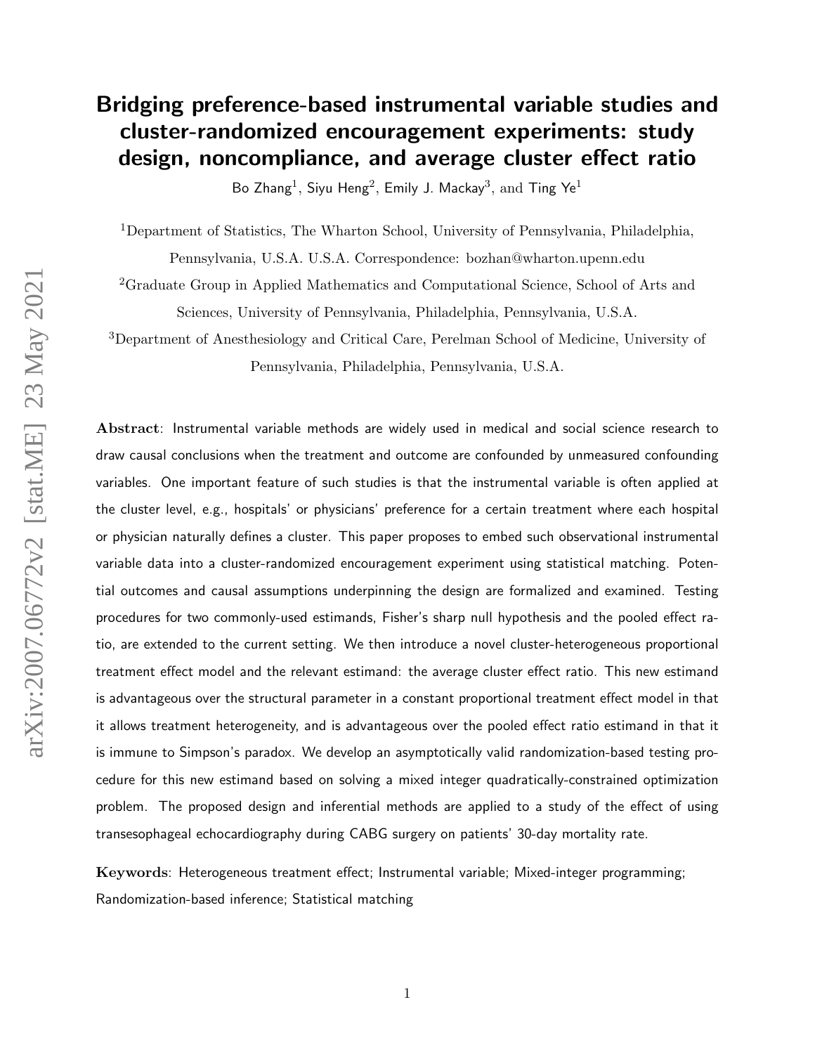# Bridging preference-based instrumental variable studies and cluster-randomized encouragement experiments: study design, noncompliance, and average cluster effect ratio

Bo Zhang[1], Siyu Heng[2], Emily J. Mackay[3], and Ting Ye[1]

[1]Department of Statistics, The Wharton School, University of Pennsylvania, Philadelphia, Pennsylvania, U.S.A. U.S.A. Correspondence: bozhan@wharton.upenn.edu

[2]Graduate Group in Applied Mathematics and Computational Science, School of Arts and Sciences, University of Pennsylvania, Philadelphia, Pennsylvania, U.S.A.

[3]Department of Anesthesiology and Critical Care, Perelman School of Medicine, University of Pennsylvania, Philadelphia, Pennsylvania, U.S.A.

**Abstract**: Instrumental variable methods are widely used in medical and social science research to draw causal conclusions when the treatment and outcome are confounded by unmeasured confounding variables. One important feature of such studies is that the instrumental variable is often applied at the cluster level, e.g., hospitals' or physicians' preference for a certain treatment where each hospital or physician naturally defines a cluster. This paper proposes to embed such observational instrumental variable data into a cluster-randomized encouragement experiment using statistical matching. Potential outcomes and causal assumptions underpinning the design are formalized and examined. Testing procedures for two commonly-used estimands, Fisher's sharp null hypothesis and the pooled effect ratio, are extended to the current setting. We then introduce a novel cluster-heterogeneous proportional treatment effect model and the relevant estimand: the average cluster effect ratio. This new estimand is advantageous over the structural parameter in a constant proportional treatment effect model in that it allows treatment heterogeneity, and is advantageous over the pooled effect ratio estimand in that it is immune to Simpson's paradox. We develop an asymptotically valid randomization-based testing procedure for this new estimand based on solving a mixed integer quadratically-constrained optimization problem. The proposed design and inferential methods are applied to a study of the effect of using transesophageal echocardiography during CABG surgery on patients' 30-day mortality rate.

**Keywords**: Heterogeneous treatment effect; Instrumental variable; Mixed-integer programming; Randomization-based inference; Statistical matching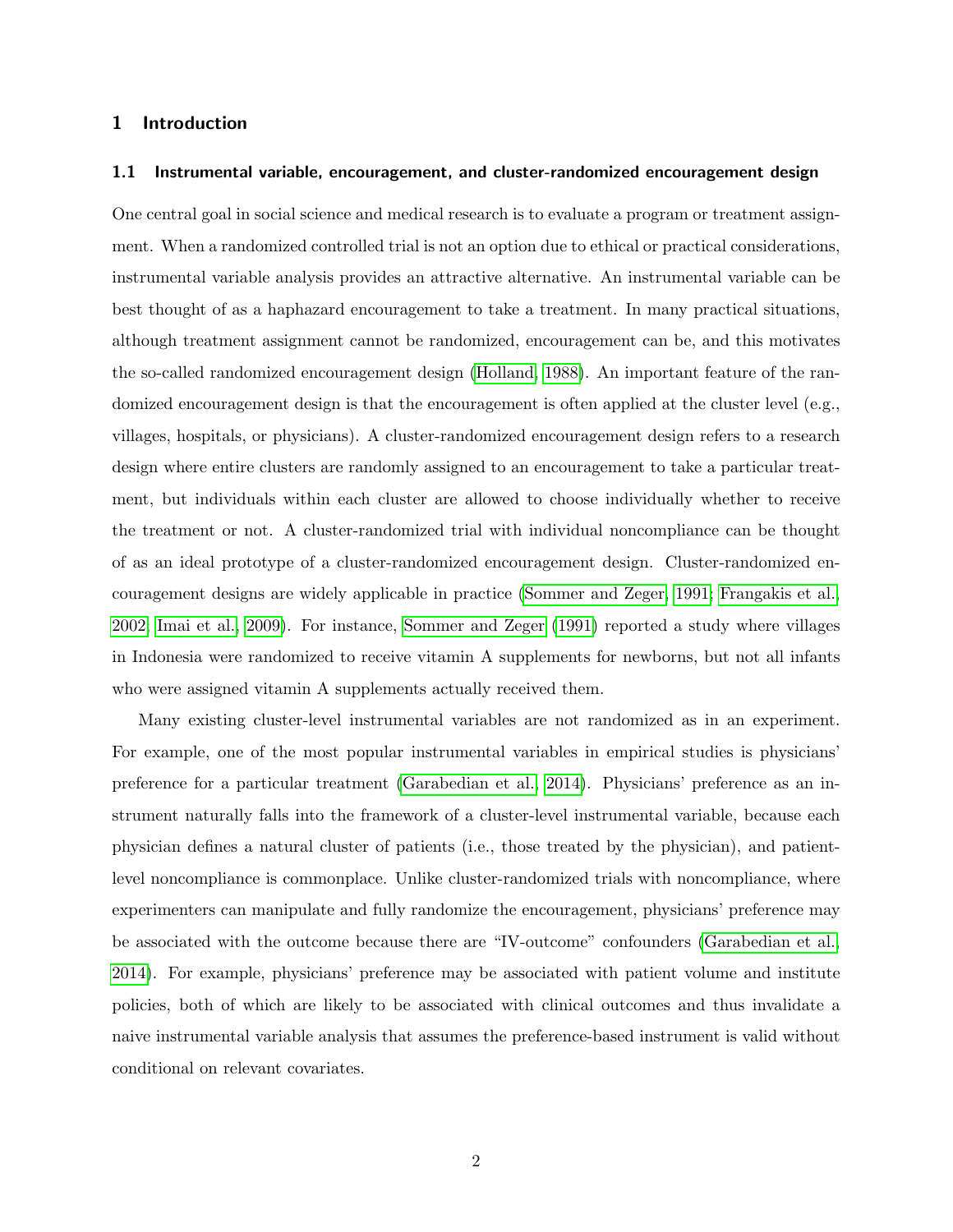# 1 Introduction

## 1.1 Instrumental variable, encouragement, and cluster-randomized encouragement design

One central goal in social science and medical research is to evaluate a program or treatment assignment. When a randomized controlled trial is not an option due to ethical or practical considerations, instrumental variable analysis provides an attractive alternative. An instrumental variable can be best thought of as a haphazard encouragement to take a treatment. In many practical situations, although treatment assignment cannot be randomized, encouragement can be, and this motivates the so-called randomized encouragement design (Holland, 1988). An important feature of the randomized encouragement design is that the encouragement is often applied at the cluster level (e.g., villages, hospitals, or physicians). A cluster-randomized encouragement design refers to a research design where entire clusters are randomly assigned to an encouragement to take a particular treatment, but individuals within each cluster are allowed to choose individually whether to receive the treatment or not. A cluster-randomized trial with individual noncompliance can be thought of as an ideal prototype of a cluster-randomized encouragement design. Cluster-randomized encouragement designs are widely applicable in practice (Sommer and Zeger, 1991; Frangakis et al., 2002; Imai et al., 2009). For instance, Sommer and Zeger (1991) reported a study where villages in Indonesia were randomized to receive vitamin A supplements for newborns, but not all infants who were assigned vitamin A supplements actually received them.

Many existing cluster-level instrumental variables are not randomized as in an experiment. For example, one of the most popular instrumental variables in empirical studies is physicians' preference for a particular treatment (Garabedian et al., 2014). Physicians' preference as an instrument naturally falls into the framework of a cluster-level instrumental variable, because each physician defines a natural cluster of patients (i.e., those treated by the physician), and patient-level noncompliance is commonplace. Unlike cluster-randomized trials with noncompliance, where experimenters can manipulate and fully randomize the encouragement, physicians' preference may be associated with the outcome because there are "IV-outcome" confounders (Garabedian et al., 2014). For example, physicians' preference may be associated with patient volume and institute policies, both of which are likely to be associated with clinical outcomes and thus invalidate a naive instrumental variable analysis that assumes the preference-based instrument is valid without conditional on relevant covariates.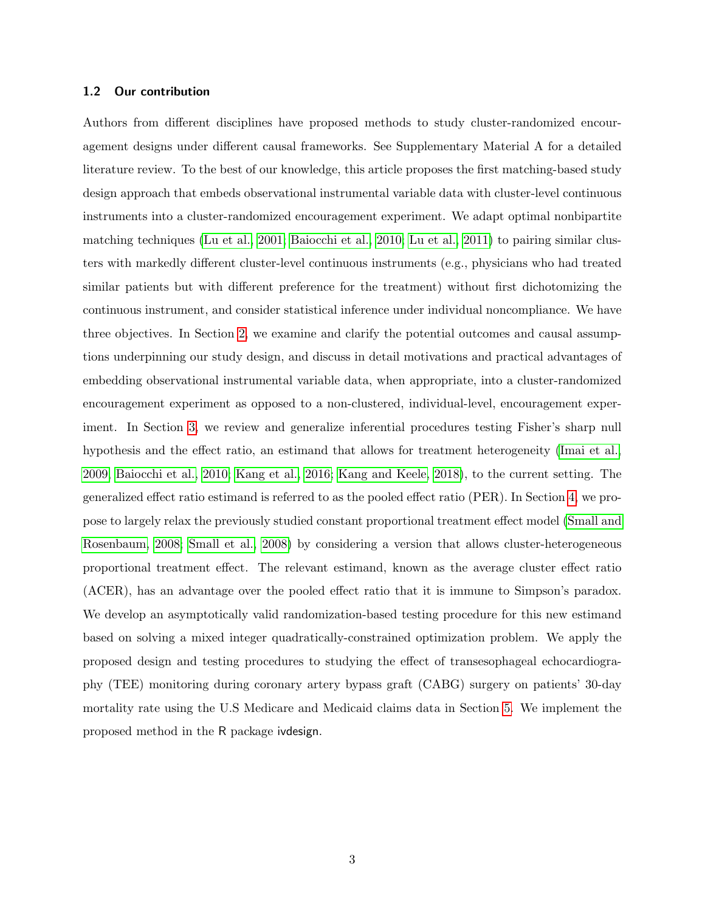### 1.2 Our contribution

Authors from different disciplines have proposed methods to study cluster-randomized encouragement designs under different causal frameworks. See Supplementary Material A for a detailed literature review. To the best of our knowledge, this article proposes the first matching-based study design approach that embeds observational instrumental variable data with cluster-level continuous instruments into a cluster-randomized encouragement experiment. We adapt optimal nonbipartite matching techniques (Lu et al., 2001; Baiocchi et al., 2010; Lu et al., 2011) to pairing similar clusters with markedly different cluster-level continuous instruments (e.g., physicians who had treated similar patients but with different preference for the treatment) without first dichotomizing the continuous instrument, and consider statistical inference under individual noncompliance. We have three objectives. In Section 2, we examine and clarify the potential outcomes and causal assumptions underpinning our study design, and discuss in detail motivations and practical advantages of embedding observational instrumental variable data, when appropriate, into a cluster-randomized encouragement experiment as opposed to a non-clustered, individual-level, encouragement experiment. In Section 3, we review and generalize inferential procedures testing Fisher's sharp null hypothesis and the effect ratio, an estimand that allows for treatment heterogeneity (Imai et al., 2009; Baiocchi et al., 2010; Kang et al., 2016; Kang and Keele, 2018), to the current setting. The generalized effect ratio estimand is referred to as the pooled effect ratio (PER). In Section 4, we propose to largely relax the previously studied constant proportional treatment effect model (Small and Rosenbaum, 2008; Small et al., 2008) by considering a version that allows cluster-heterogeneous proportional treatment effect. The relevant estimand, known as the average cluster effect ratio (ACER), has an advantage over the pooled effect ratio that it is immune to Simpson's paradox. We develop an asymptotically valid randomization-based testing procedure for this new estimand based on solving a mixed integer quadratically-constrained optimization problem. We apply the proposed design and testing procedures to studying the effect of transesophageal echocardiography (TEE) monitoring during coronary artery bypass graft (CABG) surgery on patients' 30-day mortality rate using the U.S Medicare and Medicaid claims data in Section 5. We implement the proposed method in the R package ivdesign.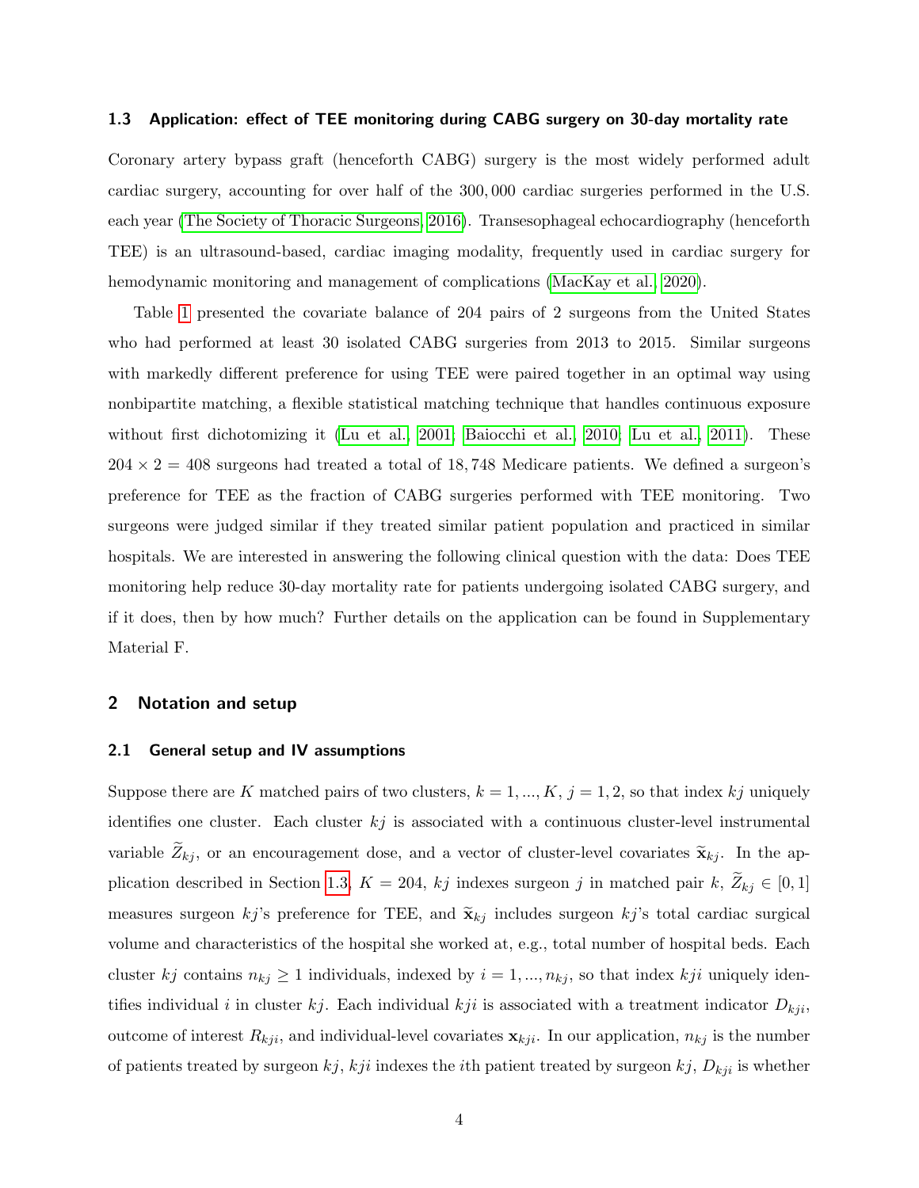### 1.3 Application: effect of TEE monitoring during CABG surgery on 30-day mortality rate

Coronary artery bypass graft (henceforth CABG) surgery is the most widely performed adult cardiac surgery, accounting for over half of the 300,000 cardiac surgeries performed in the U.S. each year (The Society of Thoracic Surgeons, 2016). Transesophageal echocardiography (henceforth TEE) is an ultrasound-based, cardiac imaging modality, frequently used in cardiac surgery for hemodynamic monitoring and management of complications (MacKay et al., 2020).

Table 1 presented the covariate balance of 204 pairs of 2 surgeons from the United States who had performed at least 30 isolated CABG surgeries from 2013 to 2015. Similar surgeons with markedly different preference for using TEE were paired together in an optimal way using nonbipartite matching, a flexible statistical matching technique that handles continuous exposure without first dichotomizing it (Lu et al., 2001; Baiocchi et al., 2010; Lu et al., 2011). These $204 \times 2 = 408$ surgeons had treated a total of 18,748 Medicare patients. We defined a surgeon's preference for TEE as the fraction of CABG surgeries performed with TEE monitoring. Two surgeons were judged similar if they treated similar patient population and practiced in similar hospitals. We are interested in answering the following clinical question with the data: Does TEE monitoring help reduce 30-day mortality rate for patients undergoing isolated CABG surgery, and if it does, then by how much? Further details on the application can be found in Supplementary Material F.

## 2 Notation and setup

### 2.1 General setup and IV assumptions

Suppose there are $K$ matched pairs of two clusters, $k = 1, ..., K$, $j = 1, 2$, so that index $kj$ uniquely identifies one cluster. Each cluster $kj$ is associated with a continuous cluster-level instrumental variable $\widetilde{Z}_{kj}$, or an encouragement dose, and a vector of cluster-level covariates $\widetilde{\mathbf{x}}_{kj}$. In the application described in Section 1.3, $K = 204$, $kj$ indexes surgeon $j$ in matched pair $k$, $\widetilde{Z}_{kj} \in [0, 1]$ measures surgeon $kj$'s preference for TEE, and $\widetilde{\mathbf{x}}_{kj}$ includes surgeon $kj$'s total cardiac surgical volume and characteristics of the hospital she worked at, e.g., total number of hospital beds. Each cluster $kj$ contains $n_{kj} \geq 1$ individuals, indexed by $i = 1, ..., n_{kj}$, so that index $kji$ uniquely identifies individual $i$ in cluster $kj$. Each individual $kji$ is associated with a treatment indicator $D_{kji}$, outcome of interest $R_{kji}$, and individual-level covariates $\mathbf{x}_{kji}$. In our application, $n_{kj}$ is the number of patients treated by surgeon $kj$, $kji$ indexes the $i$th patient treated by surgeon $kj$, $D_{kji}$ is whether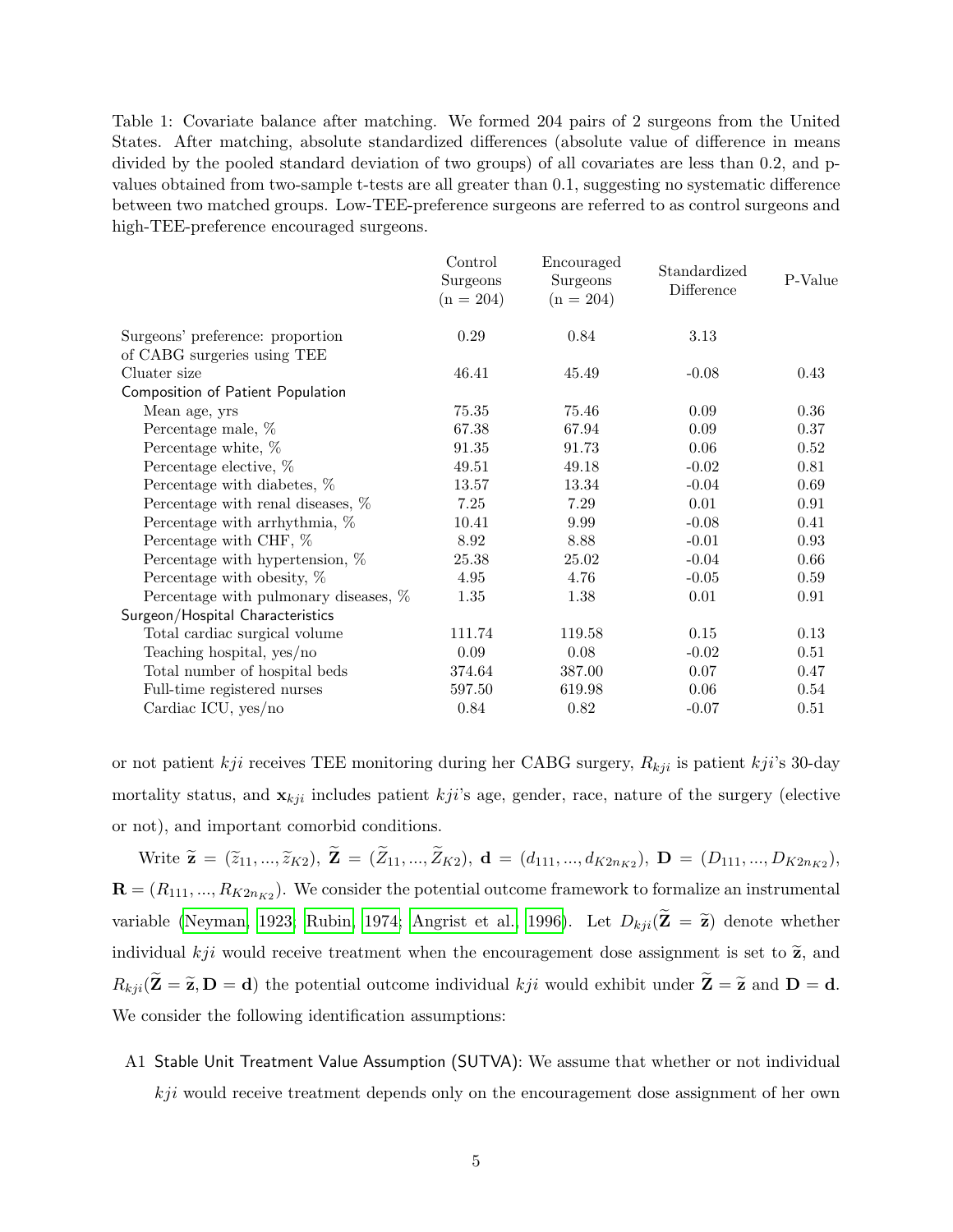Table 1: Covariate balance after matching. We formed 204 pairs of 2 surgeons from the United States. After matching, absolute standardized differences (absolute value of difference in means divided by the pooled standard deviation of two groups) of all covariates are less than 0.2, and p-values obtained from two-sample t-tests are all greater than 0.1, suggesting no systematic difference between two matched groups. Low-TEE-preference surgeons are referred to as control surgeons and high-TEE-preference encouraged surgeons.

| | Control Surgeons (n = 204) | Encouraged Surgeons (n = 204) | Standardized Difference | P-Value |
|---|---|---|---|---|
| Surgeons' preference: proportion of CABG surgeries using TEE | 0.29 | 0.84 | 3.13 | |
| Cluater size | 46.41 | 45.49 | -0.08 | 0.43 |
| Composition of Patient Population | | | | |
| Mean age, yrs | 75.35 | 75.46 | 0.09 | 0.36 |
| Percentage male, % | 67.38 | 67.94 | 0.09 | 0.37 |
| Percentage white, % | 91.35 | 91.73 | 0.06 | 0.52 |
| Percentage elective, % | 49.51 | 49.18 | -0.02 | 0.81 |
| Percentage with diabetes, % | 13.57 | 13.34 | -0.04 | 0.69 |
| Percentage with renal diseases, % | 7.25 | 7.29 | 0.01 | 0.91 |
| Percentage with arrhythmia, % | 10.41 | 9.99 | -0.08 | 0.41 |
| Percentage with CHF, % | 8.92 | 8.88 | -0.01 | 0.93 |
| Percentage with hypertension, % | 25.38 | 25.02 | -0.04 | 0.66 |
| Percentage with obesity, % | 4.95 | 4.76 | -0.05 | 0.59 |
| Percentage with pulmonary diseases, % | 1.35 | 1.38 | 0.01 | 0.91 |
| Surgeon/Hospital Characteristics | | | | |
| Total cardiac surgical volume | 111.74 | 119.58 | 0.15 | 0.13 |
| Teaching hospital, yes/no | 0.09 | 0.08 | -0.02 | 0.51 |
| Total number of hospital beds | 374.64 | 387.00 | 0.07 | 0.47 |
| Full-time registered nurses | 597.50 | 619.98 | 0.06 | 0.54 |
| Cardiac ICU, yes/no | 0.84 | 0.82 | -0.07 | 0.51 |

or not patient $kji$ receives TEE monitoring during her CABG surgery, $R_{kji}$ is patient $kji$'s 30-day mortality status, and $\mathbf{x}_{kji}$ includes patient $kji$'s age, gender, race, nature of the surgery (elective or not), and important comorbid conditions.

Write $\widetilde{\mathbf{z}} = (\widetilde{z}_{11}, ..., \widetilde{z}_{K2})$, $\widetilde{\mathbf{Z}} = (\widetilde{Z}_{11}, ..., \widetilde{Z}_{K2})$, $\mathbf{d} = (d_{111}, ..., d_{K2n_{K2}})$, $\mathbf{D} = (D_{111}, ..., D_{K2n_{K2}})$, $\mathbf{R} = (R_{111}, ..., R_{K2n_{K2}})$. We consider the potential outcome framework to formalize an instrumental variable (Neyman, 1923; Rubin, 1974; Angrist et al., 1996). Let $D_{kji}(\widetilde{\mathbf{Z}} = \widetilde{\mathbf{z}})$ denote whether individual $kji$ would receive treatment when the encouragement dose assignment is set to $\widetilde{\mathbf{z}}$, and $R_{kji}(\widetilde{\mathbf{Z}} = \widetilde{\mathbf{z}}, \mathbf{D} = \mathbf{d})$ the potential outcome individual $kji$ would exhibit under $\widetilde{\mathbf{Z}} = \widetilde{\mathbf{z}}$ and $\mathbf{D} = \mathbf{d}$. We consider the following identification assumptions:

A1 Stable Unit Treatment Value Assumption (SUTVA): We assume that whether or not individual $kji$ would receive treatment depends only on the encouragement dose assignment of her own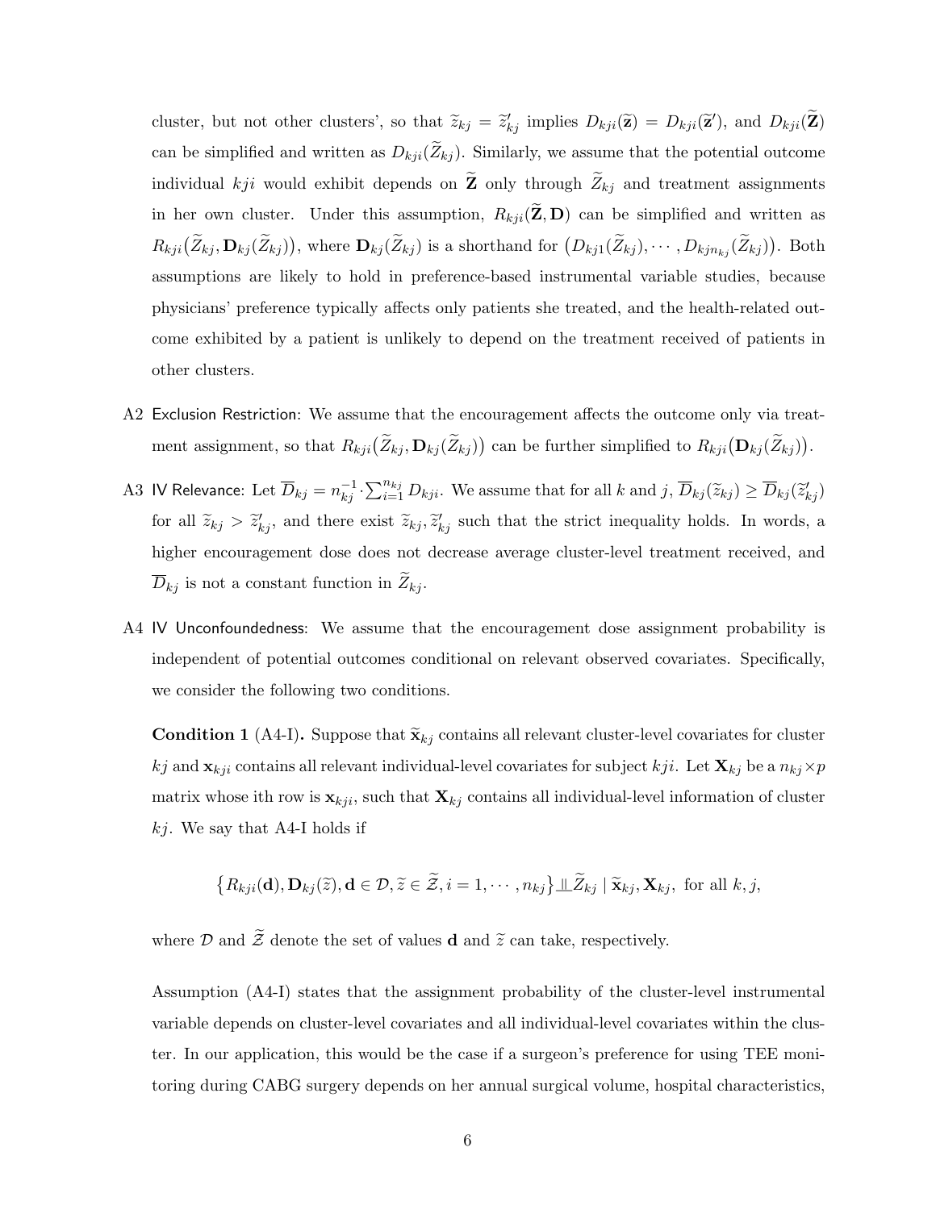cluster, but not other clusters', so that $\widetilde{z}_{kj} = \widetilde{z}'_{kj}$ implies $D_{kji}(\widetilde{\mathbf{z}}) = D_{kji}(\widetilde{\mathbf{z}}')$, and $D_{kji}(\widetilde{\mathbf{Z}})$ can be simplified and written as $D_{kji}(\widetilde{Z}_{kj})$. Similarly, we assume that the potential outcome individual $kji$ would exhibit depends on $\widetilde{\mathbf{Z}}$ only through $\widetilde{Z}_{kj}$ and treatment assignments in her own cluster. Under this assumption, $R_{kji}(\widetilde{\mathbf{Z}}, \mathbf{D})$ can be simplified and written as $R_{kji}\big(\widetilde{Z}_{kj}, \mathbf{D}_{kj}(\widetilde{Z}_{kj})\big)$, where $\mathbf{D}_{kj}(\widetilde{Z}_{kj})$ is a shorthand for $\big(D_{kj1}(\widetilde{Z}_{kj}), \cdots, D_{kjn_{kj}}(\widetilde{Z}_{kj})\big)$. Both assumptions are likely to hold in preference-based instrumental variable studies, because physicians' preference typically affects only patients she treated, and the health-related outcome exhibited by a patient is unlikely to depend on the treatment received of patients in other clusters.

A2 Exclusion Restriction: We assume that the encouragement affects the outcome only via treatment assignment, so that $R_{kji}\big(\widetilde{Z}_{kj}, \mathbf{D}_{kj}(\widetilde{Z}_{kj})\big)$ can be further simplified to $R_{kji}\big(\mathbf{D}_{kj}(\widetilde{Z}_{kj})\big)$.

A3 IV Relevance: Let $\overline{D}_{kj} = n_{kj}^{-1} \cdot \sum_{i=1}^{n_{kj}} D_{kji}$. We assume that for all $k$ and $j$, $\overline{D}_{kj}(\widetilde{z}_{kj}) \geq \overline{D}_{kj}(\widetilde{z}'_{kj})$ for all $\widetilde{z}_{kj} > \widetilde{z}'_{kj}$, and there exist $\widetilde{z}_{kj}, \widetilde{z}'_{kj}$ such that the strict inequality holds. In words, a higher encouragement dose does not decrease average cluster-level treatment received, and $\overline{D}_{kj}$ is not a constant function in $\widetilde{Z}_{kj}$.

A4 IV Unconfoundedness: We assume that the encouragement dose assignment probability is independent of potential outcomes conditional on relevant observed covariates. Specifically, we consider the following two conditions.

**Condition 1** (A4-I)**.** Suppose that $\widetilde{\mathbf{x}}_{kj}$ contains all relevant cluster-level covariates for cluster $kj$ and $\mathbf{x}_{kji}$ contains all relevant individual-level covariates for subject $kji$. Let $\mathbf{X}_{kj}$ be a $n_{kj} \times p$ matrix whose ith row is $\mathbf{x}_{kji}$, such that $\mathbf{X}_{kj}$ contains all individual-level information of cluster $kj$. We say that A4-I holds if

$$\big\{R_{kji}(\mathbf{d}), \mathbf{D}_{kj}(\widetilde{z}), \mathbf{d} \in \mathcal{D}, \widetilde{z} \in \widetilde{\mathcal{Z}}, i = 1, \cdots, n_{kj}\big\} \perp\!\!\!\perp \widetilde{Z}_{kj} \mid \widetilde{\mathbf{x}}_{kj}, \mathbf{X}_{kj}, \text{ for all } k, j,$$

where $\mathcal{D}$ and $\widetilde{\mathcal{Z}}$ denote the set of values $\mathbf{d}$ and $\widetilde{z}$ can take, respectively.

Assumption (A4-I) states that the assignment probability of the cluster-level instrumental variable depends on cluster-level covariates and all individual-level covariates within the cluster. In our application, this would be the case if a surgeon's preference for using TEE monitoring during CABG surgery depends on her annual surgical volume, hospital characteristics,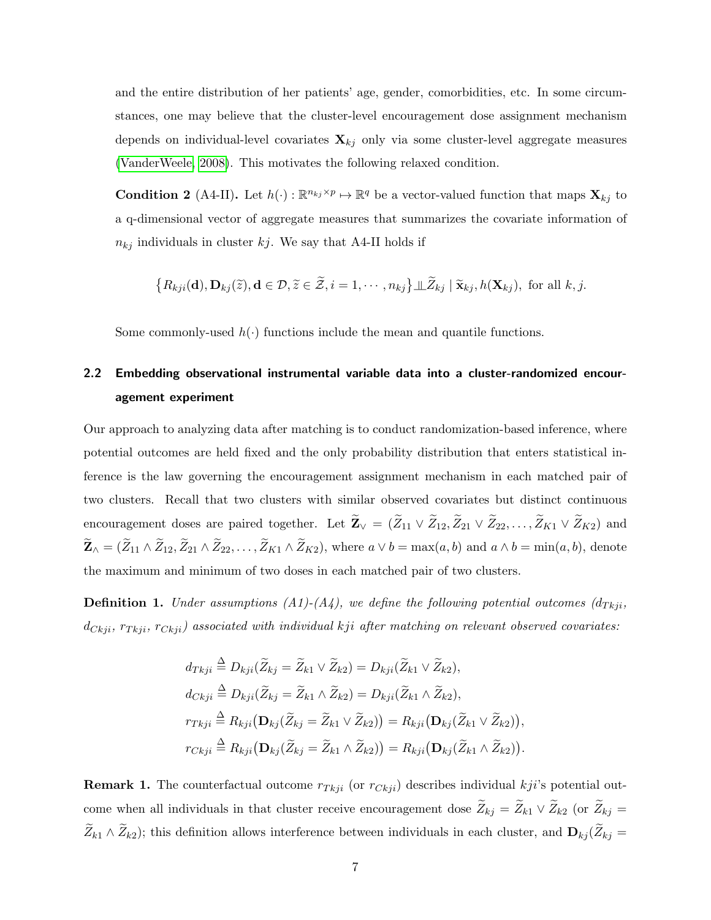and the entire distribution of her patients' age, gender, comorbidities, etc. In some circumstances, one may believe that the cluster-level encouragement dose assignment mechanism depends on individual-level covariates $\mathbf{X}_{kj}$ only via some cluster-level aggregate measures (VanderWeele, 2008). This motivates the following relaxed condition.

**Condition 2** (A4-II)**.** Let $h(\cdot) : \mathbb{R}^{n_{kj}\times p} \mapsto \mathbb{R}^q$ be a vector-valued function that maps $\mathbf{X}_{kj}$ to a q-dimensional vector of aggregate measures that summarizes the covariate information of $n_{kj}$ individuals in cluster $kj$. We say that A4-II holds if

$$\big\{R_{kji}(\mathbf{d}), \mathbf{D}_{kj}(\widetilde{z}), \mathbf{d} \in \mathcal{D}, \widetilde{z} \in \widetilde{\mathcal{Z}}, i = 1, \cdots, n_{kj}\big\} \perp\!\!\!\perp \widetilde{Z}_{kj} \mid \widetilde{\mathbf{x}}_{kj}, h(\mathbf{X}_{kj}), \text{ for all } k, j.$$

Some commonly-used $h(\cdot)$ functions include the mean and quantile functions.

## 2.2 Embedding observational instrumental variable data into a cluster-randomized encouragement experiment

Our approach to analyzing data after matching is to conduct randomization-based inference, where potential outcomes are held fixed and the only probability distribution that enters statistical inference is the law governing the encouragement assignment mechanism in each matched pair of two clusters. Recall that two clusters with similar observed covariates but distinct continuous encouragement doses are paired together. Let $\widetilde{\mathbf{Z}}_{\vee} = (\widetilde{Z}_{11} \vee \widetilde{Z}_{12}, \widetilde{Z}_{21} \vee \widetilde{Z}_{22}, \ldots, \widetilde{Z}_{K1} \vee \widetilde{Z}_{K2})$ and $\widetilde{\mathbf{Z}}_{\wedge} = (\widetilde{Z}_{11} \wedge \widetilde{Z}_{12}, \widetilde{Z}_{21} \wedge \widetilde{Z}_{22}, \ldots, \widetilde{Z}_{K1} \wedge \widetilde{Z}_{K2})$, where $a \vee b = \max(a, b)$ and $a \wedge b = \min(a, b)$, denote the maximum and minimum of two doses in each matched pair of two clusters.

**Definition 1.** *Under assumptions (A1)-(A4), we define the following potential outcomes ($d_{Tkji}$, $d_{Ckji}$, $r_{Tkji}$, $r_{Ckji}$) associated with individual kji after matching on relevant observed covariates:*

$$
\begin{aligned}
d_{Tkji} &\triangleq D_{kji}(\widetilde{Z}_{kj} = \widetilde{Z}_{k1} \vee \widetilde{Z}_{k2}) = D_{kji}(\widetilde{Z}_{k1} \vee \widetilde{Z}_{k2}), \\
d_{Ckji} &\triangleq D_{kji}(\widetilde{Z}_{kj} = \widetilde{Z}_{k1} \wedge \widetilde{Z}_{k2}) = D_{kji}(\widetilde{Z}_{k1} \wedge \widetilde{Z}_{k2}), \\
r_{Tkji} &\triangleq R_{kji}\big(\mathbf{D}_{kj}(\widetilde{Z}_{kj} = \widetilde{Z}_{k1} \vee \widetilde{Z}_{k2})\big) = R_{kji}\big(\mathbf{D}_{kj}(\widetilde{Z}_{k1} \vee \widetilde{Z}_{k2})\big), \\
r_{Ckji} &\triangleq R_{kji}\big(\mathbf{D}_{kj}(\widetilde{Z}_{kj} = \widetilde{Z}_{k1} \wedge \widetilde{Z}_{k2})\big) = R_{kji}\big(\mathbf{D}_{kj}(\widetilde{Z}_{k1} \wedge \widetilde{Z}_{k2})\big).
\end{aligned}
$$

**Remark 1.** The counterfactual outcome $r_{Tkji}$ (or $r_{Ckji}$) describes individual $kji$'s potential outcome when all individuals in that cluster receive encouragement dose $\widetilde{Z}_{kj} = \widetilde{Z}_{k1} \vee \widetilde{Z}_{k2}$ (or $\widetilde{Z}_{kj} = \widetilde{Z}_{k1} \wedge \widetilde{Z}_{k2}$); this definition allows interference between individuals in each cluster, and $\mathbf{D}_{kj}(\widetilde{Z}_{kj} =$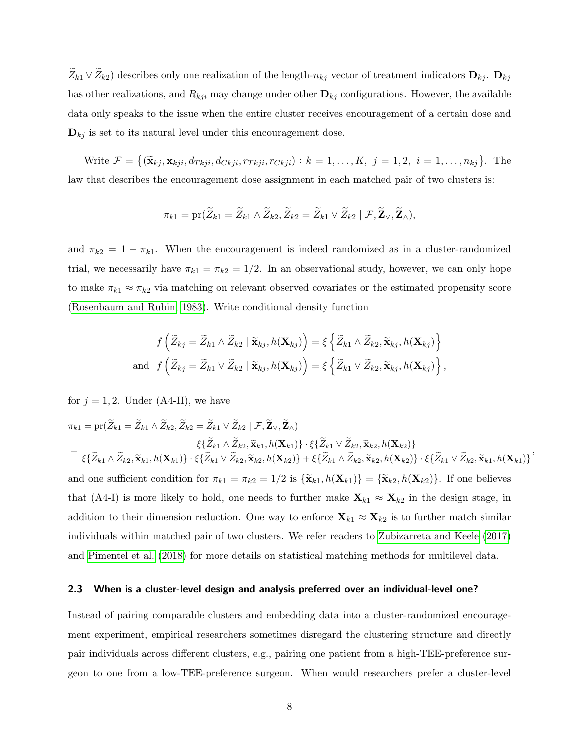$\widetilde{Z}_{k1} \vee \widetilde{Z}_{k2}$) describes only one realization of the length-$n_{kj}$ vector of treatment indicators $\mathbf{D}_{kj}$. $\mathbf{D}_{kj}$ has other realizations, and $R_{kji}$ may change under other $\mathbf{D}_{kj}$ configurations. However, the available data only speaks to the issue when the entire cluster receives encouragement of a certain dose and $\mathbf{D}_{kj}$ is set to its natural level under this encouragement dose.

Write $\mathcal{F} = \left\{(\widetilde{\mathbf{x}}_{kj}, \mathbf{x}_{kji}, d_{Tkji}, d_{Ckji}, r_{Tkji}, r_{Ckji}) : k = 1, \ldots, K,\ j = 1, 2,\ i = 1, \ldots, n_{kj}\right\}$. The law that describes the encouragement dose assignment in each matched pair of two clusters is:

$$\pi_{k1} = \text{pr}(\widetilde{Z}_{k1} = \widetilde{Z}_{k1} \wedge \widetilde{Z}_{k2}, \widetilde{Z}_{k2} = \widetilde{Z}_{k1} \vee \widetilde{Z}_{k2} \mid \mathcal{F}, \widetilde{\mathbf{Z}}_{\vee}, \widetilde{\mathbf{Z}}_{\wedge}),$$

and $\pi_{k2} = 1 - \pi_{k1}$. When the encouragement is indeed randomized as in a cluster-randomized trial, we necessarily have $\pi_{k1} = \pi_{k2} = 1/2$. In an observational study, however, we can only hope to make $\pi_{k1} \approx \pi_{k2}$ via matching on relevant observed covariates or the estimated propensity score (Rosenbaum and Rubin, 1983). Write conditional density function

$$f\left(\widetilde{Z}_{kj} = \widetilde{Z}_{k1} \wedge \widetilde{Z}_{k2} \mid \widetilde{\mathbf{x}}_{kj}, h(\mathbf{X}_{kj})\right) = \xi\left\{\widetilde{Z}_{k1} \wedge \widetilde{Z}_{k2}, \widetilde{\mathbf{x}}_{kj}, h(\mathbf{X}_{kj})\right\}$$
$$\text{and}\quad f\left(\widetilde{Z}_{kj} = \widetilde{Z}_{k1} \vee \widetilde{Z}_{k2} \mid \widetilde{\mathbf{x}}_{kj}, h(\mathbf{X}_{kj})\right) = \xi\left\{\widetilde{Z}_{k1} \vee \widetilde{Z}_{k2}, \widetilde{\mathbf{x}}_{kj}, h(\mathbf{X}_{kj})\right\},$$

for $j = 1, 2$. Under (A4-II), we have

$$\begin{aligned}
&\pi_{k1} = \text{pr}(\widetilde{Z}_{k1} = \widetilde{Z}_{k1} \wedge \widetilde{Z}_{k2}, \widetilde{Z}_{k2} = \widetilde{Z}_{k1} \vee \widetilde{Z}_{k2} \mid \mathcal{F}, \widetilde{\mathbf{Z}}_{\vee}, \widetilde{\mathbf{Z}}_{\wedge}) \\
&= \frac{\xi\{\widetilde{Z}_{k1} \wedge \widetilde{Z}_{k2}, \widetilde{\mathbf{x}}_{k1}, h(\mathbf{X}_{k1})\} \cdot \xi\{\widetilde{Z}_{k1} \vee \widetilde{Z}_{k2}, \widetilde{\mathbf{x}}_{k2}, h(\mathbf{X}_{k2})\}}{\xi\{\widetilde{Z}_{k1} \wedge \widetilde{Z}_{k2}, \widetilde{\mathbf{x}}_{k1}, h(\mathbf{X}_{k1})\} \cdot \xi\{\widetilde{Z}_{k1} \vee \widetilde{Z}_{k2}, \widetilde{\mathbf{x}}_{k2}, h(\mathbf{X}_{k2})\} + \xi\{\widetilde{Z}_{k1} \wedge \widetilde{Z}_{k2}, \widetilde{\mathbf{x}}_{k2}, h(\mathbf{X}_{k2})\} \cdot \xi\{\widetilde{Z}_{k1} \vee \widetilde{Z}_{k2}, \widetilde{\mathbf{x}}_{k1}, h(\mathbf{X}_{k1})\}},
\end{aligned}$$

and one sufficient condition for $\pi_{k1} = \pi_{k2} = 1/2$ is $\{\widetilde{\mathbf{x}}_{k1}, h(\mathbf{X}_{k1})\} = \{\widetilde{\mathbf{x}}_{k2}, h(\mathbf{X}_{k2})\}$. If one believes that (A4-I) is more likely to hold, one needs to further make $\mathbf{X}_{k1} \approx \mathbf{X}_{k2}$ in the design stage, in addition to their dimension reduction. One way to enforce $\mathbf{X}_{k1} \approx \mathbf{X}_{k2}$ is to further match similar individuals within matched pair of two clusters. We refer readers to Zubizarreta and Keele (2017) and Pimentel et al. (2018) for more details on statistical matching methods for multilevel data.

### 2.3 When is a cluster-level design and analysis preferred over an individual-level one?

Instead of pairing comparable clusters and embedding data into a cluster-randomized encouragement experiment, empirical researchers sometimes disregard the clustering structure and directly pair individuals across different clusters, e.g., pairing one patient from a high-TEE-preference surgeon to one from a low-TEE-preference surgeon. When would researchers prefer a cluster-level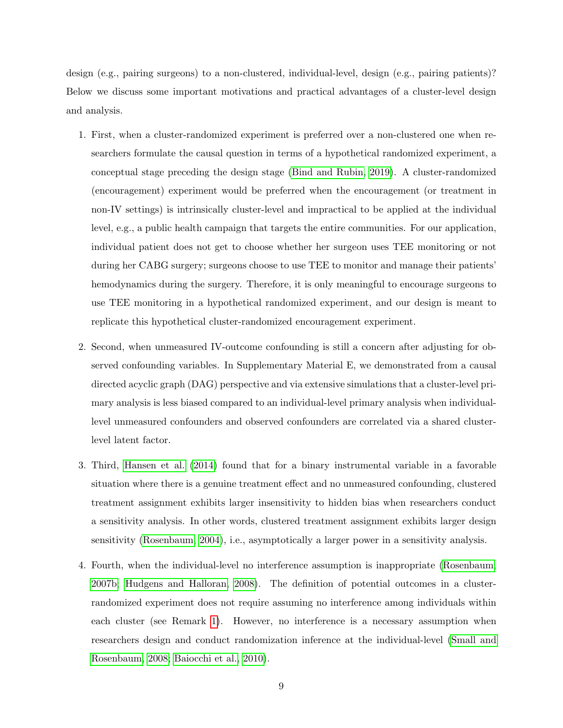design (e.g., pairing surgeons) to a non-clustered, individual-level, design (e.g., pairing patients)? Below we discuss some important motivations and practical advantages of a cluster-level design and analysis.

1. First, when a cluster-randomized experiment is preferred over a non-clustered one when researchers formulate the causal question in terms of a hypothetical randomized experiment, a conceptual stage preceding the design stage (Bind and Rubin, 2019). A cluster-randomized (encouragement) experiment would be preferred when the encouragement (or treatment in non-IV settings) is intrinsically cluster-level and impractical to be applied at the individual level, e.g., a public health campaign that targets the entire communities. For our application, individual patient does not get to choose whether her surgeon uses TEE monitoring or not during her CABG surgery; surgeons choose to use TEE to monitor and manage their patients' hemodynamics during the surgery. Therefore, it is only meaningful to encourage surgeons to use TEE monitoring in a hypothetical randomized experiment, and our design is meant to replicate this hypothetical cluster-randomized encouragement experiment.

2. Second, when unmeasured IV-outcome confounding is still a concern after adjusting for observed confounding variables. In Supplementary Material E, we demonstrated from a causal directed acyclic graph (DAG) perspective and via extensive simulations that a cluster-level primary analysis is less biased compared to an individual-level primary analysis when individual-level unmeasured confounders and observed confounders are correlated via a shared cluster-level latent factor.

3. Third, Hansen et al. (2014) found that for a binary instrumental variable in a favorable situation where there is a genuine treatment effect and no unmeasured confounding, clustered treatment assignment exhibits larger insensitivity to hidden bias when researchers conduct a sensitivity analysis. In other words, clustered treatment assignment exhibits larger design sensitivity (Rosenbaum, 2004), i.e., asymptotically a larger power in a sensitivity analysis.

4. Fourth, when the individual-level no interference assumption is inappropriate (Rosenbaum, 2007b; Hudgens and Halloran, 2008). The definition of potential outcomes in a cluster-randomized experiment does not require assuming no interference among individuals within each cluster (see Remark 1). However, no interference is a necessary assumption when researchers design and conduct randomization inference at the individual-level (Small and Rosenbaum, 2008; Baiocchi et al., 2010).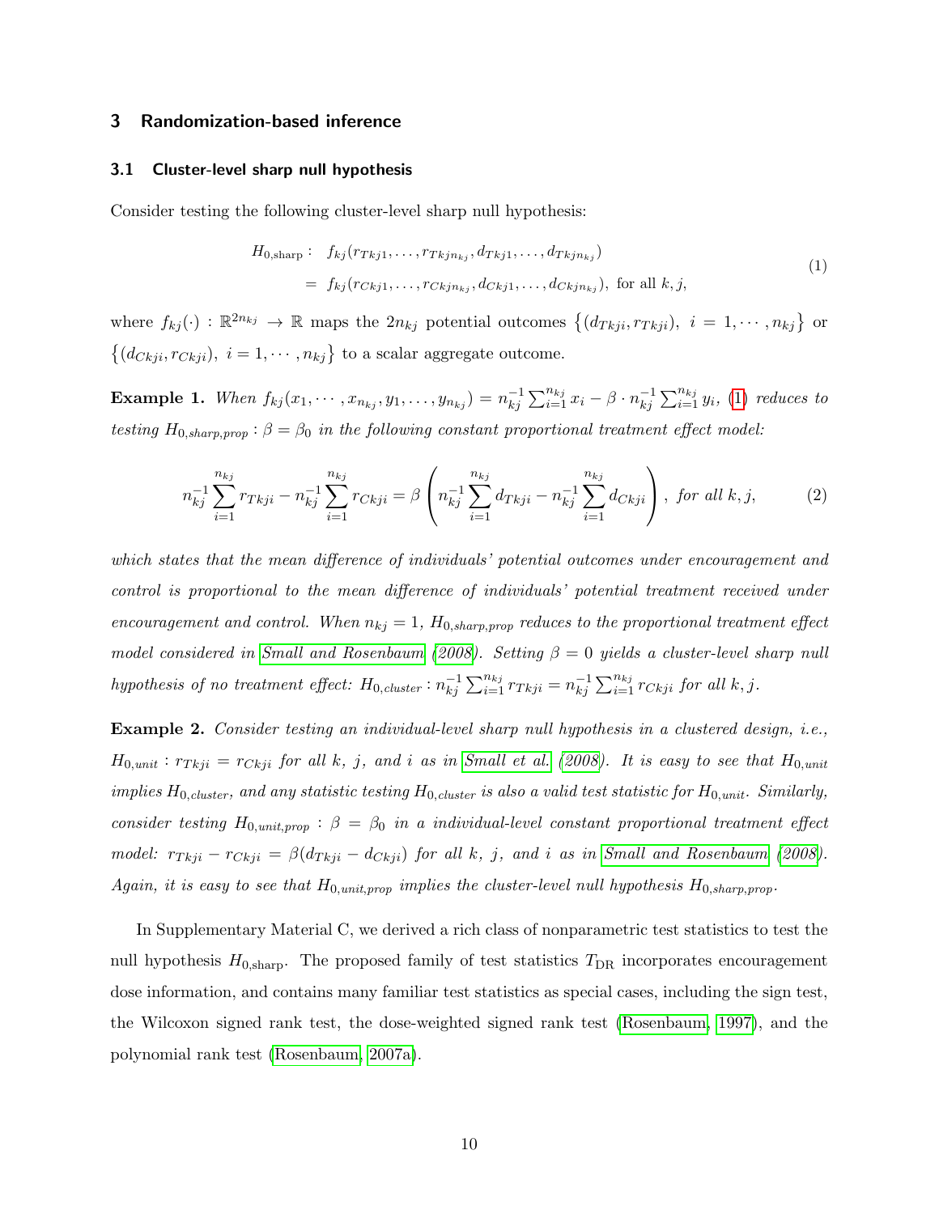## 3 Randomization-based inference

### 3.1 Cluster-level sharp null hypothesis

Consider testing the following cluster-level sharp null hypothesis:

$$
\begin{aligned}
H_{0,\text{sharp}}: \quad & f_{kj}(r_{Tkj1}, \ldots, r_{Tkjn_{kj}}, d_{Tkj1}, \ldots, d_{Tkjn_{kj}}) \\
= \; & f_{kj}(r_{Ckj1}, \ldots, r_{Ckjn_{kj}}, d_{Ckj1}, \ldots, d_{Ckjn_{kj}}), \text{ for all } k, j,
\end{aligned} \tag{1}
$$

where $f_{kj}(\cdot) : \mathbb{R}^{2n_{kj}} \rightarrow \mathbb{R}$ maps the $2n_{kj}$ potential outcomes $\left\{(d_{Tkji}, r_{Tkji}),\ i = 1, \cdots, n_{kj}\right\}$ or $\left\{(d_{Ckji}, r_{Ckji}),\ i = 1, \cdots, n_{kj}\right\}$ to a scalar aggregate outcome.

**Example 1.** *When $f_{kj}(x_1, \cdots, x_{n_{kj}}, y_1, \ldots, y_{n_{kj}}) = n_{kj}^{-1} \sum_{i=1}^{n_{kj}} x_i - \beta \cdot n_{kj}^{-1} \sum_{i=1}^{n_{kj}} y_i$, (1) reduces to testing $H_{0,sharp,prop} : \beta = \beta_0$ in the following constant proportional treatment effect model:*

$$
n_{kj}^{-1} \sum_{i=1}^{n_{kj}} r_{Tkji} - n_{kj}^{-1} \sum_{i=1}^{n_{kj}} r_{Ckji} = \beta \left( n_{kj}^{-1} \sum_{i=1}^{n_{kj}} d_{Tkji} - n_{kj}^{-1} \sum_{i=1}^{n_{kj}} d_{Ckji} \right), \text{ for all } k, j, \tag{2}
$$

*which states that the mean difference of individuals' potential outcomes under encouragement and control is proportional to the mean difference of individuals' potential treatment received under encouragement and control. When $n_{kj} = 1$, $H_{0,sharp,prop}$ reduces to the proportional treatment effect model considered in Small and Rosenbaum (2008). Setting $\beta = 0$ yields a cluster-level sharp null hypothesis of no treatment effect: $H_{0,cluster} : n_{kj}^{-1} \sum_{i=1}^{n_{kj}} r_{Tkji} = n_{kj}^{-1} \sum_{i=1}^{n_{kj}} r_{Ckji}$ for all $k, j$.*

**Example 2.** *Consider testing an individual-level sharp null hypothesis in a clustered design, i.e., $H_{0,unit} : r_{Tkji} = r_{Ckji}$ for all $k$, $j$, and $i$ as in Small et al. (2008). It is easy to see that $H_{0,unit}$ implies $H_{0,cluster}$, and any statistic testing $H_{0,cluster}$ is also a valid test statistic for $H_{0,unit}$. Similarly, consider testing $H_{0,unit,prop} : \beta = \beta_0$ in a individual-level constant proportional treatment effect model: $r_{Tkji} - r_{Ckji} = \beta(d_{Tkji} - d_{Ckji})$ for all $k$, $j$, and $i$ as in Small and Rosenbaum (2008). Again, it is easy to see that $H_{0,unit,prop}$ implies the cluster-level null hypothesis $H_{0,sharp,prop}$.*

In Supplementary Material C, we derived a rich class of nonparametric test statistics to test the null hypothesis $H_{0,\text{sharp}}$. The proposed family of test statistics $T_{\text{DR}}$ incorporates encouragement dose information, and contains many familiar test statistics as special cases, including the sign test, the Wilcoxon signed rank test, the dose-weighted signed rank test (Rosenbaum, 1997), and the polynomial rank test (Rosenbaum, 2007a).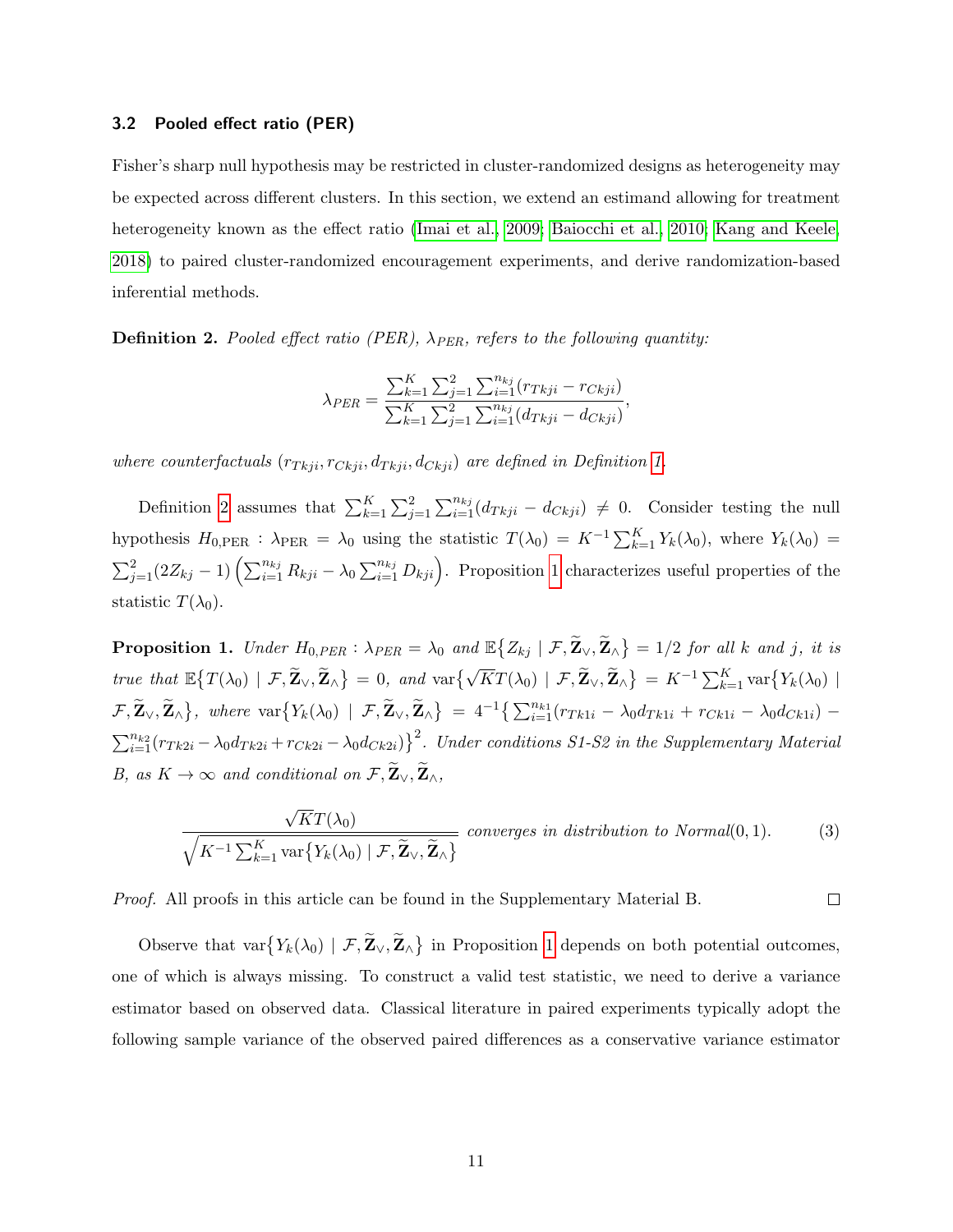### 3.2 Pooled effect ratio (PER)

Fisher's sharp null hypothesis may be restricted in cluster-randomized designs as heterogeneity may be expected across different clusters. In this section, we extend an estimand allowing for treatment heterogeneity known as the effect ratio (Imai et al., 2009; Baiocchi et al., 2010; Kang and Keele, 2018) to paired cluster-randomized encouragement experiments, and derive randomization-based inferential methods.

**Definition 2.** *Pooled effect ratio (PER), $\lambda_{PER}$, refers to the following quantity:*

$$\lambda_{PER} = \frac{\sum_{k=1}^{K}\sum_{j=1}^{2}\sum_{i=1}^{n_{kj}}(r_{Tkji} - r_{Ckji})}{\sum_{k=1}^{K}\sum_{j=1}^{2}\sum_{i=1}^{n_{kj}}(d_{Tkji} - d_{Ckji})},$$

*where counterfactuals $(r_{Tkji}, r_{Ckji}, d_{Tkji}, d_{Ckji})$ are defined in Definition 1.*

Definition 2 assumes that $\sum_{k=1}^{K}\sum_{j=1}^{2}\sum_{i=1}^{n_{kj}}(d_{Tkji} - d_{Ckji}) \neq 0$. Consider testing the null hypothesis $H_{0,\text{PER}} : \lambda_{\text{PER}} = \lambda_0$ using the statistic $T(\lambda_0) = K^{-1}\sum_{k=1}^{K} Y_k(\lambda_0)$, where $Y_k(\lambda_0) = \sum_{j=1}^{2}(2Z_{kj} - 1)\left(\sum_{i=1}^{n_{kj}} R_{kji} - \lambda_0 \sum_{i=1}^{n_{kj}} D_{kji}\right)$. Proposition 1 characterizes useful properties of the statistic $T(\lambda_0)$.

**Proposition 1.** *Under $H_{0,PER} : \lambda_{PER} = \lambda_0$ and $\mathbb{E}\{Z_{kj} \mid \mathcal{F}, \widetilde{\mathbf{Z}}_{\vee}, \widetilde{\mathbf{Z}}_{\wedge}\} = 1/2$ for all $k$ and $j$, it is true that $\mathbb{E}\{T(\lambda_0) \mid \mathcal{F}, \widetilde{\mathbf{Z}}_{\vee}, \widetilde{\mathbf{Z}}_{\wedge}\} = 0$, and $\text{var}\{\sqrt{K}T(\lambda_0) \mid \mathcal{F}, \widetilde{\mathbf{Z}}_{\vee}, \widetilde{\mathbf{Z}}_{\wedge}\} = K^{-1}\sum_{k=1}^{K}\text{var}\{Y_k(\lambda_0) \mid \mathcal{F}, \widetilde{\mathbf{Z}}_{\vee}, \widetilde{\mathbf{Z}}_{\wedge}\}$, where $\text{var}\{Y_k(\lambda_0) \mid \mathcal{F}, \widetilde{\mathbf{Z}}_{\vee}, \widetilde{\mathbf{Z}}_{\wedge}\} = 4^{-1}\{\sum_{i=1}^{n_{k1}}(r_{Tk1i} - \lambda_0 d_{Tk1i} + r_{Ck1i} - \lambda_0 d_{Ck1i}) - \sum_{i=1}^{n_{k2}}(r_{Tk2i} - \lambda_0 d_{Tk2i} + r_{Ck2i} - \lambda_0 d_{Ck2i})\}^2$. Under conditions S1-S2 in the Supplementary Material B, as $K \to \infty$ and conditional on $\mathcal{F}, \widetilde{\mathbf{Z}}_{\vee}, \widetilde{\mathbf{Z}}_{\wedge}$,*

$$\frac{\sqrt{K}T(\lambda_0)}{\sqrt{K^{-1}\sum_{k=1}^{K}\text{var}\{Y_k(\lambda_0) \mid \mathcal{F}, \widetilde{\mathbf{Z}}_{\vee}, \widetilde{\mathbf{Z}}_{\wedge}\}}} \text{ converges in distribution to Normal}(0,1). \tag{3}$$

*Proof.* All proofs in this article can be found in the Supplementary Material B. □

Observe that $\text{var}\{Y_k(\lambda_0) \mid \mathcal{F}, \widetilde{\mathbf{Z}}_{\vee}, \widetilde{\mathbf{Z}}_{\wedge}\}$ in Proposition 1 depends on both potential outcomes, one of which is always missing. To construct a valid test statistic, we need to derive a variance estimator based on observed data. Classical literature in paired experiments typically adopt the following sample variance of the observed paired differences as a conservative variance estimator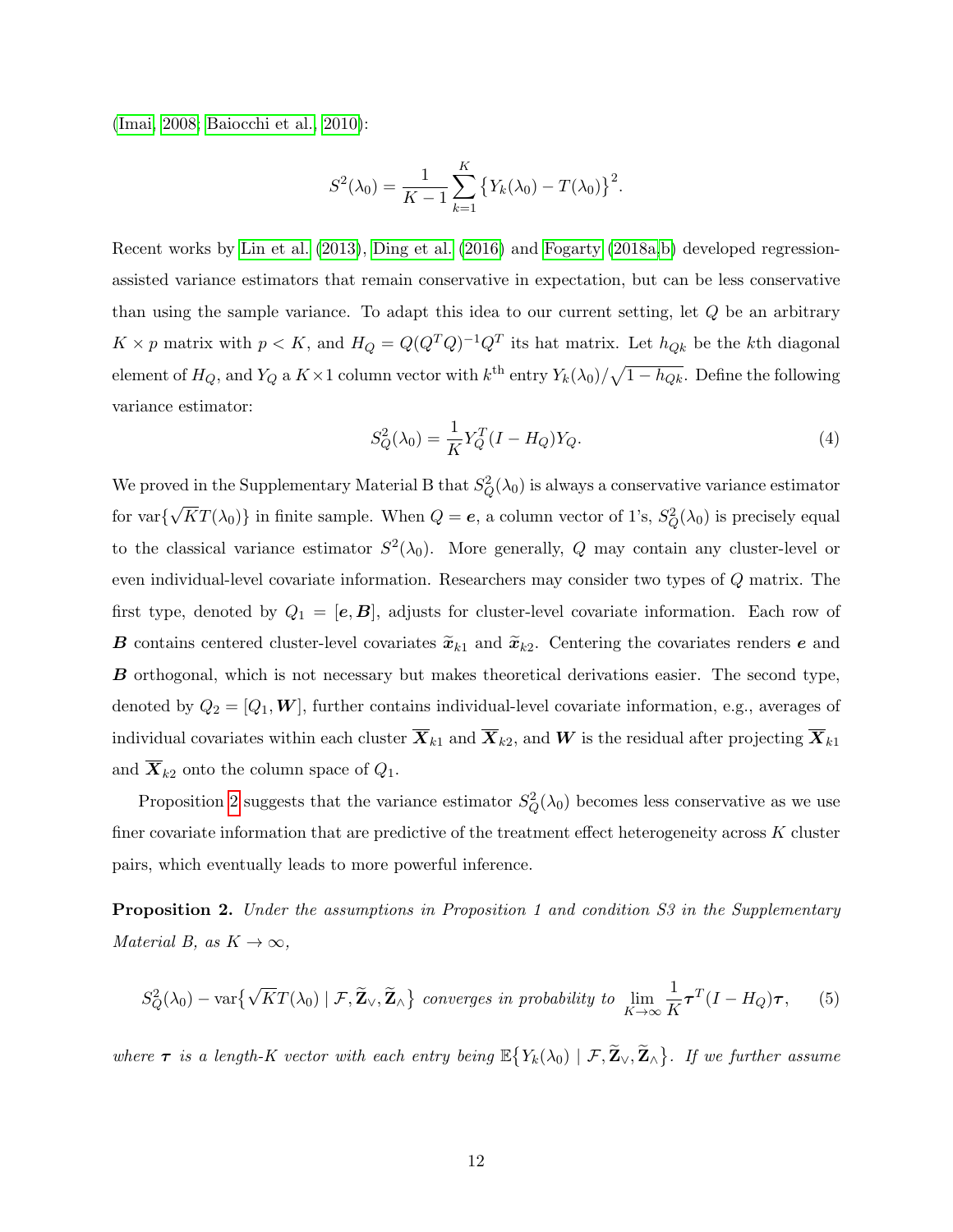(Imai, 2008; Baiocchi et al., 2010):

$$S^2(\lambda_0) = \frac{1}{K-1}\sum_{k=1}^{K}\big\{Y_k(\lambda_0) - T(\lambda_0)\big\}^2.$$

Recent works by Lin et al. (2013), Ding et al. (2016) and Fogarty (2018a,b) developed regression-assisted variance estimators that remain conservative in expectation, but can be less conservative than using the sample variance. To adapt this idea to our current setting, let $Q$ be an arbitrary $K \times p$ matrix with $p < K$, and $H_Q = Q(Q^TQ)^{-1}Q^T$ its hat matrix. Let $h_{Qk}$ be the $k$th diagonal element of $H_Q$, and $Y_Q$ a $K \times 1$ column vector with $k^{\text{th}}$ entry $Y_k(\lambda_0)/\sqrt{1-h_{Qk}}$. Define the following variance estimator:

$$S_Q^2(\lambda_0) = \frac{1}{K} Y_Q^T(I - H_Q)Y_Q. \tag{4}$$

We proved in the Supplementary Material B that $S_Q^2(\lambda_0)$ is always a conservative variance estimator for $\text{var}\{\sqrt{K}T(\lambda_0)\}$ in finite sample. When $Q = \boldsymbol{e}$, a column vector of 1's, $S_Q^2(\lambda_0)$ is precisely equal to the classical variance estimator $S^2(\lambda_0)$. More generally, $Q$ may contain any cluster-level or even individual-level covariate information. Researchers may consider two types of $Q$ matrix. The first type, denoted by $Q_1 = [\boldsymbol{e}, \boldsymbol{B}]$, adjusts for cluster-level covariate information. Each row of $\boldsymbol{B}$ contains centered cluster-level covariates $\widetilde{\boldsymbol{x}}_{k1}$ and $\widetilde{\boldsymbol{x}}_{k2}$. Centering the covariates renders $\boldsymbol{e}$ and $\boldsymbol{B}$ orthogonal, which is not necessary but makes theoretical derivations easier. The second type, denoted by $Q_2 = [Q_1, \boldsymbol{W}]$, further contains individual-level covariate information, e.g., averages of individual covariates within each cluster $\overline{\boldsymbol{X}}_{k1}$ and $\overline{\boldsymbol{X}}_{k2}$, and $\boldsymbol{W}$ is the residual after projecting $\overline{\boldsymbol{X}}_{k1}$ and $\overline{\boldsymbol{X}}_{k2}$ onto the column space of $Q_1$.

Proposition 2 suggests that the variance estimator $S_Q^2(\lambda_0)$ becomes less conservative as we use finer covariate information that are predictive of the treatment effect heterogeneity across $K$ cluster pairs, which eventually leads to more powerful inference.

**Proposition 2.** *Under the assumptions in Proposition 1 and condition S3 in the Supplementary Material B, as $K \to \infty$,*

$$S_Q^2(\lambda_0) - \text{var}\big\{\sqrt{K}T(\lambda_0) \mid \mathcal{F}, \widetilde{\mathbf{Z}}_\vee, \widetilde{\mathbf{Z}}_\wedge\big\} \text{ converges in probability to } \lim_{K\to\infty}\frac{1}{K}\boldsymbol{\tau}^T(I - H_Q)\boldsymbol{\tau}, \tag{5}$$

*where $\boldsymbol{\tau}$ is a length-$K$ vector with each entry being $\mathbb{E}\big\{Y_k(\lambda_0) \mid \mathcal{F}, \widetilde{\mathbf{Z}}_\vee, \widetilde{\mathbf{Z}}_\wedge\big\}$. If we further assume*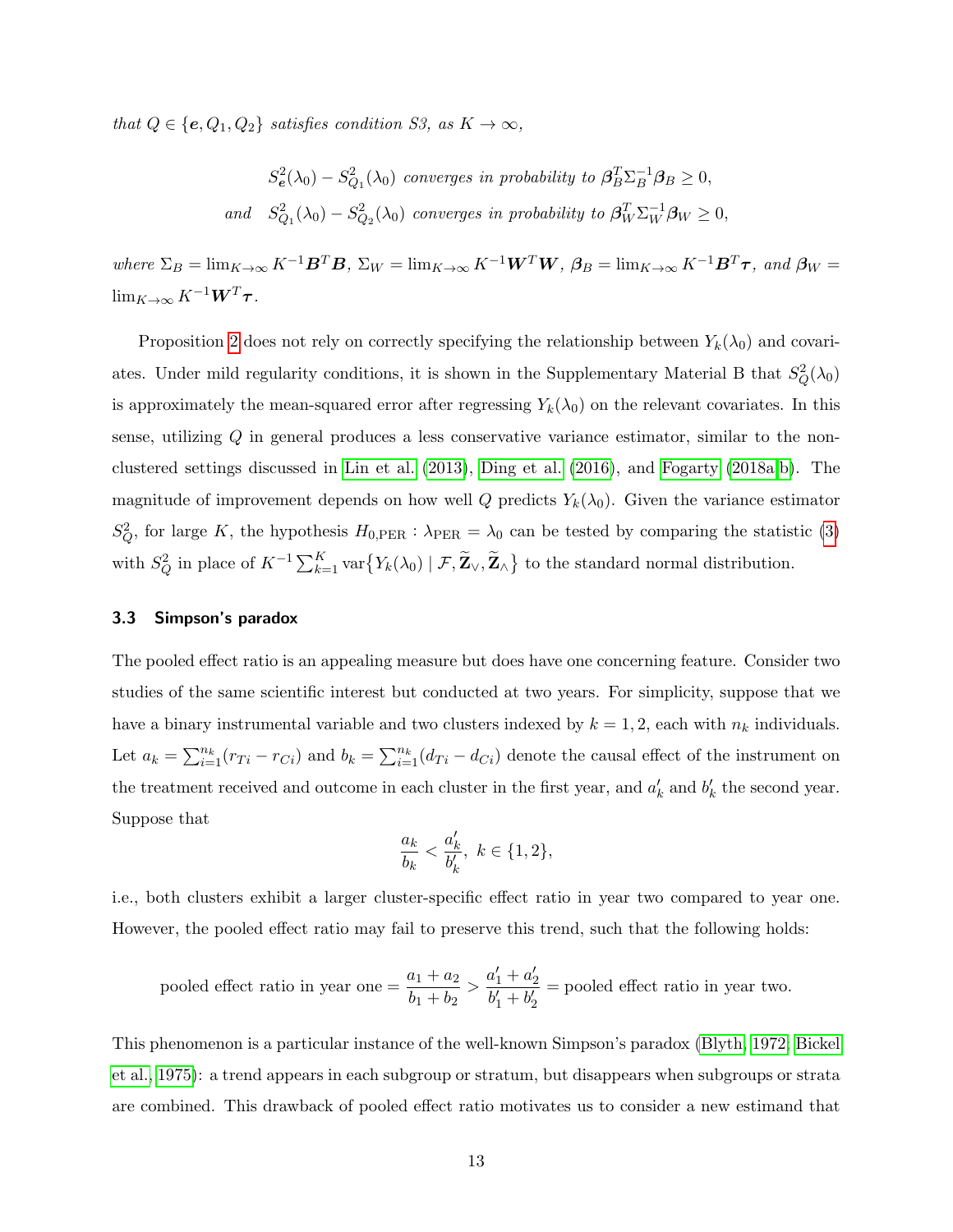*that $Q \in \{\boldsymbol{e}, Q_1, Q_2\}$ satisfies condition S3, as $K \to \infty$,*

$$S^2_{\boldsymbol{e}}(\lambda_0) - S^2_{Q_1}(\lambda_0) \text{ converges in probability to } \boldsymbol{\beta}_B^T \Sigma_B^{-1} \boldsymbol{\beta}_B \geq 0,$$

$$\text{and} \quad S^2_{Q_1}(\lambda_0) - S^2_{Q_2}(\lambda_0) \text{ converges in probability to } \boldsymbol{\beta}_W^T \Sigma_W^{-1} \boldsymbol{\beta}_W \geq 0,$$

*where $\Sigma_B = \lim_{K\to\infty} K^{-1}\boldsymbol{B}^T\boldsymbol{B}$, $\Sigma_W = \lim_{K\to\infty} K^{-1}\boldsymbol{W}^T\boldsymbol{W}$, $\boldsymbol{\beta}_B = \lim_{K\to\infty} K^{-1}\boldsymbol{B}^T\boldsymbol{\tau}$, and $\boldsymbol{\beta}_W = \lim_{K\to\infty} K^{-1}\boldsymbol{W}^T\boldsymbol{\tau}$.*

Proposition 2 does not rely on correctly specifying the relationship between $Y_k(\lambda_0)$ and covariates. Under mild regularity conditions, it is shown in the Supplementary Material B that $S^2_Q(\lambda_0)$ is approximately the mean-squared error after regressing $Y_k(\lambda_0)$ on the relevant covariates. In this sense, utilizing $Q$ in general produces a less conservative variance estimator, similar to the non-clustered settings discussed in Lin et al. (2013), Ding et al. (2016), and Fogarty (2018a,b). The magnitude of improvement depends on how well $Q$ predicts $Y_k(\lambda_0)$. Given the variance estimator $S^2_Q$, for large $K$, the hypothesis $H_{0,\text{PER}} : \lambda_{\text{PER}} = \lambda_0$ can be tested by comparing the statistic (3) with $S^2_Q$ in place of $K^{-1}\sum_{k=1}^{K} \text{var}\{Y_k(\lambda_0) \mid \mathcal{F}, \widetilde{\mathbf{Z}}_\vee, \widetilde{\mathbf{Z}}_\wedge\}$ to the standard normal distribution.

### 3.3 Simpson's paradox

The pooled effect ratio is an appealing measure but does have one concerning feature. Consider two studies of the same scientific interest but conducted at two years. For simplicity, suppose that we have a binary instrumental variable and two clusters indexed by $k = 1, 2$, each with $n_k$ individuals. Let $a_k = \sum_{i=1}^{n_k}(r_{Ti} - r_{Ci})$ and $b_k = \sum_{i=1}^{n_k}(d_{Ti} - d_{Ci})$ denote the causal effect of the instrument on the treatment received and outcome in each cluster in the first year, and $a'_k$ and $b'_k$ the second year. Suppose that

$$\frac{a_k}{b_k} < \frac{a'_k}{b'_k}, \; k \in \{1, 2\},$$

i.e., both clusters exhibit a larger cluster-specific effect ratio in year two compared to year one. However, the pooled effect ratio may fail to preserve this trend, such that the following holds:

$$\text{pooled effect ratio in year one} = \frac{a_1 + a_2}{b_1 + b_2} > \frac{a'_1 + a'_2}{b'_1 + b'_2} = \text{pooled effect ratio in year two}.$$

This phenomenon is a particular instance of the well-known Simpson's paradox (Blyth, 1972; Bickel et al., 1975): a trend appears in each subgroup or stratum, but disappears when subgroups or strata are combined. This drawback of pooled effect ratio motivates us to consider a new estimand that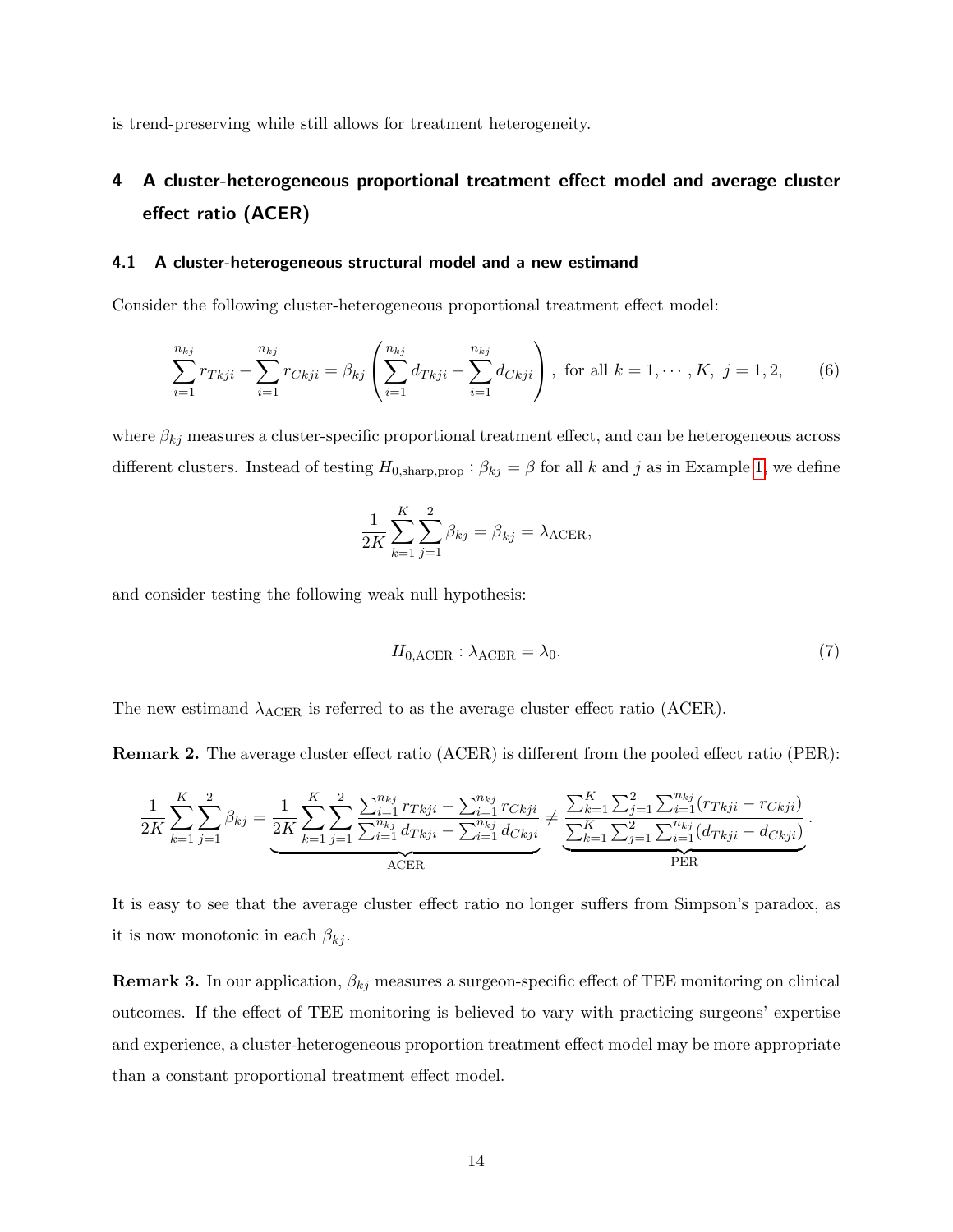is trend-preserving while still allows for treatment heterogeneity.

## 4 A cluster-heterogeneous proportional treatment effect model and average cluster effect ratio (ACER)

### 4.1 A cluster-heterogeneous structural model and a new estimand

Consider the following cluster-heterogeneous proportional treatment effect model:

$$\sum_{i=1}^{n_{kj}} r_{Tkji} - \sum_{i=1}^{n_{kj}} r_{Ckji} = \beta_{kj} \left( \sum_{i=1}^{n_{kj}} d_{Tkji} - \sum_{i=1}^{n_{kj}} d_{Ckji} \right), \text{ for all } k = 1, \cdots, K, \ j = 1, 2, \tag{6}$$

where $\beta_{kj}$ measures a cluster-specific proportional treatment effect, and can be heterogeneous across different clusters. Instead of testing $H_{0,\text{sharp,prop}} : \beta_{kj} = \beta$ for all $k$ and $j$ as in Example 1, we define

$$\frac{1}{2K} \sum_{k=1}^{K} \sum_{j=1}^{2} \beta_{kj} = \overline{\beta}_{kj} = \lambda_{\text{ACER}},$$

and consider testing the following weak null hypothesis:

$$H_{0,\text{ACER}} : \lambda_{\text{ACER}} = \lambda_0. \tag{7}$$

The new estimand $\lambda_{\text{ACER}}$ is referred to as the average cluster effect ratio (ACER).

**Remark 2.** The average cluster effect ratio (ACER) is different from the pooled effect ratio (PER):

$$\frac{1}{2K} \sum_{k=1}^{K} \sum_{j=1}^{2} \beta_{kj} = \underbrace{\frac{1}{2K} \sum_{k=1}^{K} \sum_{j=1}^{2} \frac{\sum_{i=1}^{n_{kj}} r_{Tkji} - \sum_{i=1}^{n_{kj}} r_{Ckji}}{\sum_{i=1}^{n_{kj}} d_{Tkji} - \sum_{i=1}^{n_{kj}} d_{Ckji}}}_{\text{ACER}} \neq \underbrace{\frac{\sum_{k=1}^{K} \sum_{j=1}^{2} \sum_{i=1}^{n_{kj}} (r_{Tkji} - r_{Ckji})}{\sum_{k=1}^{K} \sum_{j=1}^{2} \sum_{i=1}^{n_{kj}} (d_{Tkji} - d_{Ckji})}}_{\text{PER}}.$$

It is easy to see that the average cluster effect ratio no longer suffers from Simpson's paradox, as it is now monotonic in each $\beta_{kj}$.

**Remark 3.** In our application, $\beta_{kj}$ measures a surgeon-specific effect of TEE monitoring on clinical outcomes. If the effect of TEE monitoring is believed to vary with practicing surgeons' expertise and experience, a cluster-heterogeneous proportion treatment effect model may be more appropriate than a constant proportional treatment effect model.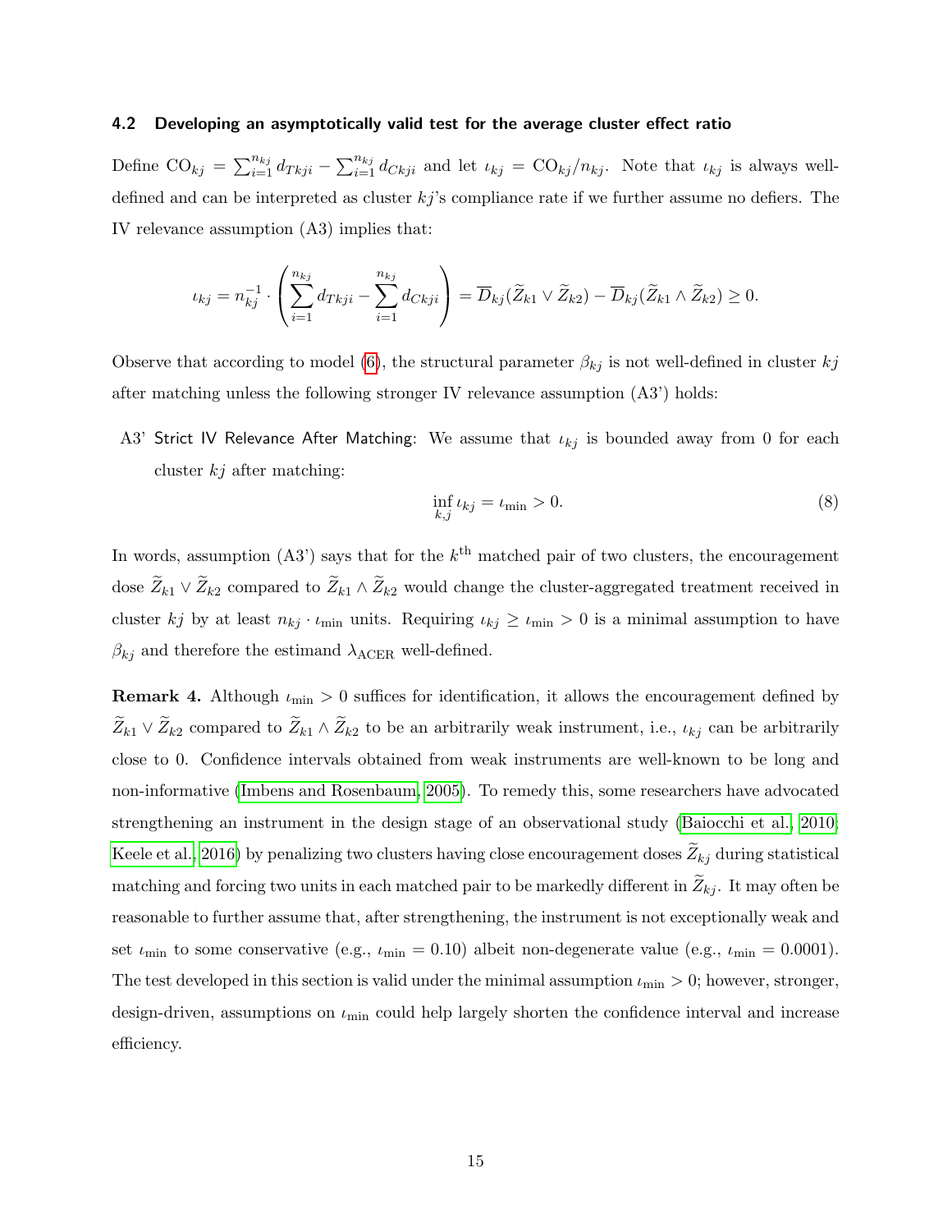### 4.2 Developing an asymptotically valid test for the average cluster effect ratio

Define $\text{CO}_{kj} = \sum_{i=1}^{n_{kj}} d_{Tkji} - \sum_{i=1}^{n_{kj}} d_{Ckji}$ and let $\iota_{kj} = \text{CO}_{kj}/n_{kj}$. Note that $\iota_{kj}$ is always well-defined and can be interpreted as cluster $kj$'s compliance rate if we further assume no defiers. The IV relevance assumption (A3) implies that:

$$
\iota_{kj} = n_{kj}^{-1} \cdot \left( \sum_{i=1}^{n_{kj}} d_{Tkji} - \sum_{i=1}^{n_{kj}} d_{Ckji} \right) = \overline{D}_{kj}(\widetilde{Z}_{k1} \vee \widetilde{Z}_{k2}) - \overline{D}_{kj}(\widetilde{Z}_{k1} \wedge \widetilde{Z}_{k2}) \geq 0.
$$

Observe that according to model (6), the structural parameter $\beta_{kj}$ is not well-defined in cluster $kj$ after matching unless the following stronger IV relevance assumption (A3') holds:

A3' Strict IV Relevance After Matching: We assume that $\iota_{kj}$ is bounded away from 0 for each cluster $kj$ after matching:

$$
\inf_{k,j} \iota_{kj} = \iota_{\min} > 0. \tag{8}
$$

In words, assumption (A3') says that for the $k^{\text{th}}$ matched pair of two clusters, the encouragement dose $\widetilde{Z}_{k1} \vee \widetilde{Z}_{k2}$ compared to $\widetilde{Z}_{k1} \wedge \widetilde{Z}_{k2}$ would change the cluster-aggregated treatment received in cluster $kj$ by at least $n_{kj} \cdot \iota_{\min}$ units. Requiring $\iota_{kj} \geq \iota_{\min} > 0$ is a minimal assumption to have $\beta_{kj}$ and therefore the estimand $\lambda_{\text{ACER}}$ well-defined.

**Remark 4.** Although $\iota_{\min} > 0$ suffices for identification, it allows the encouragement defined by $\widetilde{Z}_{k1} \vee \widetilde{Z}_{k2}$ compared to $\widetilde{Z}_{k1} \wedge \widetilde{Z}_{k2}$ to be an arbitrarily weak instrument, i.e., $\iota_{kj}$ can be arbitrarily close to 0. Confidence intervals obtained from weak instruments are well-known to be long and non-informative (Imbens and Rosenbaum, 2005). To remedy this, some researchers have advocated strengthening an instrument in the design stage of an observational study (Baiocchi et al., 2010; Keele et al., 2016) by penalizing two clusters having close encouragement doses $\widetilde{Z}_{kj}$ during statistical matching and forcing two units in each matched pair to be markedly different in $\widetilde{Z}_{kj}$. It may often be reasonable to further assume that, after strengthening, the instrument is not exceptionally weak and set $\iota_{\min}$ to some conservative (e.g., $\iota_{\min} = 0.10$) albeit non-degenerate value (e.g., $\iota_{\min} = 0.0001$). The test developed in this section is valid under the minimal assumption $\iota_{\min} > 0$; however, stronger, design-driven, assumptions on $\iota_{\min}$ could help largely shorten the confidence interval and increase efficiency.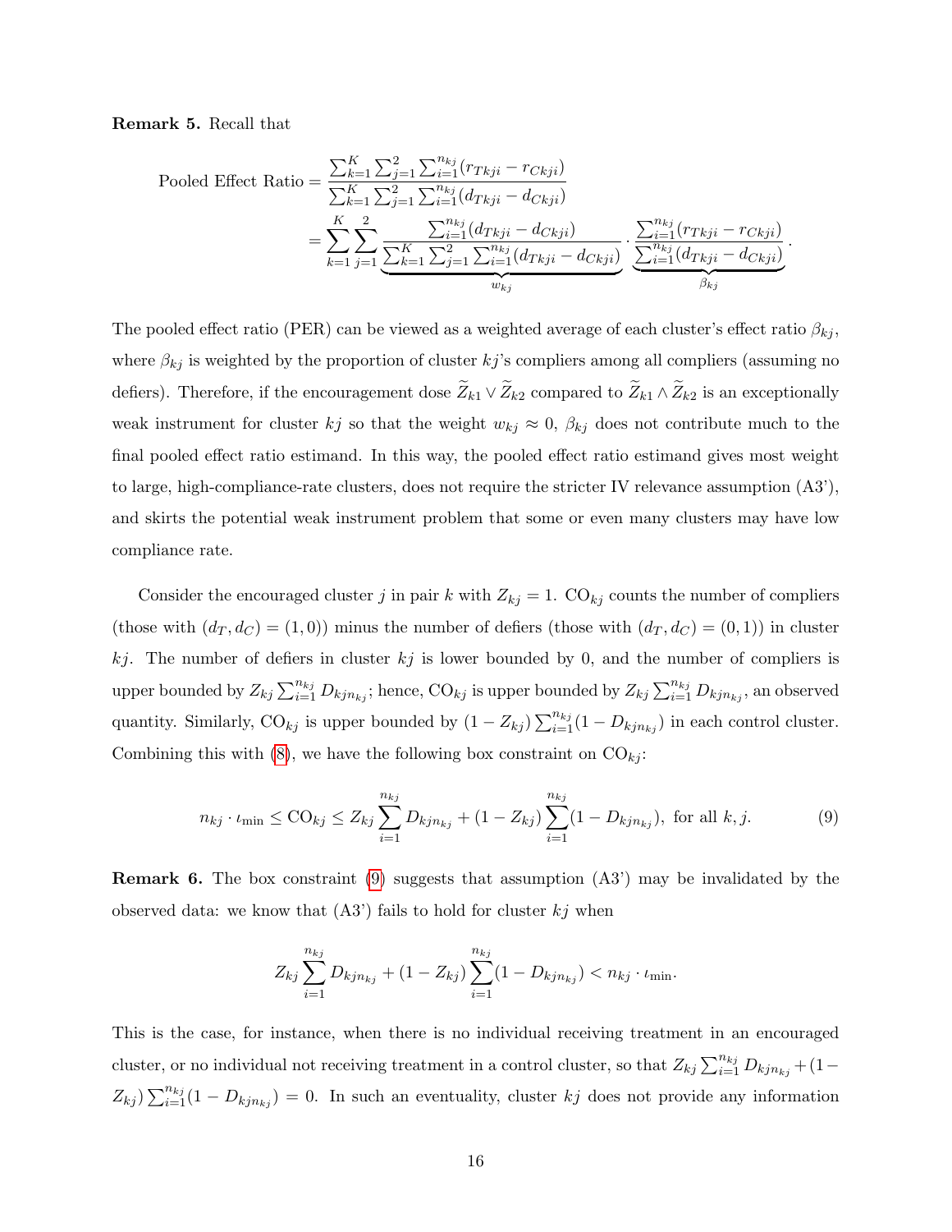**Remark 5.** Recall that

$$
\begin{aligned}
\text{Pooled Effect Ratio} &= \frac{\sum_{k=1}^{K}\sum_{j=1}^{2}\sum_{i=1}^{n_{kj}}(r_{Tkji}-r_{Ckji})}{\sum_{k=1}^{K}\sum_{j=1}^{2}\sum_{i=1}^{n_{kj}}(d_{Tkji}-d_{Ckji})} \\
&= \sum_{k=1}^{K}\sum_{j=1}^{2} \underbrace{\frac{\sum_{i=1}^{n_{kj}}(d_{Tkji}-d_{Ckji})}{\sum_{k=1}^{K}\sum_{j=1}^{2}\sum_{i=1}^{n_{kj}}(d_{Tkji}-d_{Ckji})}}_{w_{kj}} \cdot \underbrace{\frac{\sum_{i=1}^{n_{kj}}(r_{Tkji}-r_{Ckji})}{\sum_{i=1}^{n_{kj}}(d_{Tkji}-d_{Ckji})}}_{\beta_{kj}}.
\end{aligned}
$$

The pooled effect ratio (PER) can be viewed as a weighted average of each cluster's effect ratio $\beta_{kj}$, where $\beta_{kj}$ is weighted by the proportion of cluster $kj$'s compliers among all compliers (assuming no defiers). Therefore, if the encouragement dose $\widetilde{Z}_{k1} \vee \widetilde{Z}_{k2}$ compared to $\widetilde{Z}_{k1} \wedge \widetilde{Z}_{k2}$ is an exceptionally weak instrument for cluster $kj$ so that the weight $w_{kj} \approx 0$, $\beta_{kj}$ does not contribute much to the final pooled effect ratio estimand. In this way, the pooled effect ratio estimand gives most weight to large, high-compliance-rate clusters, does not require the stricter IV relevance assumption (A3'), and skirts the potential weak instrument problem that some or even many clusters may have low compliance rate.

Consider the encouraged cluster $j$ in pair $k$ with $Z_{kj} = 1$. $\text{CO}_{kj}$ counts the number of compliers (those with $(d_T, d_C) = (1, 0)$) minus the number of defiers (those with $(d_T, d_C) = (0, 1)$) in cluster $kj$. The number of defiers in cluster $kj$ is lower bounded by 0, and the number of compliers is upper bounded by $Z_{kj}\sum_{i=1}^{n_{kj}} D_{kjn_{kj}}$; hence, $\text{CO}_{kj}$ is upper bounded by $Z_{kj}\sum_{i=1}^{n_{kj}} D_{kjn_{kj}}$, an observed quantity. Similarly, $\text{CO}_{kj}$ is upper bounded by $(1 - Z_{kj})\sum_{i=1}^{n_{kj}}(1 - D_{kjn_{kj}})$ in each control cluster. Combining this with (8), we have the following box constraint on $\text{CO}_{kj}$:

$$
n_{kj} \cdot \iota_{\min} \leq \text{CO}_{kj} \leq Z_{kj}\sum_{i=1}^{n_{kj}} D_{kjn_{kj}} + (1 - Z_{kj})\sum_{i=1}^{n_{kj}}(1 - D_{kjn_{kj}}), \text{ for all } k, j. \tag{9}
$$

**Remark 6.** The box constraint (9) suggests that assumption (A3') may be invalidated by the observed data: we know that (A3') fails to hold for cluster $kj$ when

$$
Z_{kj}\sum_{i=1}^{n_{kj}} D_{kjn_{kj}} + (1 - Z_{kj})\sum_{i=1}^{n_{kj}}(1 - D_{kjn_{kj}}) < n_{kj} \cdot \iota_{\min}.
$$

This is the case, for instance, when there is no individual receiving treatment in an encouraged cluster, or no individual not receiving treatment in a control cluster, so that $Z_{kj}\sum_{i=1}^{n_{kj}} D_{kjn_{kj}} + (1 - Z_{kj})\sum_{i=1}^{n_{kj}}(1 - D_{kjn_{kj}}) = 0$. In such an eventuality, cluster $kj$ does not provide any information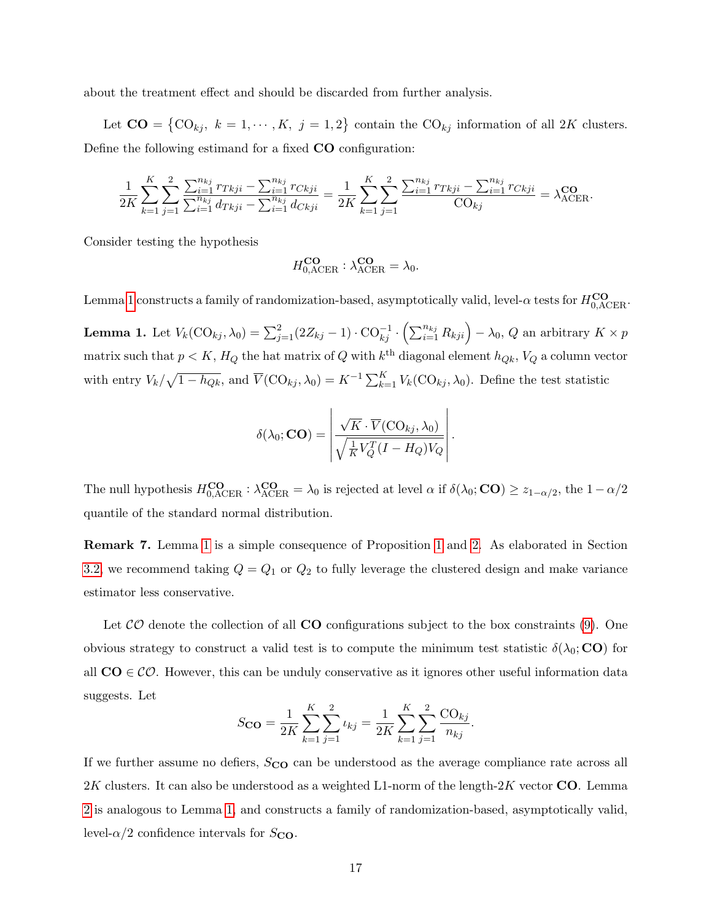about the treatment effect and should be discarded from further analysis.

Let $\mathbf{CO} = \{\mathrm{CO}_{kj},\ k = 1, \cdots, K,\ j = 1, 2\}$ contain the $\mathrm{CO}_{kj}$ information of all $2K$ clusters. Define the following estimand for a fixed $\mathbf{CO}$ configuration:

$$\frac{1}{2K}\sum_{k=1}^{K}\sum_{j=1}^{2}\frac{\sum_{i=1}^{n_{kj}} r_{Tkji} - \sum_{i=1}^{n_{kj}} r_{Ckji}}{\sum_{i=1}^{n_{kj}} d_{Tkji} - \sum_{i=1}^{n_{kj}} d_{Ckji}} = \frac{1}{2K}\sum_{k=1}^{K}\sum_{j=1}^{2}\frac{\sum_{i=1}^{n_{kj}} r_{Tkji} - \sum_{i=1}^{n_{kj}} r_{Ckji}}{\mathrm{CO}_{kj}} = \lambda_{\mathrm{ACER}}^{\mathbf{CO}}.$$

Consider testing the hypothesis

$$H_{0,\mathrm{ACER}}^{\mathbf{CO}} : \lambda_{\mathrm{ACER}}^{\mathbf{CO}} = \lambda_0.$$

Lemma 1 constructs a family of randomization-based, asymptotically valid, level-$\alpha$ tests for $H_{0,\mathrm{ACER}}^{\mathbf{CO}}$.

**Lemma 1.** Let $V_k(\mathrm{CO}_{kj}, \lambda_0) = \sum_{j=1}^{2}(2Z_{kj} - 1)\cdot \mathrm{CO}_{kj}^{-1}\cdot\left(\sum_{i=1}^{n_{kj}} R_{kji}\right) - \lambda_0$, $Q$ an arbitrary $K \times p$ matrix such that $p < K$, $H_Q$ the hat matrix of $Q$ with $k^{\text{th}}$ diagonal element $h_{Qk}$, $V_Q$ a column vector with entry $V_k/\sqrt{1 - h_{Qk}}$, and $\overline{V}(\mathrm{CO}_{kj}, \lambda_0) = K^{-1}\sum_{k=1}^{K} V_k(\mathrm{CO}_{kj}, \lambda_0)$. Define the test statistic

$$\delta(\lambda_0; \mathbf{CO}) = \left|\frac{\sqrt{K}\cdot\overline{V}(\mathrm{CO}_{kj}, \lambda_0)}{\sqrt{\frac{1}{K}V_Q^T(I - H_Q)V_Q}}\right|.$$

The null hypothesis $H_{0,\mathrm{ACER}}^{\mathbf{CO}} : \lambda_{\mathrm{ACER}}^{\mathbf{CO}} = \lambda_0$ is rejected at level $\alpha$ if $\delta(\lambda_0; \mathbf{CO}) \geq z_{1-\alpha/2}$, the $1 - \alpha/2$ quantile of the standard normal distribution.

**Remark 7.** Lemma 1 is a simple consequence of Proposition 1 and 2. As elaborated in Section 3.2, we recommend taking $Q = Q_1$ or $Q_2$ to fully leverage the clustered design and make variance estimator less conservative.

Let $\mathcal{CO}$ denote the collection of all $\mathbf{CO}$ configurations subject to the box constraints (9). One obvious strategy to construct a valid test is to compute the minimum test statistic $\delta(\lambda_0; \mathbf{CO})$ for all $\mathbf{CO} \in \mathcal{CO}$. However, this can be unduly conservative as it ignores other useful information data suggests. Let

$$S_{\mathbf{CO}} = \frac{1}{2K}\sum_{k=1}^{K}\sum_{j=1}^{2}\iota_{kj} = \frac{1}{2K}\sum_{k=1}^{K}\sum_{j=1}^{2}\frac{\mathrm{CO}_{kj}}{n_{kj}}.$$

If we further assume no defiers, $S_{\mathbf{CO}}$ can be understood as the average compliance rate across all $2K$ clusters. It can also be understood as a weighted L1-norm of the length-$2K$ vector $\mathbf{CO}$. Lemma 2 is analogous to Lemma 1, and constructs a family of randomization-based, asymptotically valid, level-$\alpha/2$ confidence intervals for $S_{\mathbf{CO}}$.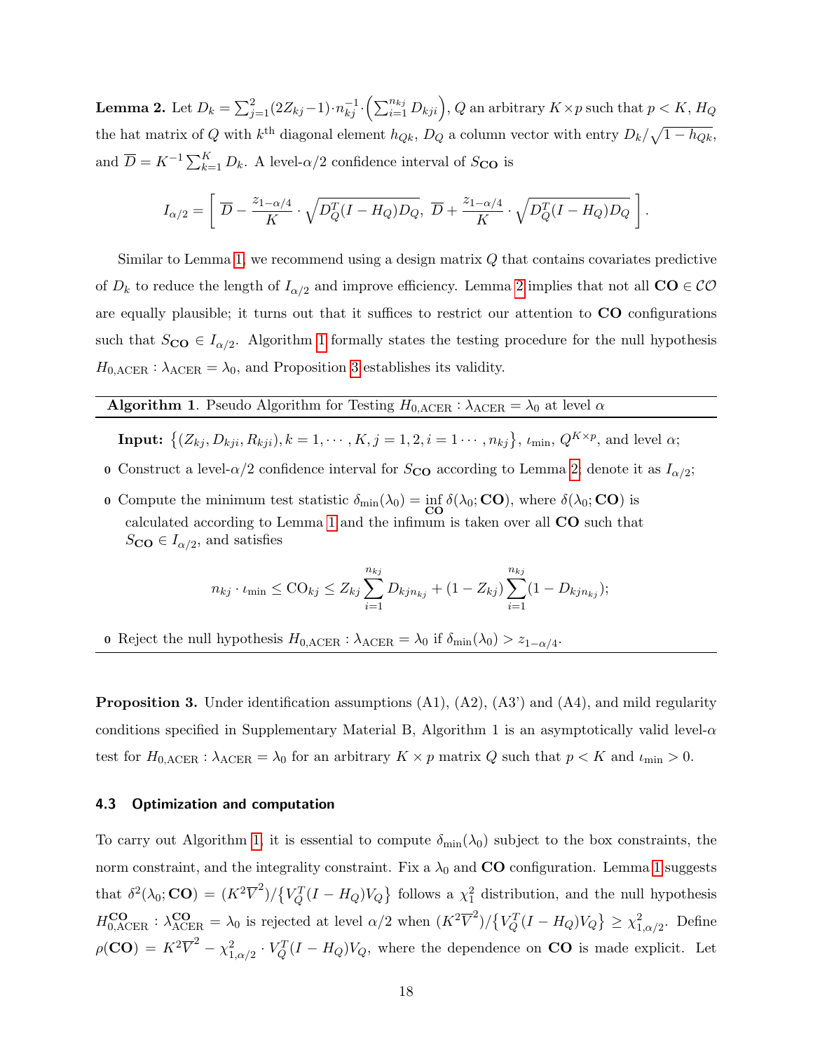**Lemma 2.** Let $D_k = \sum_{j=1}^{2}(2Z_{kj}-1)\cdot n_{kj}^{-1}\cdot\left(\sum_{i=1}^{n_{kj}} D_{kji}\right)$, $Q$ an arbitrary $K\times p$ such that $p<K$, $H_Q$ the hat matrix of $Q$ with $k^{\text{th}}$ diagonal element $h_{Qk}$, $D_Q$ a column vector with entry $D_k/\sqrt{1-h_{Qk}}$, and $\overline{D} = K^{-1}\sum_{k=1}^{K} D_k$. A level-$\alpha/2$ confidence interval of $S_{\mathbf{CO}}$ is

$$I_{\alpha/2} = \left[\ \overline{D} - \frac{z_{1-\alpha/4}}{K}\cdot\sqrt{D_Q^T(I-H_Q)D_Q},\ \overline{D} + \frac{z_{1-\alpha/4}}{K}\cdot\sqrt{D_Q^T(I-H_Q)D_Q}\ \right].$$

Similar to Lemma 1, we recommend using a design matrix $Q$ that contains covariates predictive of $D_k$ to reduce the length of $I_{\alpha/2}$ and improve efficiency. Lemma 2 implies that not all $\mathbf{CO}\in\mathcal{CO}$ are equally plausible; it turns out that it suffices to restrict our attention to $\mathbf{CO}$ configurations such that $S_{\mathbf{CO}}\in I_{\alpha/2}$. Algorithm 1 formally states the testing procedure for the null hypothesis $H_{0,\text{ACER}}:\lambda_{\text{ACER}}=\lambda_0$, and Proposition 3 establishes its validity.

---

**Algorithm 1**. Pseudo Algorithm for Testing $H_{0,\text{ACER}}:\lambda_{\text{ACER}}=\lambda_0$ at level $\alpha$

---

**Input:** $\{(Z_{kj}, D_{kji}, R_{kji}), k=1,\cdots,K, j=1,2, i=1\cdots,n_{kj}\}$, $\iota_{\min}$, $Q^{K\times p}$, and level $\alpha$;

- Construct a level-$\alpha/2$ confidence interval for $S_{\mathbf{CO}}$ according to Lemma 2; denote it as $I_{\alpha/2}$;
- Compute the minimum test statistic $\delta_{\min}(\lambda_0) = \inf_{\mathbf{CO}}\delta(\lambda_0;\mathbf{CO})$, where $\delta(\lambda_0;\mathbf{CO})$ is calculated according to Lemma 1 and the infimum is taken over all $\mathbf{CO}$ such that $S_{\mathbf{CO}}\in I_{\alpha/2}$, and satisfies

$$n_{kj}\cdot\iota_{\min}\le \text{CO}_{kj}\le Z_{kj}\sum_{i=1}^{n_{kj}} D_{kjn_{kj}} + (1-Z_{kj})\sum_{i=1}^{n_{kj}}(1-D_{kjn_{kj}});$$

- Reject the null hypothesis $H_{0,\text{ACER}}:\lambda_{\text{ACER}}=\lambda_0$ if $\delta_{\min}(\lambda_0) > z_{1-\alpha/4}$.

---

**Proposition 3.** Under identification assumptions (A1), (A2), (A3') and (A4), and mild regularity conditions specified in Supplementary Material B, Algorithm 1 is an asymptotically valid level-$\alpha$ test for $H_{0,\text{ACER}}:\lambda_{\text{ACER}}=\lambda_0$ for an arbitrary $K\times p$ matrix $Q$ such that $p<K$ and $\iota_{\min}>0$.

### 4.3 Optimization and computation

To carry out Algorithm 1, it is essential to compute $\delta_{\min}(\lambda_0)$ subject to the box constraints, the norm constraint, and the integrality constraint. Fix a $\lambda_0$ and $\mathbf{CO}$ configuration. Lemma 1 suggests that $\delta^2(\lambda_0;\mathbf{CO}) = (K^2\overline{V}^2)/\{V_Q^T(I-H_Q)V_Q\}$ follows a $\chi^2_1$ distribution, and the null hypothesis $H^{\mathbf{CO}}_{0,\text{ACER}}:\lambda^{\mathbf{CO}}_{\text{ACER}}=\lambda_0$ is rejected at level $\alpha/2$ when $(K^2\overline{V}^2)/\{V_Q^T(I-H_Q)V_Q\}\ge\chi^2_{1,\alpha/2}$. Define $\rho(\mathbf{CO}) = K^2\overline{V}^2 - \chi^2_{1,\alpha/2}\cdot V_Q^T(I-H_Q)V_Q$, where the dependence on $\mathbf{CO}$ is made explicit. Let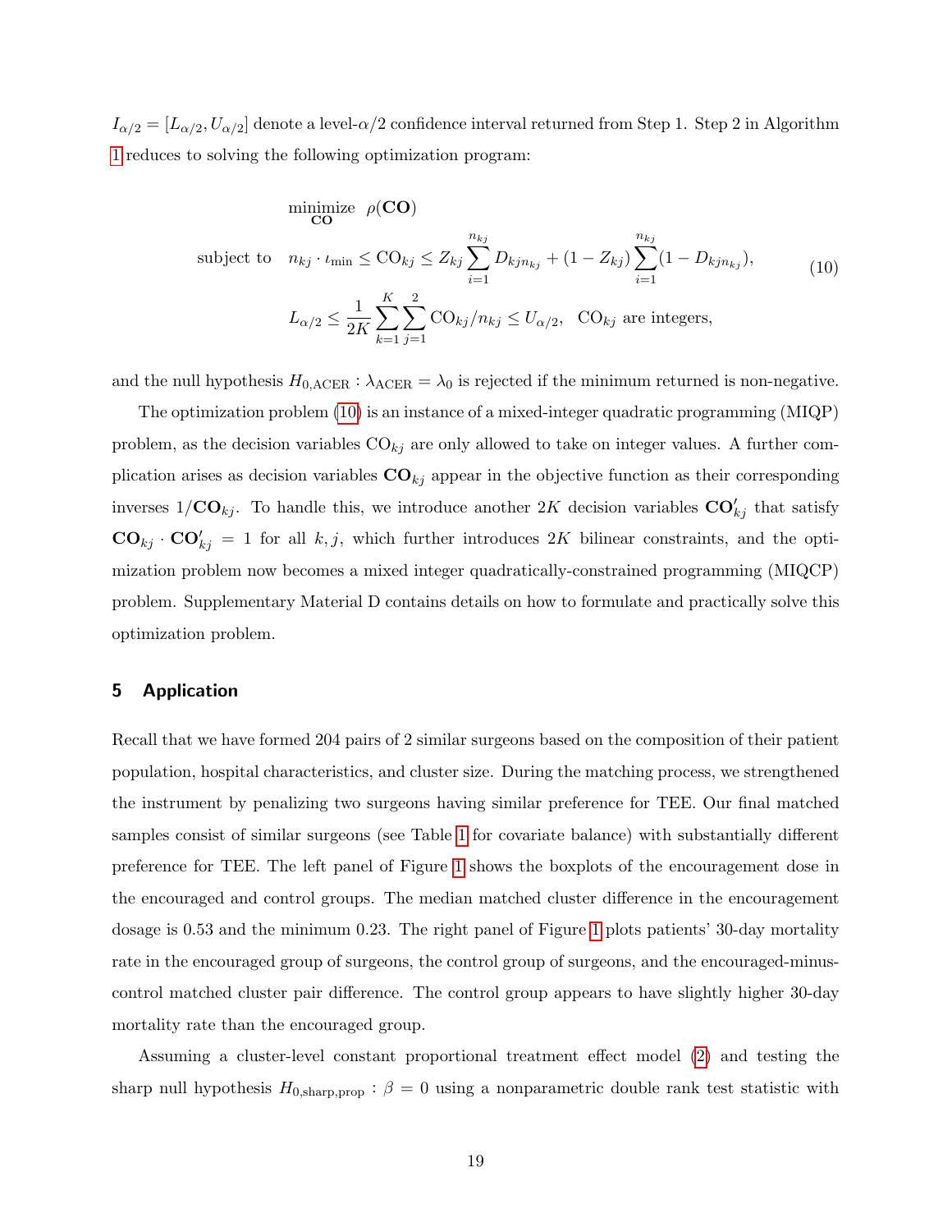$I_{\alpha/2} = [L_{\alpha/2}, U_{\alpha/2}]$ denote a level-$\alpha/2$ confidence interval returned from Step 1. Step 2 in Algorithm 1 reduces to solving the following optimization program:

$$
\begin{aligned}
&\underset{\mathbf{CO}}{\text{minimize}} \quad \rho(\mathbf{CO}) \\
&\text{subject to} \quad n_{kj} \cdot \iota_{\min} \leq \text{CO}_{kj} \leq Z_{kj} \sum_{i=1}^{n_{kj}} D_{kjn_{kj}} + (1 - Z_{kj}) \sum_{i=1}^{n_{kj}} (1 - D_{kjn_{kj}}), \\
&\qquad\qquad L_{\alpha/2} \leq \frac{1}{2K} \sum_{k=1}^{K} \sum_{j=1}^{2} \text{CO}_{kj}/n_{kj} \leq U_{\alpha/2}, \quad \text{CO}_{kj} \text{ are integers,}
\end{aligned}
\tag{10}
$$

and the null hypothesis $H_{0,\text{ACER}} : \lambda_{\text{ACER}} = \lambda_0$ is rejected if the minimum returned is non-negative.

The optimization problem (10) is an instance of a mixed-integer quadratic programming (MIQP) problem, as the decision variables $\text{CO}_{kj}$ are only allowed to take on integer values. A further complication arises as decision variables $\mathbf{CO}_{kj}$ appear in the objective function as their corresponding inverses $1/\mathbf{CO}_{kj}$. To handle this, we introduce another $2K$ decision variables $\mathbf{CO}'_{kj}$ that satisfy $\mathbf{CO}_{kj} \cdot \mathbf{CO}'_{kj} = 1$ for all $k, j$, which further introduces $2K$ bilinear constraints, and the optimization problem now becomes a mixed integer quadratically-constrained programming (MIQCP) problem. Supplementary Material D contains details on how to formulate and practically solve this optimization problem.

## 5 Application

Recall that we have formed 204 pairs of 2 similar surgeons based on the composition of their patient population, hospital characteristics, and cluster size. During the matching process, we strengthened the instrument by penalizing two surgeons having similar preference for TEE. Our final matched samples consist of similar surgeons (see Table 1 for covariate balance) with substantially different preference for TEE. The left panel of Figure 1 shows the boxplots of the encouragement dose in the encouraged and control groups. The median matched cluster difference in the encouragement dosage is 0.53 and the minimum 0.23. The right panel of Figure 1 plots patients' 30-day mortality rate in the encouraged group of surgeons, the control group of surgeons, and the encouraged-minus-control matched cluster pair difference. The control group appears to have slightly higher 30-day mortality rate than the encouraged group.

Assuming a cluster-level constant proportional treatment effect model (2) and testing the sharp null hypothesis $H_{0,\text{sharp,prop}} : \beta = 0$ using a nonparametric double rank test statistic with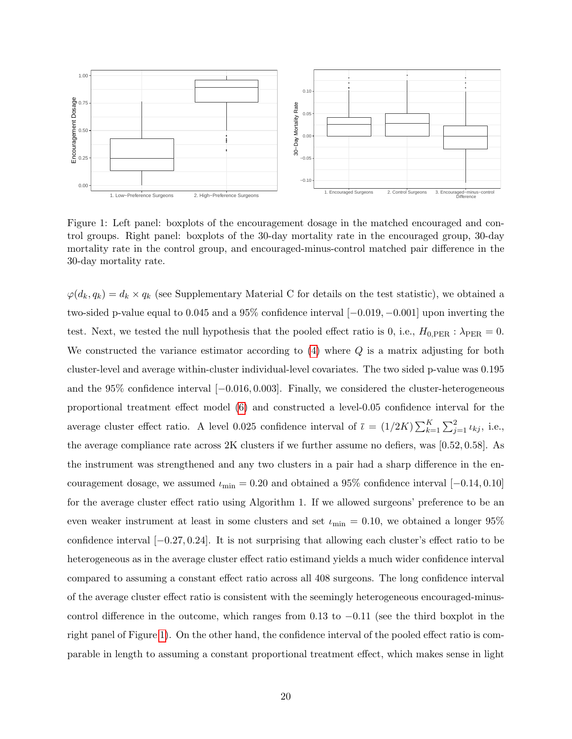Figure 1: Left panel: boxplots of the encouragement dosage in the matched encouraged and control groups. Right panel: boxplots of the 30-day mortality rate in the encouraged group, 30-day mortality rate in the control group, and encouraged-minus-control matched pair difference in the 30-day mortality rate.

$\varphi(d_k, q_k) = d_k \times q_k$ (see Supplementary Material C for details on the test statistic), we obtained a two-sided p-value equal to 0.045 and a 95% confidence interval $[-0.019, -0.001]$ upon inverting the test. Next, we tested the null hypothesis that the pooled effect ratio is 0, i.e., $H_{0,\mathrm{PER}} : \lambda_{\mathrm{PER}} = 0$. We constructed the variance estimator according to (4) where $Q$ is a matrix adjusting for both cluster-level and average within-cluster individual-level covariates. The two sided p-value was 0.195 and the 95% confidence interval $[-0.016, 0.003]$. Finally, we considered the cluster-heterogeneous proportional treatment effect model (6) and constructed a level-0.05 confidence interval for the average cluster effect ratio. A level 0.025 confidence interval of $\bar{\iota} = (1/2K)\sum_{k=1}^{K}\sum_{j=1}^{2}\iota_{kj}$, i.e., the average compliance rate across 2K clusters if we further assume no defiers, was $[0.52, 0.58]$. As the instrument was strengthened and any two clusters in a pair had a sharp difference in the encouragement dosage, we assumed $\iota_{\min} = 0.20$ and obtained a 95% confidence interval $[-0.14, 0.10]$ for the average cluster effect ratio using Algorithm 1. If we allowed surgeons' preference to be an even weaker instrument at least in some clusters and set $\iota_{\min} = 0.10$, we obtained a longer 95% confidence interval $[-0.27, 0.24]$. It is not surprising that allowing each cluster's effect ratio to be heterogeneous as in the average cluster effect ratio estimand yields a much wider confidence interval compared to assuming a constant effect ratio across all 408 surgeons. The long confidence interval of the average cluster effect ratio is consistent with the seemingly heterogeneous encouraged-minus-control difference in the outcome, which ranges from 0.13 to $-0.11$ (see the third boxplot in the right panel of Figure 1). On the other hand, the confidence interval of the pooled effect ratio is comparable in length to assuming a constant proportional treatment effect, which makes sense in light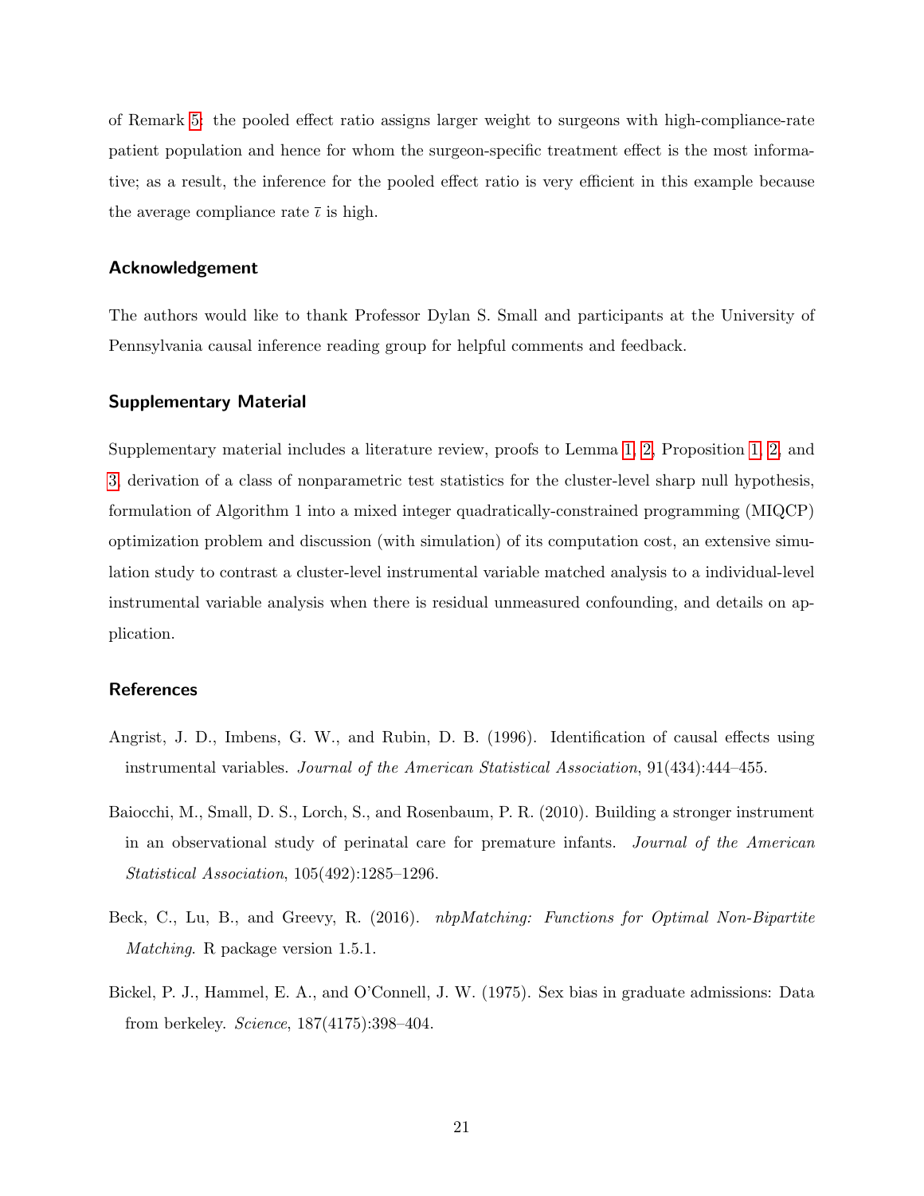of Remark 5: the pooled effect ratio assigns larger weight to surgeons with high-compliance-rate patient population and hence for whom the surgeon-specific treatment effect is the most informative; as a result, the inference for the pooled effect ratio is very efficient in this example because the average compliance rate $\bar{\iota}$ is high.

## Acknowledgement

The authors would like to thank Professor Dylan S. Small and participants at the University of Pennsylvania causal inference reading group for helpful comments and feedback.

## Supplementary Material

Supplementary material includes a literature review, proofs to Lemma 1, 2, Proposition 1, 2, and 3, derivation of a class of nonparametric test statistics for the cluster-level sharp null hypothesis, formulation of Algorithm 1 into a mixed integer quadratically-constrained programming (MIQCP) optimization problem and discussion (with simulation) of its computation cost, an extensive simulation study to contrast a cluster-level instrumental variable matched analysis to a individual-level instrumental variable analysis when there is residual unmeasured confounding, and details on application.

## References

Angrist, J. D., Imbens, G. W., and Rubin, D. B. (1996). Identification of causal effects using instrumental variables. *Journal of the American Statistical Association*, 91(434):444–455.

Baiocchi, M., Small, D. S., Lorch, S., and Rosenbaum, P. R. (2010). Building a stronger instrument in an observational study of perinatal care for premature infants. *Journal of the American Statistical Association*, 105(492):1285–1296.

Beck, C., Lu, B., and Greevy, R. (2016). *nbpMatching: Functions for Optimal Non-Bipartite Matching*. R package version 1.5.1.

Bickel, P. J., Hammel, E. A., and O'Connell, J. W. (1975). Sex bias in graduate admissions: Data from berkeley. *Science*, 187(4175):398–404.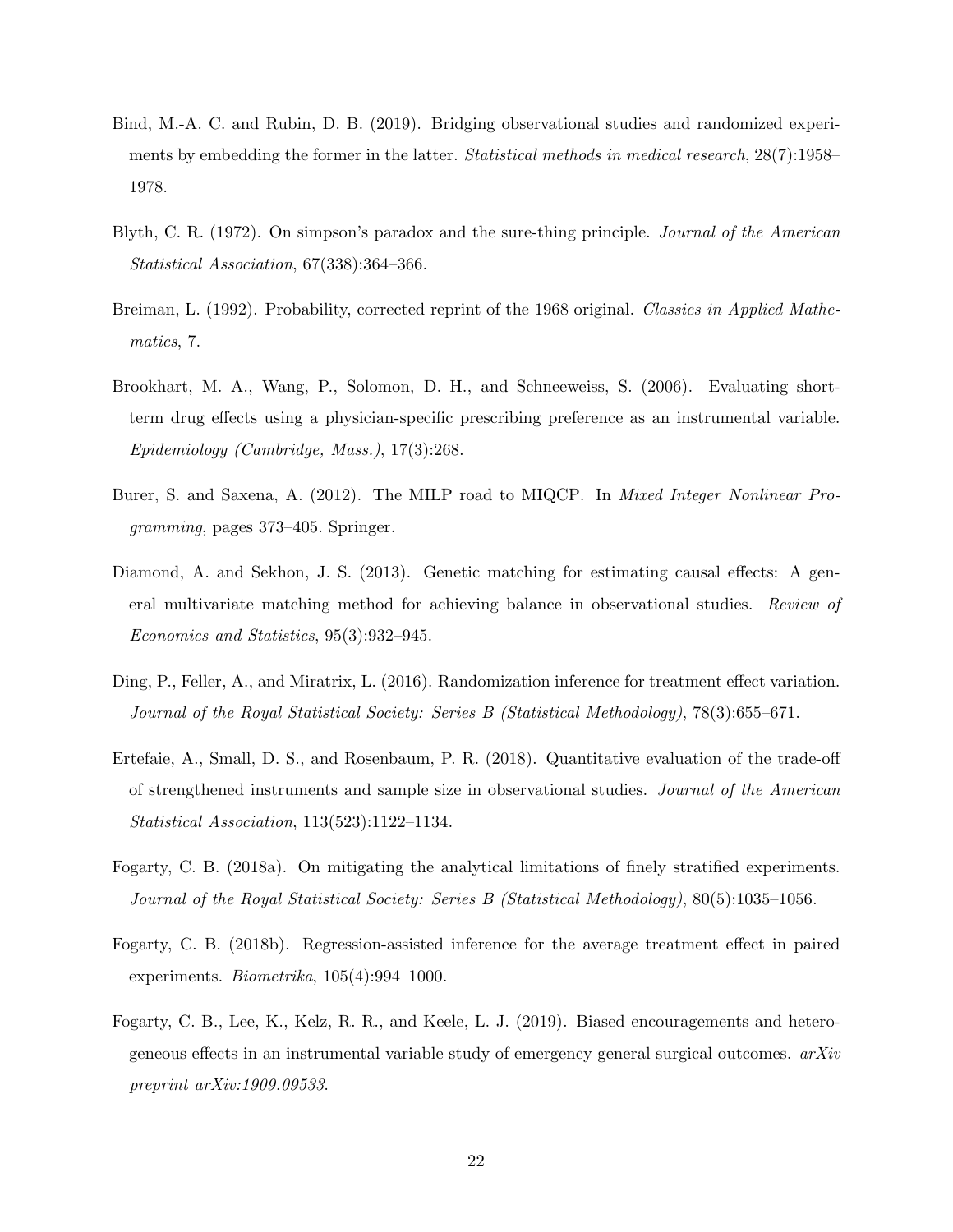Bind, M.-A. C. and Rubin, D. B. (2019). Bridging observational studies and randomized experiments by embedding the former in the latter. *Statistical methods in medical research*, 28(7):1958–1978.

Blyth, C. R. (1972). On simpson's paradox and the sure-thing principle. *Journal of the American Statistical Association*, 67(338):364–366.

Breiman, L. (1992). Probability, corrected reprint of the 1968 original. *Classics in Applied Mathematics*, 7.

Brookhart, M. A., Wang, P., Solomon, D. H., and Schneeweiss, S. (2006). Evaluating short-term drug effects using a physician-specific prescribing preference as an instrumental variable. *Epidemiology (Cambridge, Mass.)*, 17(3):268.

Burer, S. and Saxena, A. (2012). The MILP road to MIQCP. In *Mixed Integer Nonlinear Programming*, pages 373–405. Springer.

Diamond, A. and Sekhon, J. S. (2013). Genetic matching for estimating causal effects: A general multivariate matching method for achieving balance in observational studies. *Review of Economics and Statistics*, 95(3):932–945.

Ding, P., Feller, A., and Miratrix, L. (2016). Randomization inference for treatment effect variation. *Journal of the Royal Statistical Society: Series B (Statistical Methodology)*, 78(3):655–671.

Ertefaie, A., Small, D. S., and Rosenbaum, P. R. (2018). Quantitative evaluation of the trade-off of strengthened instruments and sample size in observational studies. *Journal of the American Statistical Association*, 113(523):1122–1134.

Fogarty, C. B. (2018a). On mitigating the analytical limitations of finely stratified experiments. *Journal of the Royal Statistical Society: Series B (Statistical Methodology)*, 80(5):1035–1056.

Fogarty, C. B. (2018b). Regression-assisted inference for the average treatment effect in paired experiments. *Biometrika*, 105(4):994–1000.

Fogarty, C. B., Lee, K., Kelz, R. R., and Keele, L. J. (2019). Biased encouragements and heterogeneous effects in an instrumental variable study of emergency general surgical outcomes. *arXiv preprint arXiv:1909.09533*.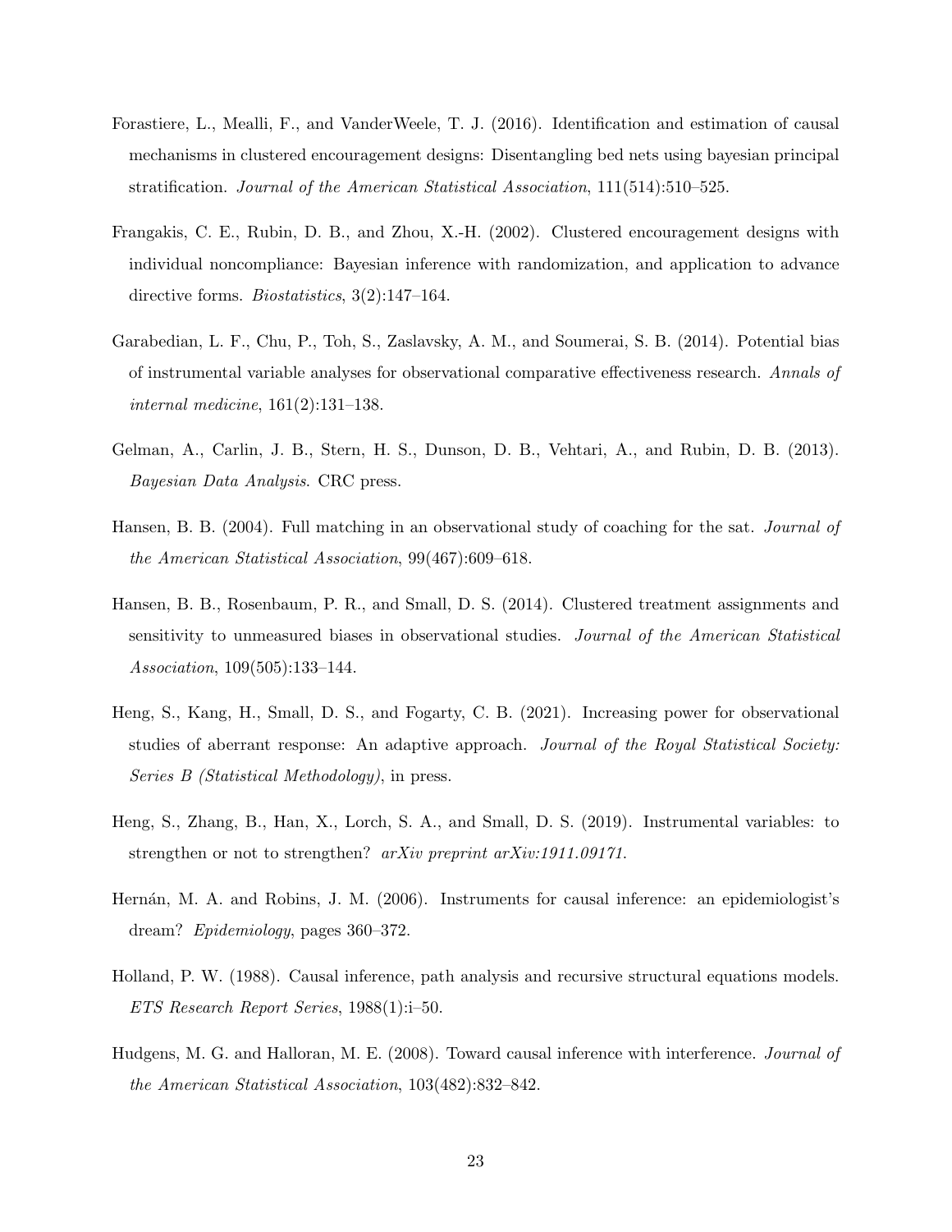Forastiere, L., Mealli, F., and VanderWeele, T. J. (2016). Identification and estimation of causal mechanisms in clustered encouragement designs: Disentangling bed nets using bayesian principal stratification. *Journal of the American Statistical Association*, 111(514):510–525.

Frangakis, C. E., Rubin, D. B., and Zhou, X.-H. (2002). Clustered encouragement designs with individual noncompliance: Bayesian inference with randomization, and application to advance directive forms. *Biostatistics*, 3(2):147–164.

Garabedian, L. F., Chu, P., Toh, S., Zaslavsky, A. M., and Soumerai, S. B. (2014). Potential bias of instrumental variable analyses for observational comparative effectiveness research. *Annals of internal medicine*, 161(2):131–138.

Gelman, A., Carlin, J. B., Stern, H. S., Dunson, D. B., Vehtari, A., and Rubin, D. B. (2013). *Bayesian Data Analysis*. CRC press.

Hansen, B. B. (2004). Full matching in an observational study of coaching for the sat. *Journal of the American Statistical Association*, 99(467):609–618.

Hansen, B. B., Rosenbaum, P. R., and Small, D. S. (2014). Clustered treatment assignments and sensitivity to unmeasured biases in observational studies. *Journal of the American Statistical Association*, 109(505):133–144.

Heng, S., Kang, H., Small, D. S., and Fogarty, C. B. (2021). Increasing power for observational studies of aberrant response: An adaptive approach. *Journal of the Royal Statistical Society: Series B (Statistical Methodology)*, in press.

Heng, S., Zhang, B., Han, X., Lorch, S. A., and Small, D. S. (2019). Instrumental variables: to strengthen or not to strengthen? *arXiv preprint arXiv:1911.09171*.

Hernán, M. A. and Robins, J. M. (2006). Instruments for causal inference: an epidemiologist's dream? *Epidemiology*, pages 360–372.

Holland, P. W. (1988). Causal inference, path analysis and recursive structural equations models. *ETS Research Report Series*, 1988(1):i–50.

Hudgens, M. G. and Halloran, M. E. (2008). Toward causal inference with interference. *Journal of the American Statistical Association*, 103(482):832–842.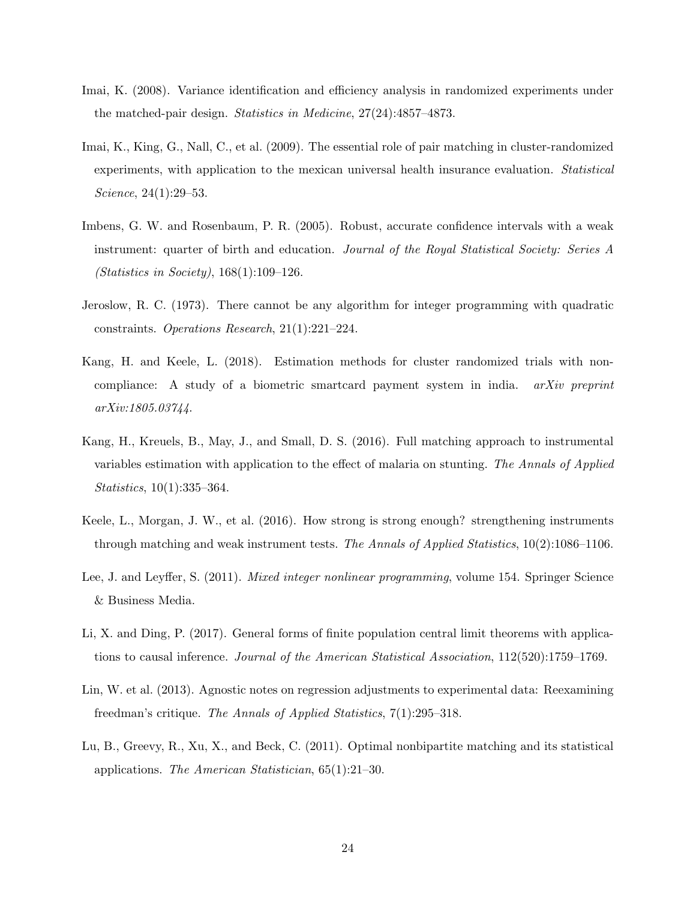Imai, K. (2008). Variance identification and efficiency analysis in randomized experiments under the matched-pair design. *Statistics in Medicine*, 27(24):4857–4873.

Imai, K., King, G., Nall, C., et al. (2009). The essential role of pair matching in cluster-randomized experiments, with application to the mexican universal health insurance evaluation. *Statistical Science*, 24(1):29–53.

Imbens, G. W. and Rosenbaum, P. R. (2005). Robust, accurate confidence intervals with a weak instrument: quarter of birth and education. *Journal of the Royal Statistical Society: Series A (Statistics in Society)*, 168(1):109–126.

Jeroslow, R. C. (1973). There cannot be any algorithm for integer programming with quadratic constraints. *Operations Research*, 21(1):221–224.

Kang, H. and Keele, L. (2018). Estimation methods for cluster randomized trials with noncompliance: A study of a biometric smartcard payment system in india. *arXiv preprint arXiv:1805.03744*.

Kang, H., Kreuels, B., May, J., and Small, D. S. (2016). Full matching approach to instrumental variables estimation with application to the effect of malaria on stunting. *The Annals of Applied Statistics*, 10(1):335–364.

Keele, L., Morgan, J. W., et al. (2016). How strong is strong enough? strengthening instruments through matching and weak instrument tests. *The Annals of Applied Statistics*, 10(2):1086–1106.

Lee, J. and Leyffer, S. (2011). *Mixed integer nonlinear programming*, volume 154. Springer Science & Business Media.

Li, X. and Ding, P. (2017). General forms of finite population central limit theorems with applications to causal inference. *Journal of the American Statistical Association*, 112(520):1759–1769.

Lin, W. et al. (2013). Agnostic notes on regression adjustments to experimental data: Reexamining freedman's critique. *The Annals of Applied Statistics*, 7(1):295–318.

Lu, B., Greevy, R., Xu, X., and Beck, C. (2011). Optimal nonbipartite matching and its statistical applications. *The American Statistician*, 65(1):21–30.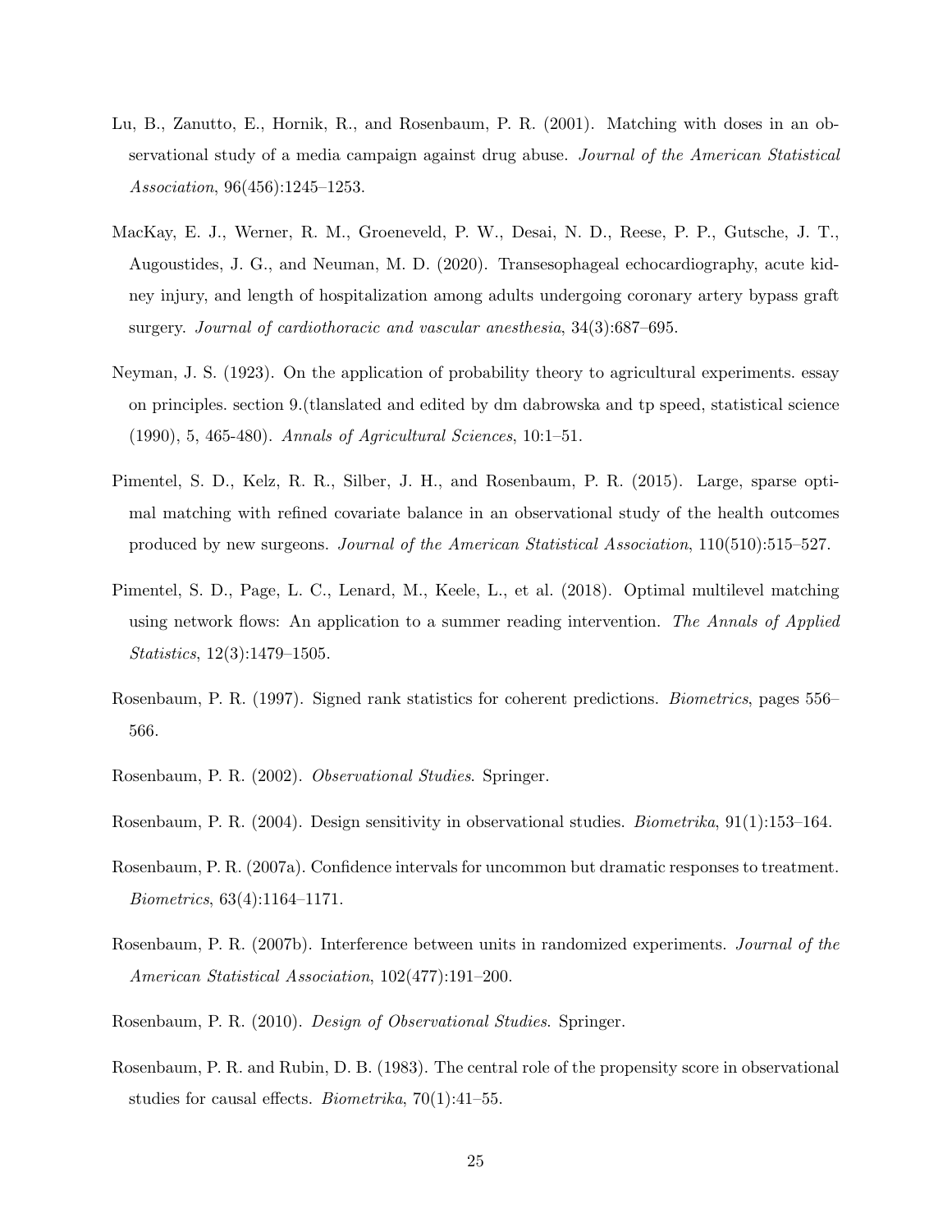Lu, B., Zanutto, E., Hornik, R., and Rosenbaum, P. R. (2001). Matching with doses in an observational study of a media campaign against drug abuse. *Journal of the American Statistical Association*, 96(456):1245–1253.

MacKay, E. J., Werner, R. M., Groeneveld, P. W., Desai, N. D., Reese, P. P., Gutsche, J. T., Augoustides, J. G., and Neuman, M. D. (2020). Transesophageal echocardiography, acute kidney injury, and length of hospitalization among adults undergoing coronary artery bypass graft surgery. *Journal of cardiothoracic and vascular anesthesia*, 34(3):687–695.

Neyman, J. S. (1923). On the application of probability theory to agricultural experiments. essay on principles. section 9.(tlanslated and edited by dm dabrowska and tp speed, statistical science (1990), 5, 465-480). *Annals of Agricultural Sciences*, 10:1–51.

Pimentel, S. D., Kelz, R. R., Silber, J. H., and Rosenbaum, P. R. (2015). Large, sparse optimal matching with refined covariate balance in an observational study of the health outcomes produced by new surgeons. *Journal of the American Statistical Association*, 110(510):515–527.

Pimentel, S. D., Page, L. C., Lenard, M., Keele, L., et al. (2018). Optimal multilevel matching using network flows: An application to a summer reading intervention. *The Annals of Applied Statistics*, 12(3):1479–1505.

Rosenbaum, P. R. (1997). Signed rank statistics for coherent predictions. *Biometrics*, pages 556–566.

Rosenbaum, P. R. (2002). *Observational Studies*. Springer.

Rosenbaum, P. R. (2004). Design sensitivity in observational studies. *Biometrika*, 91(1):153–164.

Rosenbaum, P. R. (2007a). Confidence intervals for uncommon but dramatic responses to treatment. *Biometrics*, 63(4):1164–1171.

Rosenbaum, P. R. (2007b). Interference between units in randomized experiments. *Journal of the American Statistical Association*, 102(477):191–200.

Rosenbaum, P. R. (2010). *Design of Observational Studies*. Springer.

Rosenbaum, P. R. and Rubin, D. B. (1983). The central role of the propensity score in observational studies for causal effects. *Biometrika*, 70(1):41–55.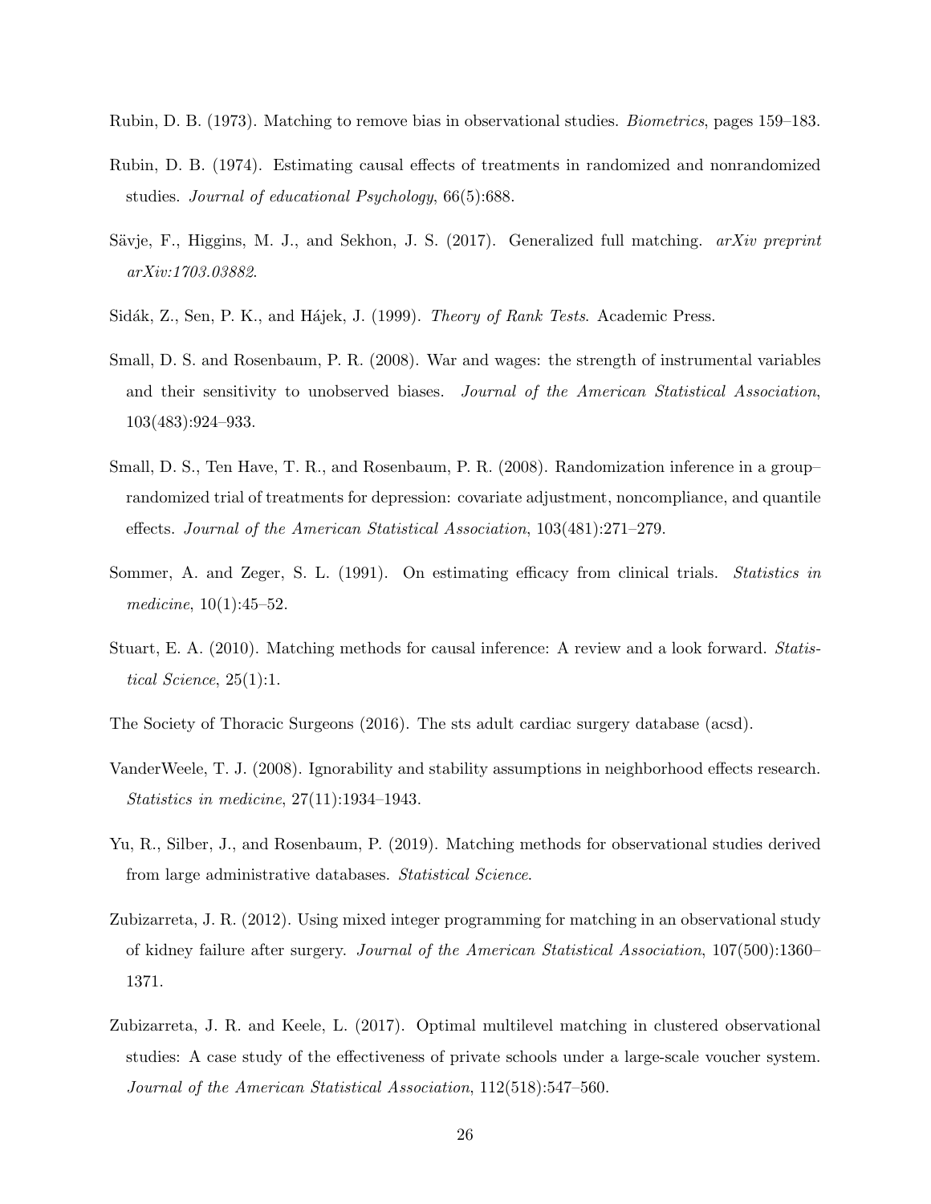Rubin, D. B. (1973). Matching to remove bias in observational studies. *Biometrics*, pages 159–183.

Rubin, D. B. (1974). Estimating causal effects of treatments in randomized and nonrandomized studies. *Journal of educational Psychology*, 66(5):688.

Sävje, F., Higgins, M. J., and Sekhon, J. S. (2017). Generalized full matching. *arXiv preprint arXiv:1703.03882*.

Sidák, Z., Sen, P. K., and Hájek, J. (1999). *Theory of Rank Tests*. Academic Press.

Small, D. S. and Rosenbaum, P. R. (2008). War and wages: the strength of instrumental variables and their sensitivity to unobserved biases. *Journal of the American Statistical Association*, 103(483):924–933.

Small, D. S., Ten Have, T. R., and Rosenbaum, P. R. (2008). Randomization inference in a group–randomized trial of treatments for depression: covariate adjustment, noncompliance, and quantile effects. *Journal of the American Statistical Association*, 103(481):271–279.

Sommer, A. and Zeger, S. L. (1991). On estimating efficacy from clinical trials. *Statistics in medicine*, 10(1):45–52.

Stuart, E. A. (2010). Matching methods for causal inference: A review and a look forward. *Statistical Science*, 25(1):1.

The Society of Thoracic Surgeons (2016). The sts adult cardiac surgery database (acsd).

VanderWeele, T. J. (2008). Ignorability and stability assumptions in neighborhood effects research. *Statistics in medicine*, 27(11):1934–1943.

Yu, R., Silber, J., and Rosenbaum, P. (2019). Matching methods for observational studies derived from large administrative databases. *Statistical Science*.

Zubizarreta, J. R. (2012). Using mixed integer programming for matching in an observational study of kidney failure after surgery. *Journal of the American Statistical Association*, 107(500):1360–1371.

Zubizarreta, J. R. and Keele, L. (2017). Optimal multilevel matching in clustered observational studies: A case study of the effectiveness of private schools under a large-scale voucher system. *Journal of the American Statistical Association*, 112(518):547–560.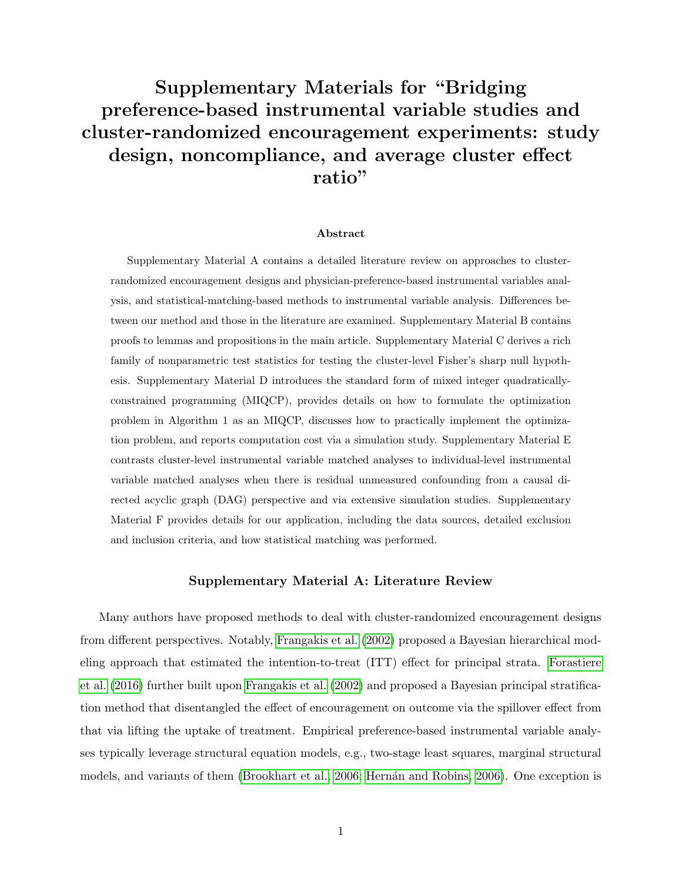# Supplementary Materials for "Bridging preference-based instrumental variable studies and cluster-randomized encouragement experiments: study design, noncompliance, and average cluster effect ratio"

### Abstract

Supplementary Material A contains a detailed literature review on approaches to cluster-randomized encouragement designs and physician-preference-based instrumental variables analysis, and statistical-matching-based methods to instrumental variable analysis. Differences between our method and those in the literature are examined. Supplementary Material B contains proofs to lemmas and propositions in the main article. Supplementary Material C derives a rich family of nonparametric test statistics for testing the cluster-level Fisher's sharp null hypothesis. Supplementary Material D introduces the standard form of mixed integer quadratically-constrained programming (MIQCP), provides details on how to formulate the optimization problem in Algorithm 1 as an MIQCP, discusses how to practically implement the optimization problem, and reports computation cost via a simulation study. Supplementary Material E contrasts cluster-level instrumental variable matched analyses to individual-level instrumental variable matched analyses when there is residual unmeasured confounding from a causal directed acyclic graph (DAG) perspective and via extensive simulation studies. Supplementary Material F provides details for our application, including the data sources, detailed exclusion and inclusion criteria, and how statistical matching was performed.

### Supplementary Material A: Literature Review

Many authors have proposed methods to deal with cluster-randomized encouragement designs from different perspectives. Notably, Frangakis et al. (2002) proposed a Bayesian hierarchical modeling approach that estimated the intention-to-treat (ITT) effect for principal strata. Forastiere et al. (2016) further built upon Frangakis et al. (2002) and proposed a Bayesian principal stratification method that disentangled the effect of encouragement on outcome via the spillover effect from that via lifting the uptake of treatment. Empirical preference-based instrumental variable analyses typically leverage structural equation models, e.g., two-stage least squares, marginal structural models, and variants of them (Brookhart et al., 2006; Hernán and Robins, 2006). One exception is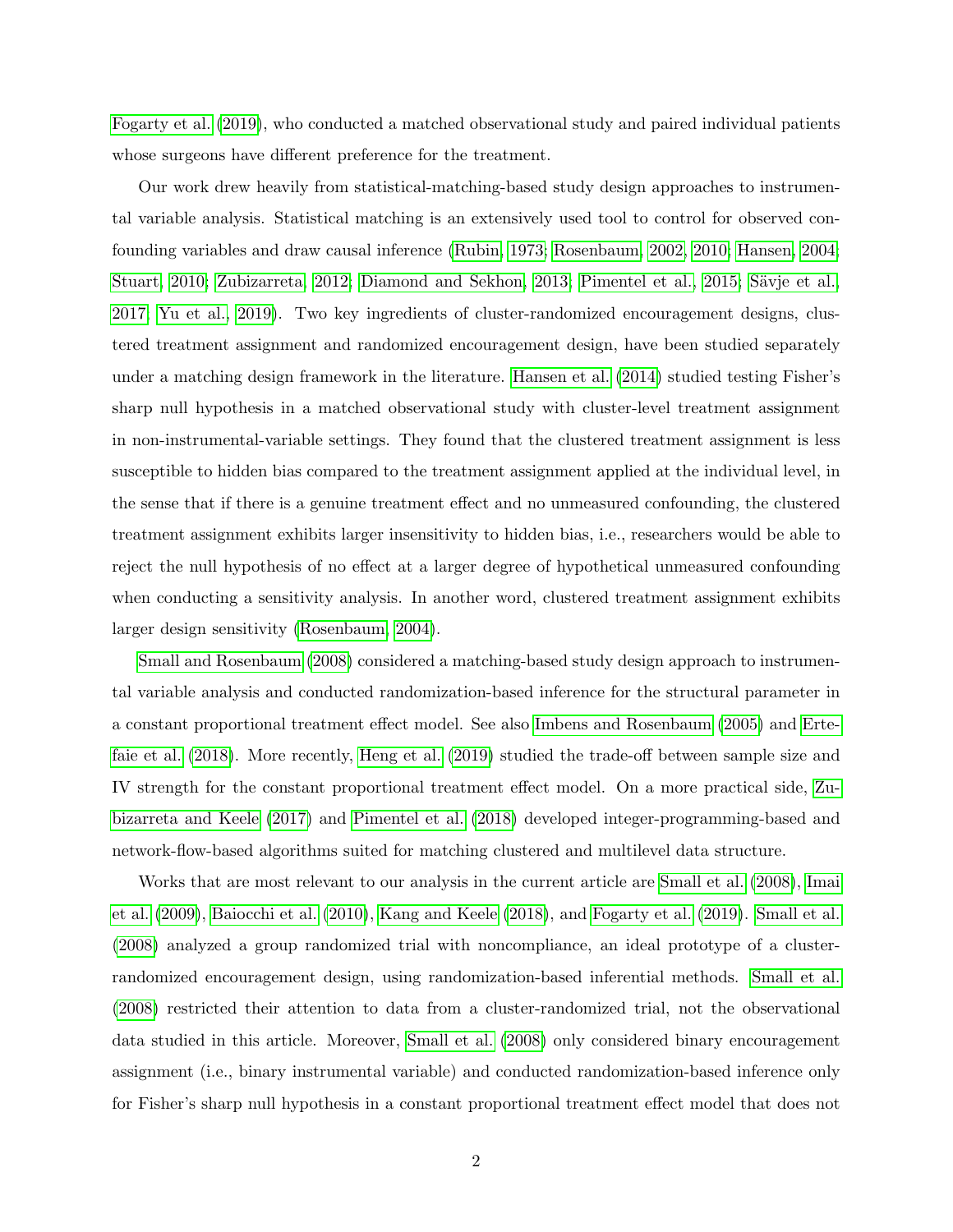Fogarty et al. (2019), who conducted a matched observational study and paired individual patients whose surgeons have different preference for the treatment.

Our work drew heavily from statistical-matching-based study design approaches to instrumental variable analysis. Statistical matching is an extensively used tool to control for observed confounding variables and draw causal inference (Rubin, 1973; Rosenbaum, 2002, 2010; Hansen, 2004; Stuart, 2010; Zubizarreta, 2012; Diamond and Sekhon, 2013; Pimentel et al., 2015; Sävje et al., 2017; Yu et al., 2019). Two key ingredients of cluster-randomized encouragement designs, clustered treatment assignment and randomized encouragement design, have been studied separately under a matching design framework in the literature. Hansen et al. (2014) studied testing Fisher's sharp null hypothesis in a matched observational study with cluster-level treatment assignment in non-instrumental-variable settings. They found that the clustered treatment assignment is less susceptible to hidden bias compared to the treatment assignment applied at the individual level, in the sense that if there is a genuine treatment effect and no unmeasured confounding, the clustered treatment assignment exhibits larger insensitivity to hidden bias, i.e., researchers would be able to reject the null hypothesis of no effect at a larger degree of hypothetical unmeasured confounding when conducting a sensitivity analysis. In another word, clustered treatment assignment exhibits larger design sensitivity (Rosenbaum, 2004).

Small and Rosenbaum (2008) considered a matching-based study design approach to instrumental variable analysis and conducted randomization-based inference for the structural parameter in a constant proportional treatment effect model. See also Imbens and Rosenbaum (2005) and Ertefaie et al. (2018). More recently, Heng et al. (2019) studied the trade-off between sample size and IV strength for the constant proportional treatment effect model. On a more practical side, Zubizarreta and Keele (2017) and Pimentel et al. (2018) developed integer-programming-based and network-flow-based algorithms suited for matching clustered and multilevel data structure.

Works that are most relevant to our analysis in the current article are Small et al. (2008), Imai et al. (2009), Baiocchi et al. (2010), Kang and Keele (2018), and Fogarty et al. (2019). Small et al. (2008) analyzed a group randomized trial with noncompliance, an ideal prototype of a cluster-randomized encouragement design, using randomization-based inferential methods. Small et al. (2008) restricted their attention to data from a cluster-randomized trial, not the observational data studied in this article. Moreover, Small et al. (2008) only considered binary encouragement assignment (i.e., binary instrumental variable) and conducted randomization-based inference only for Fisher's sharp null hypothesis in a constant proportional treatment effect model that does not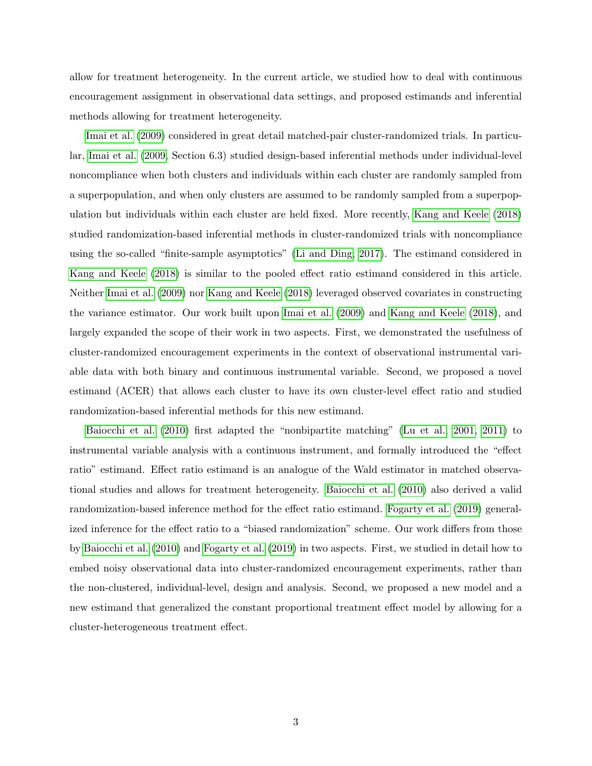allow for treatment heterogeneity. In the current article, we studied how to deal with continuous encouragement assignment in observational data settings, and proposed estimands and inferential methods allowing for treatment heterogeneity.

Imai et al. (2009) considered in great detail matched-pair cluster-randomized trials. In particular, Imai et al. (2009, Section 6.3) studied design-based inferential methods under individual-level noncompliance when both clusters and individuals within each cluster are randomly sampled from a superpopulation, and when only clusters are assumed to be randomly sampled from a superpopulation but individuals within each cluster are held fixed. More recently, Kang and Keele (2018) studied randomization-based inferential methods in cluster-randomized trials with noncompliance using the so-called "finite-sample asymptotics" (Li and Ding, 2017). The estimand considered in Kang and Keele (2018) is similar to the pooled effect ratio estimand considered in this article. Neither Imai et al. (2009) nor Kang and Keele (2018) leveraged observed covariates in constructing the variance estimator. Our work built upon Imai et al. (2009) and Kang and Keele (2018), and largely expanded the scope of their work in two aspects. First, we demonstrated the usefulness of cluster-randomized encouragement experiments in the context of observational instrumental variable data with both binary and continuous instrumental variable. Second, we proposed a novel estimand (ACER) that allows each cluster to have its own cluster-level effect ratio and studied randomization-based inferential methods for this new estimand.

Baiocchi et al. (2010) first adapted the "nonbipartite matching" (Lu et al., 2001, 2011) to instrumental variable analysis with a continuous instrument, and formally introduced the "effect ratio" estimand. Effect ratio estimand is an analogue of the Wald estimator in matched observational studies and allows for treatment heterogeneity. Baiocchi et al. (2010) also derived a valid randomization-based inference method for the effect ratio estimand. Fogarty et al. (2019) generalized inference for the effect ratio to a "biased randomization" scheme. Our work differs from those by Baiocchi et al. (2010) and Fogarty et al. (2019) in two aspects. First, we studied in detail how to embed noisy observational data into cluster-randomized encouragement experiments, rather than the non-clustered, individual-level, design and analysis. Second, we proposed a new model and a new estimand that generalized the constant proportional treatment effect model by allowing for a cluster-heterogeneous treatment effect.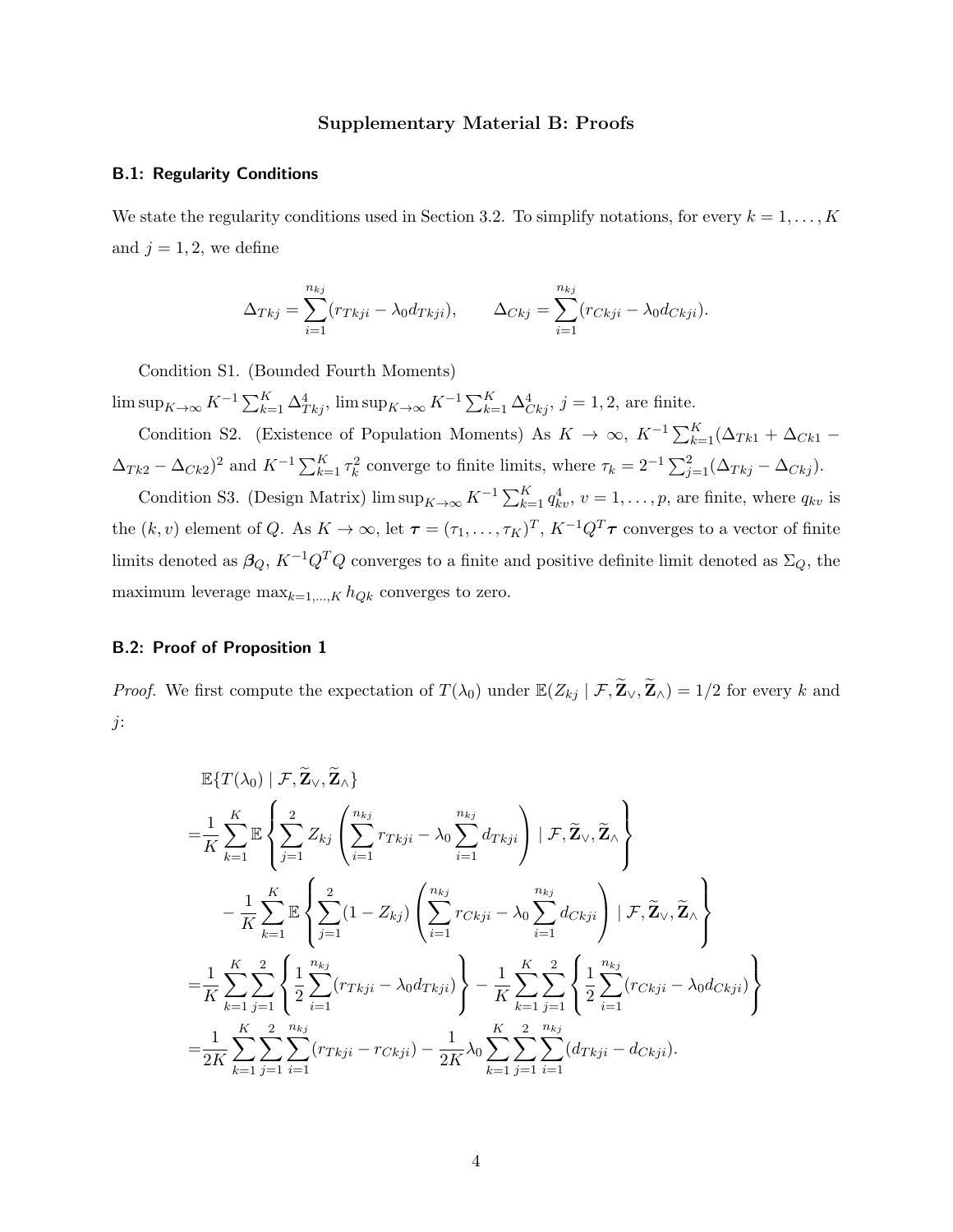## Supplementary Material B: Proofs

### B.1: Regularity Conditions

We state the regularity conditions used in Section 3.2. To simplify notations, for every $k = 1, \ldots, K$ and $j = 1, 2$, we define

$$\Delta_{Tkj} = \sum_{i=1}^{n_{kj}} (r_{Tkji} - \lambda_0 d_{Tkji}), \qquad \Delta_{Ckj} = \sum_{i=1}^{n_{kj}} (r_{Ckji} - \lambda_0 d_{Ckji}).$$

Condition S1. (Bounded Fourth Moments) $\limsup_{K\to\infty} K^{-1}\sum_{k=1}^{K} \Delta_{Tkj}^4$, $\limsup_{K\to\infty} K^{-1}\sum_{k=1}^{K} \Delta_{Ckj}^4$, $j = 1, 2$, are finite.

Condition S2. (Existence of Population Moments) As $K \to \infty$, $K^{-1}\sum_{k=1}^{K}(\Delta_{Tk1} + \Delta_{Ck1} - \Delta_{Tk2} - \Delta_{Ck2})^2$ and $K^{-1}\sum_{k=1}^{K}\tau_k^2$ converge to finite limits, where $\tau_k = 2^{-1}\sum_{j=1}^{2}(\Delta_{Tkj} - \Delta_{Ckj})$.

Condition S3. (Design Matrix) $\limsup_{K\to\infty} K^{-1}\sum_{k=1}^{K} q_{kv}^4$, $v = 1, \ldots, p$, are finite, where $q_{kv}$ is the $(k, v)$ element of $Q$. As $K \to \infty$, let $\boldsymbol{\tau} = (\tau_1, \ldots, \tau_K)^T$, $K^{-1}Q^T\boldsymbol{\tau}$ converges to a vector of finite limits denoted as $\boldsymbol{\beta}_Q$, $K^{-1}Q^TQ$ converges to a finite and positive definite limit denoted as $\Sigma_Q$, the maximum leverage $\max_{k=1,\ldots,K} h_{Qk}$ converges to zero.

### B.2: Proof of Proposition 1

*Proof.* We first compute the expectation of $T(\lambda_0)$ under $\mathbb{E}(Z_{kj} \mid \mathcal{F}, \widetilde{\mathbf{Z}}_{\vee}, \widetilde{\mathbf{Z}}_{\wedge}) = 1/2$ for every $k$ and $j$:

$$\begin{aligned}
&\mathbb{E}\{T(\lambda_0) \mid \mathcal{F}, \widetilde{\mathbf{Z}}_{\vee}, \widetilde{\mathbf{Z}}_{\wedge}\} \\
=&\frac{1}{K}\sum_{k=1}^{K}\mathbb{E}\left\{\sum_{j=1}^{2} Z_{kj}\left(\sum_{i=1}^{n_{kj}} r_{Tkji} - \lambda_0 \sum_{i=1}^{n_{kj}} d_{Tkji}\right) \mid \mathcal{F}, \widetilde{\mathbf{Z}}_{\vee}, \widetilde{\mathbf{Z}}_{\wedge}\right\} \\
&- \frac{1}{K}\sum_{k=1}^{K}\mathbb{E}\left\{\sum_{j=1}^{2}(1 - Z_{kj})\left(\sum_{i=1}^{n_{kj}} r_{Ckji} - \lambda_0 \sum_{i=1}^{n_{kj}} d_{Ckji}\right) \mid \mathcal{F}, \widetilde{\mathbf{Z}}_{\vee}, \widetilde{\mathbf{Z}}_{\wedge}\right\} \\
=&\frac{1}{K}\sum_{k=1}^{K}\sum_{j=1}^{2}\left\{\frac{1}{2}\sum_{i=1}^{n_{kj}}(r_{Tkji} - \lambda_0 d_{Tkji})\right\} - \frac{1}{K}\sum_{k=1}^{K}\sum_{j=1}^{2}\left\{\frac{1}{2}\sum_{i=1}^{n_{kj}}(r_{Ckji} - \lambda_0 d_{Ckji})\right\} \\
=&\frac{1}{2K}\sum_{k=1}^{K}\sum_{j=1}^{2}\sum_{i=1}^{n_{kj}}(r_{Tkji} - r_{Ckji}) - \frac{1}{2K}\lambda_0\sum_{k=1}^{K}\sum_{j=1}^{2}\sum_{i=1}^{n_{kj}}(d_{Tkji} - d_{Ckji}).
\end{aligned}$$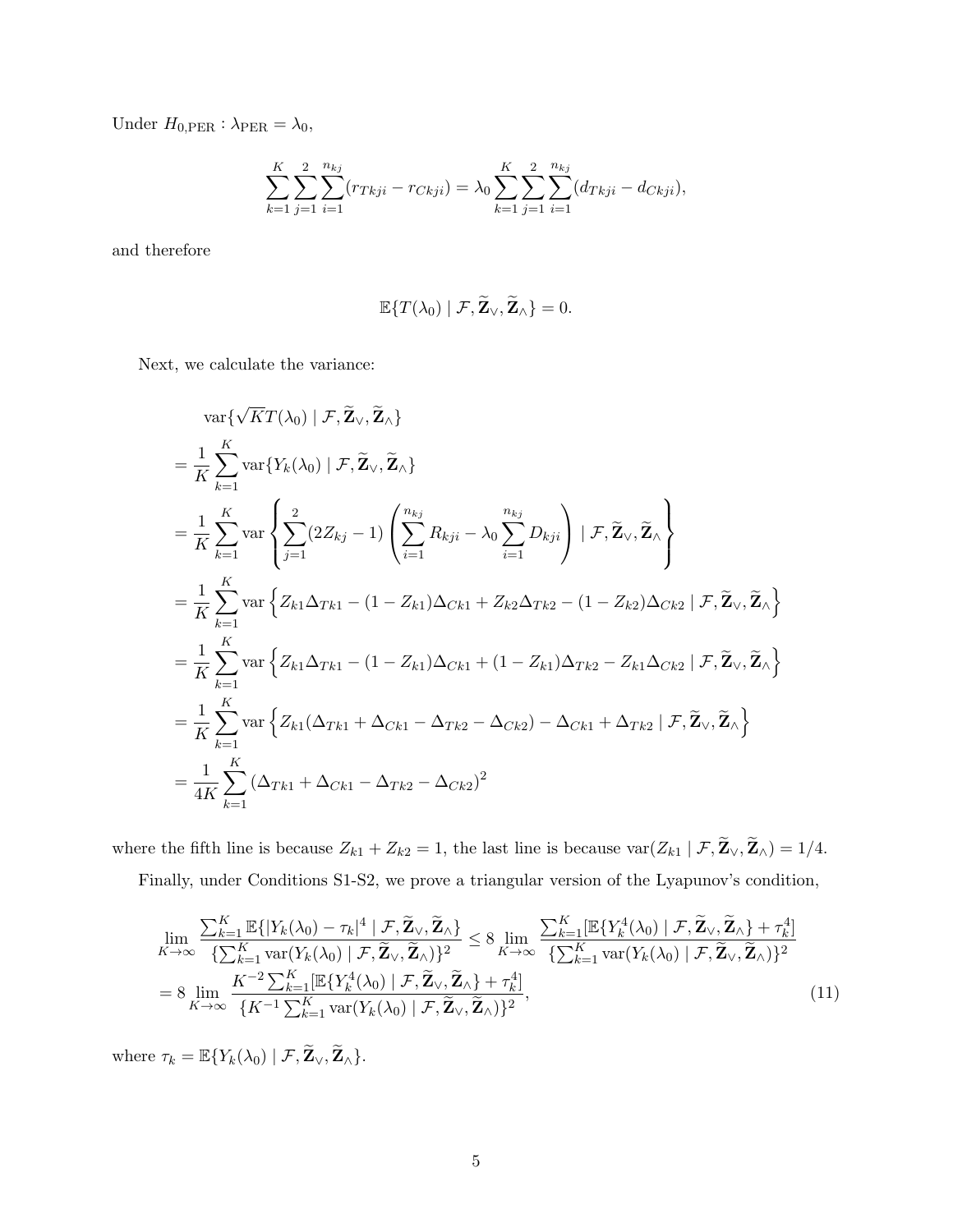Under $H_{0,\text{PER}} : \lambda_{\text{PER}} = \lambda_0$,

$$\sum_{k=1}^{K} \sum_{j=1}^{2} \sum_{i=1}^{n_{kj}} (r_{Tkji} - r_{Ckji}) = \lambda_0 \sum_{k=1}^{K} \sum_{j=1}^{2} \sum_{i=1}^{n_{kj}} (d_{Tkji} - d_{Ckji}),$$

and therefore

$$\mathbb{E}\{T(\lambda_0) \mid \mathcal{F}, \widetilde{\mathbf{Z}}_{\vee}, \widetilde{\mathbf{Z}}_{\wedge}\} = 0.$$

Next, we calculate the variance:

$$\begin{aligned}
&\text{var}\{\sqrt{K}T(\lambda_0) \mid \mathcal{F}, \widetilde{\mathbf{Z}}_{\vee}, \widetilde{\mathbf{Z}}_{\wedge}\} \\
&= \frac{1}{K} \sum_{k=1}^{K} \text{var}\{Y_k(\lambda_0) \mid \mathcal{F}, \widetilde{\mathbf{Z}}_{\vee}, \widetilde{\mathbf{Z}}_{\wedge}\} \\
&= \frac{1}{K} \sum_{k=1}^{K} \text{var}\left\{ \sum_{j=1}^{2} (2Z_{kj} - 1) \left( \sum_{i=1}^{n_{kj}} R_{kji} - \lambda_0 \sum_{i=1}^{n_{kj}} D_{kji} \right) \mid \mathcal{F}, \widetilde{\mathbf{Z}}_{\vee}, \widetilde{\mathbf{Z}}_{\wedge} \right\} \\
&= \frac{1}{K} \sum_{k=1}^{K} \text{var}\left\{ Z_{k1}\Delta_{Tk1} - (1 - Z_{k1})\Delta_{Ck1} + Z_{k2}\Delta_{Tk2} - (1 - Z_{k2})\Delta_{Ck2} \mid \mathcal{F}, \widetilde{\mathbf{Z}}_{\vee}, \widetilde{\mathbf{Z}}_{\wedge} \right\} \\
&= \frac{1}{K} \sum_{k=1}^{K} \text{var}\left\{ Z_{k1}\Delta_{Tk1} - (1 - Z_{k1})\Delta_{Ck1} + (1 - Z_{k1})\Delta_{Tk2} - Z_{k1}\Delta_{Ck2} \mid \mathcal{F}, \widetilde{\mathbf{Z}}_{\vee}, \widetilde{\mathbf{Z}}_{\wedge} \right\} \\
&= \frac{1}{K} \sum_{k=1}^{K} \text{var}\left\{ Z_{k1}(\Delta_{Tk1} + \Delta_{Ck1} - \Delta_{Tk2} - \Delta_{Ck2}) - \Delta_{Ck1} + \Delta_{Tk2} \mid \mathcal{F}, \widetilde{\mathbf{Z}}_{\vee}, \widetilde{\mathbf{Z}}_{\wedge} \right\} \\
&= \frac{1}{4K} \sum_{k=1}^{K} (\Delta_{Tk1} + \Delta_{Ck1} - \Delta_{Tk2} - \Delta_{Ck2})^2
\end{aligned}$$

where the fifth line is because $Z_{k1} + Z_{k2} = 1$, the last line is because $\text{var}(Z_{k1} \mid \mathcal{F}, \widetilde{\mathbf{Z}}_{\vee}, \widetilde{\mathbf{Z}}_{\wedge}) = 1/4$.

Finally, under Conditions S1-S2, we prove a triangular version of the Lyapunov's condition,

$$\begin{aligned}
&\lim_{K\to\infty} \frac{\sum_{k=1}^{K} \mathbb{E}\{|Y_k(\lambda_0) - \tau_k|^4 \mid \mathcal{F}, \widetilde{\mathbf{Z}}_{\vee}, \widetilde{\mathbf{Z}}_{\wedge}\}}{\{\sum_{k=1}^{K} \text{var}(Y_k(\lambda_0) \mid \mathcal{F}, \widetilde{\mathbf{Z}}_{\vee}, \widetilde{\mathbf{Z}}_{\wedge})\}^2} \leq 8 \lim_{K\to\infty} \frac{\sum_{k=1}^{K} [\mathbb{E}\{Y_k^4(\lambda_0) \mid \mathcal{F}, \widetilde{\mathbf{Z}}_{\vee}, \widetilde{\mathbf{Z}}_{\wedge}\} + \tau_k^4]}{\{\sum_{k=1}^{K} \text{var}(Y_k(\lambda_0) \mid \mathcal{F}, \widetilde{\mathbf{Z}}_{\vee}, \widetilde{\mathbf{Z}}_{\wedge})\}^2} \\
&= 8 \lim_{K\to\infty} \frac{K^{-2} \sum_{k=1}^{K} [\mathbb{E}\{Y_k^4(\lambda_0) \mid \mathcal{F}, \widetilde{\mathbf{Z}}_{\vee}, \widetilde{\mathbf{Z}}_{\wedge}\} + \tau_k^4]}{\{K^{-1} \sum_{k=1}^{K} \text{var}(Y_k(\lambda_0) \mid \mathcal{F}, \widetilde{\mathbf{Z}}_{\vee}, \widetilde{\mathbf{Z}}_{\wedge})\}^2},
\end{aligned} \tag{11}$$

where $\tau_k = \mathbb{E}\{Y_k(\lambda_0) \mid \mathcal{F}, \widetilde{\mathbf{Z}}_{\vee}, \widetilde{\mathbf{Z}}_{\wedge}\}$.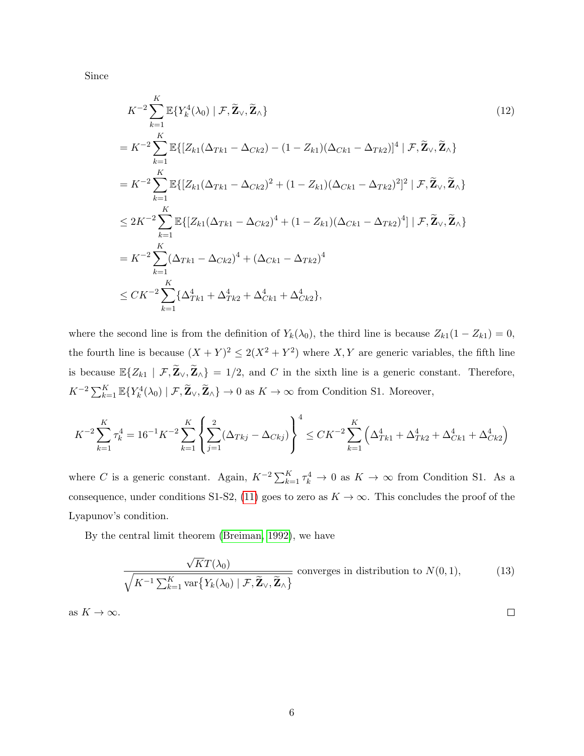Since

$$
\begin{aligned}
& K^{-2} \sum_{k=1}^{K} \mathbb{E}\{Y_k^4(\lambda_0) \mid \mathcal{F}, \widetilde{\mathbf{Z}}_{\vee}, \widetilde{\mathbf{Z}}_{\wedge}\} \\
&= K^{-2} \sum_{k=1}^{K} \mathbb{E}\{[Z_{k1}(\Delta_{Tk1} - \Delta_{Ck2}) - (1 - Z_{k1})(\Delta_{Ck1} - \Delta_{Tk2})]^4 \mid \mathcal{F}, \widetilde{\mathbf{Z}}_{\vee}, \widetilde{\mathbf{Z}}_{\wedge}\} \\
&= K^{-2} \sum_{k=1}^{K} \mathbb{E}\{[Z_{k1}(\Delta_{Tk1} - \Delta_{Ck2})^2 + (1 - Z_{k1})(\Delta_{Ck1} - \Delta_{Tk2})^2]^2 \mid \mathcal{F}, \widetilde{\mathbf{Z}}_{\vee}, \widetilde{\mathbf{Z}}_{\wedge}\} \\
&\leq 2K^{-2} \sum_{k=1}^{K} \mathbb{E}\{[Z_{k1}(\Delta_{Tk1} - \Delta_{Ck2})^4 + (1 - Z_{k1})(\Delta_{Ck1} - \Delta_{Tk2})^4] \mid \mathcal{F}, \widetilde{\mathbf{Z}}_{\vee}, \widetilde{\mathbf{Z}}_{\wedge}\} \\
&= K^{-2} \sum_{k=1}^{K} (\Delta_{Tk1} - \Delta_{Ck2})^4 + (\Delta_{Ck1} - \Delta_{Tk2})^4 \\
&\leq CK^{-2} \sum_{k=1}^{K} \{\Delta_{Tk1}^4 + \Delta_{Tk2}^4 + \Delta_{Ck1}^4 + \Delta_{Ck2}^4\},
\end{aligned}
\tag{12}
$$

where the second line is from the definition of $Y_k(\lambda_0)$, the third line is because $Z_{k1}(1 - Z_{k1}) = 0$, the fourth line is because $(X + Y)^2 \leq 2(X^2 + Y^2)$ where $X, Y$ are generic variables, the fifth line is because $\mathbb{E}\{Z_{k1} \mid \mathcal{F}, \widetilde{\mathbf{Z}}_{\vee}, \widetilde{\mathbf{Z}}_{\wedge}\} = 1/2$, and $C$ in the sixth line is a generic constant. Therefore, $K^{-2} \sum_{k=1}^{K} \mathbb{E}\{Y_k^4(\lambda_0) \mid \mathcal{F}, \widetilde{\mathbf{Z}}_{\vee}, \widetilde{\mathbf{Z}}_{\wedge}\} \to 0$ as $K \to \infty$ from Condition S1. Moreover,

$$
K^{-2} \sum_{k=1}^{K} \tau_k^4 = 16^{-1} K^{-2} \sum_{k=1}^{K} \left\{ \sum_{j=1}^{2} (\Delta_{Tkj} - \Delta_{Ckj}) \right\}^4 \leq CK^{-2} \sum_{k=1}^{K} \left( \Delta_{Tk1}^4 + \Delta_{Tk2}^4 + \Delta_{Ck1}^4 + \Delta_{Ck2}^4 \right)
$$

where $C$ is a generic constant. Again, $K^{-2} \sum_{k=1}^{K} \tau_k^4 \to 0$ as $K \to \infty$ from Condition S1. As a consequence, under conditions S1-S2, (11) goes to zero as $K \to \infty$. This concludes the proof of the Lyapunov's condition.

By the central limit theorem (Breiman, 1992), we have

$$
\frac{\sqrt{K} T(\lambda_0)}{\sqrt{K^{-1} \sum_{k=1}^{K} \operatorname{var}\{Y_k(\lambda_0) \mid \mathcal{F}, \widetilde{\mathbf{Z}}_{\vee}, \widetilde{\mathbf{Z}}_{\wedge}\}}} \text{ converges in distribution to } N(0, 1), \tag{13}
$$

as $K \to \infty$. $\square$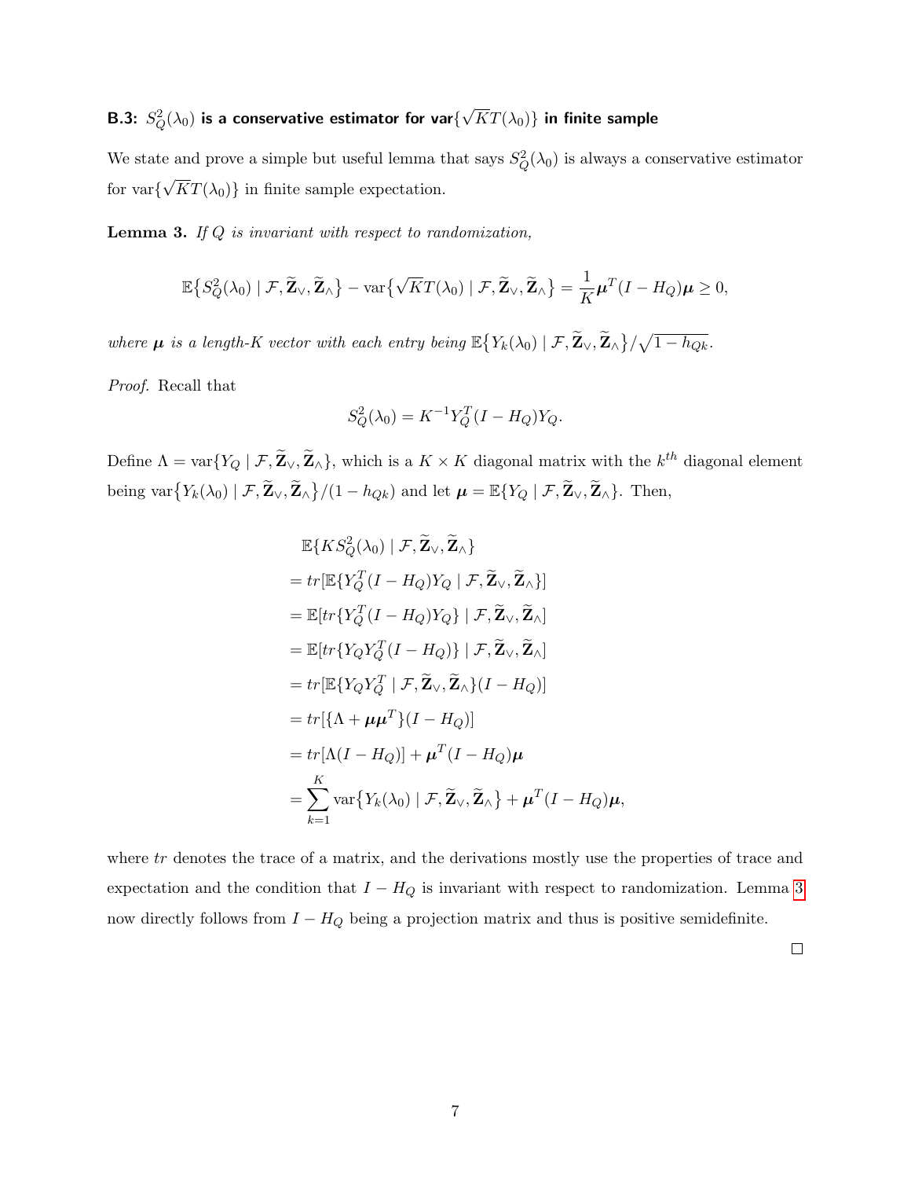### B.3: $S_Q^2(\lambda_0)$ is a conservative estimator for var$\{\sqrt{K}T(\lambda_0)\}$ in finite sample

We state and prove a simple but useful lemma that says $S_Q^2(\lambda_0)$ is always a conservative estimator for $\text{var}\{\sqrt{K}T(\lambda_0)\}$ in finite sample expectation.

**Lemma 3.** *If $Q$ is invariant with respect to randomization,*

$$\mathbb{E}\big\{S_Q^2(\lambda_0) \mid \mathcal{F}, \widetilde{\mathbf{Z}}_\vee, \widetilde{\mathbf{Z}}_\wedge\big\} - \text{var}\big\{\sqrt{K}T(\lambda_0) \mid \mathcal{F}, \widetilde{\mathbf{Z}}_\vee, \widetilde{\mathbf{Z}}_\wedge\big\} = \frac{1}{K}\boldsymbol{\mu}^T(I - H_Q)\boldsymbol{\mu} \geq 0,$$

*where $\boldsymbol{\mu}$ is a length-$K$ vector with each entry being $\mathbb{E}\big\{Y_k(\lambda_0) \mid \mathcal{F}, \widetilde{\mathbf{Z}}_\vee, \widetilde{\mathbf{Z}}_\wedge\big\}/\sqrt{1 - h_{Qk}}$.*

*Proof.* Recall that

$$S_Q^2(\lambda_0) = K^{-1}Y_Q^T(I - H_Q)Y_Q.$$

Define $\Lambda = \text{var}\{Y_Q \mid \mathcal{F}, \widetilde{\mathbf{Z}}_\vee, \widetilde{\mathbf{Z}}_\wedge\}$, which is a $K \times K$ diagonal matrix with the $k^{th}$ diagonal element being $\text{var}\big\{Y_k(\lambda_0) \mid \mathcal{F}, \widetilde{\mathbf{Z}}_\vee, \widetilde{\mathbf{Z}}_\wedge\big\}/(1 - h_{Qk})$ and let $\boldsymbol{\mu} = \mathbb{E}\{Y_Q \mid \mathcal{F}, \widetilde{\mathbf{Z}}_\vee, \widetilde{\mathbf{Z}}_\wedge\}$. Then,

$$\begin{aligned}
&\mathbb{E}\{KS_Q^2(\lambda_0) \mid \mathcal{F}, \widetilde{\mathbf{Z}}_\vee, \widetilde{\mathbf{Z}}_\wedge\} \\
&= tr[\mathbb{E}\{Y_Q^T(I - H_Q)Y_Q \mid \mathcal{F}, \widetilde{\mathbf{Z}}_\vee, \widetilde{\mathbf{Z}}_\wedge\}] \\
&= \mathbb{E}[tr\{Y_Q^T(I - H_Q)Y_Q\} \mid \mathcal{F}, \widetilde{\mathbf{Z}}_\vee, \widetilde{\mathbf{Z}}_\wedge] \\
&= \mathbb{E}[tr\{Y_Q Y_Q^T(I - H_Q)\} \mid \mathcal{F}, \widetilde{\mathbf{Z}}_\vee, \widetilde{\mathbf{Z}}_\wedge] \\
&= tr[\mathbb{E}\{Y_Q Y_Q^T \mid \mathcal{F}, \widetilde{\mathbf{Z}}_\vee, \widetilde{\mathbf{Z}}_\wedge\}(I - H_Q)] \\
&= tr[\{\Lambda + \boldsymbol{\mu}\boldsymbol{\mu}^T\}(I - H_Q)] \\
&= tr[\Lambda(I - H_Q)] + \boldsymbol{\mu}^T(I - H_Q)\boldsymbol{\mu} \\
&= \sum_{k=1}^K \text{var}\big\{Y_k(\lambda_0) \mid \mathcal{F}, \widetilde{\mathbf{Z}}_\vee, \widetilde{\mathbf{Z}}_\wedge\big\} + \boldsymbol{\mu}^T(I - H_Q)\boldsymbol{\mu},
\end{aligned}$$

where $tr$ denotes the trace of a matrix, and the derivations mostly use the properties of trace and expectation and the condition that $I - H_Q$ is invariant with respect to randomization. Lemma 3 now directly follows from $I - H_Q$ being a projection matrix and thus is positive semidefinite.

□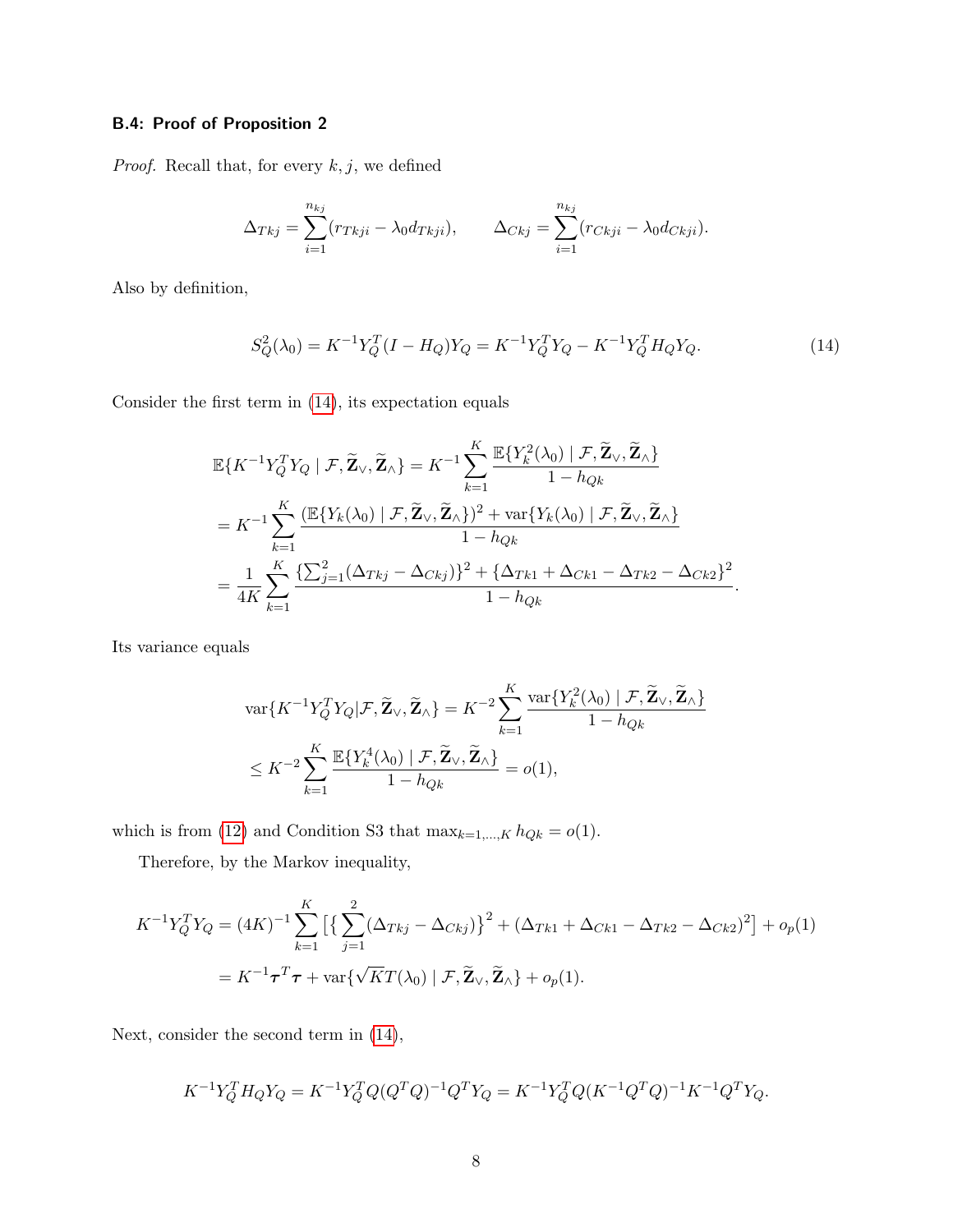### B.4: Proof of Proposition 2

*Proof.* Recall that, for every $k, j$, we defined

$$\Delta_{Tkj} = \sum_{i=1}^{n_{kj}} (r_{Tkji} - \lambda_0 d_{Tkji}), \qquad \Delta_{Ckj} = \sum_{i=1}^{n_{kj}} (r_{Ckji} - \lambda_0 d_{Ckji}).$$

Also by definition,

$$S_Q^2(\lambda_0) = K^{-1} Y_Q^T (I - H_Q) Y_Q = K^{-1} Y_Q^T Y_Q - K^{-1} Y_Q^T H_Q Y_Q. \tag{14}$$

Consider the first term in (14), its expectation equals

$$\begin{aligned}
&\mathbb{E}\{K^{-1} Y_Q^T Y_Q \mid \mathcal{F}, \widetilde{\mathbf{Z}}_\vee, \widetilde{\mathbf{Z}}_\wedge\} = K^{-1} \sum_{k=1}^{K} \frac{\mathbb{E}\{Y_k^2(\lambda_0) \mid \mathcal{F}, \widetilde{\mathbf{Z}}_\vee, \widetilde{\mathbf{Z}}_\wedge\}}{1 - h_{Qk}} \\
&= K^{-1} \sum_{k=1}^{K} \frac{(\mathbb{E}\{Y_k(\lambda_0) \mid \mathcal{F}, \widetilde{\mathbf{Z}}_\vee, \widetilde{\mathbf{Z}}_\wedge\})^2 + \operatorname{var}\{Y_k(\lambda_0) \mid \mathcal{F}, \widetilde{\mathbf{Z}}_\vee, \widetilde{\mathbf{Z}}_\wedge\}}{1 - h_{Qk}} \\
&= \frac{1}{4K} \sum_{k=1}^{K} \frac{\{\sum_{j=1}^{2} (\Delta_{Tkj} - \Delta_{Ckj})\}^2 + \{\Delta_{Tk1} + \Delta_{Ck1} - \Delta_{Tk2} - \Delta_{Ck2}\}^2}{1 - h_{Qk}}.
\end{aligned}$$

Its variance equals

$$\begin{aligned}
&\operatorname{var}\{K^{-1} Y_Q^T Y_Q | \mathcal{F}, \widetilde{\mathbf{Z}}_\vee, \widetilde{\mathbf{Z}}_\wedge\} = K^{-2} \sum_{k=1}^{K} \frac{\operatorname{var}\{Y_k^2(\lambda_0) \mid \mathcal{F}, \widetilde{\mathbf{Z}}_\vee, \widetilde{\mathbf{Z}}_\wedge\}}{1 - h_{Qk}} \\
&\leq K^{-2} \sum_{k=1}^{K} \frac{\mathbb{E}\{Y_k^4(\lambda_0) \mid \mathcal{F}, \widetilde{\mathbf{Z}}_\vee, \widetilde{\mathbf{Z}}_\wedge\}}{1 - h_{Qk}} = o(1),
\end{aligned}$$

which is from (12) and Condition S3 that $\max_{k=1,\dots,K} h_{Qk} = o(1)$.

Therefore, by the Markov inequality,

$$\begin{aligned}
K^{-1} Y_Q^T Y_Q &= (4K)^{-1} \sum_{k=1}^{K} \left[ \left\{ \sum_{j=1}^{2} (\Delta_{Tkj} - \Delta_{Ckj}) \right\}^2 + (\Delta_{Tk1} + \Delta_{Ck1} - \Delta_{Tk2} - \Delta_{Ck2})^2 \right] + o_p(1) \\
&= K^{-1} \boldsymbol{\tau}^T \boldsymbol{\tau} + \operatorname{var}\{\sqrt{K} T(\lambda_0) \mid \mathcal{F}, \widetilde{\mathbf{Z}}_\vee, \widetilde{\mathbf{Z}}_\wedge\} + o_p(1).
\end{aligned}$$

Next, consider the second term in (14),

$$K^{-1} Y_Q^T H_Q Y_Q = K^{-1} Y_Q^T Q (Q^T Q)^{-1} Q^T Y_Q = K^{-1} Y_Q^T Q (K^{-1} Q^T Q)^{-1} K^{-1} Q^T Y_Q.$$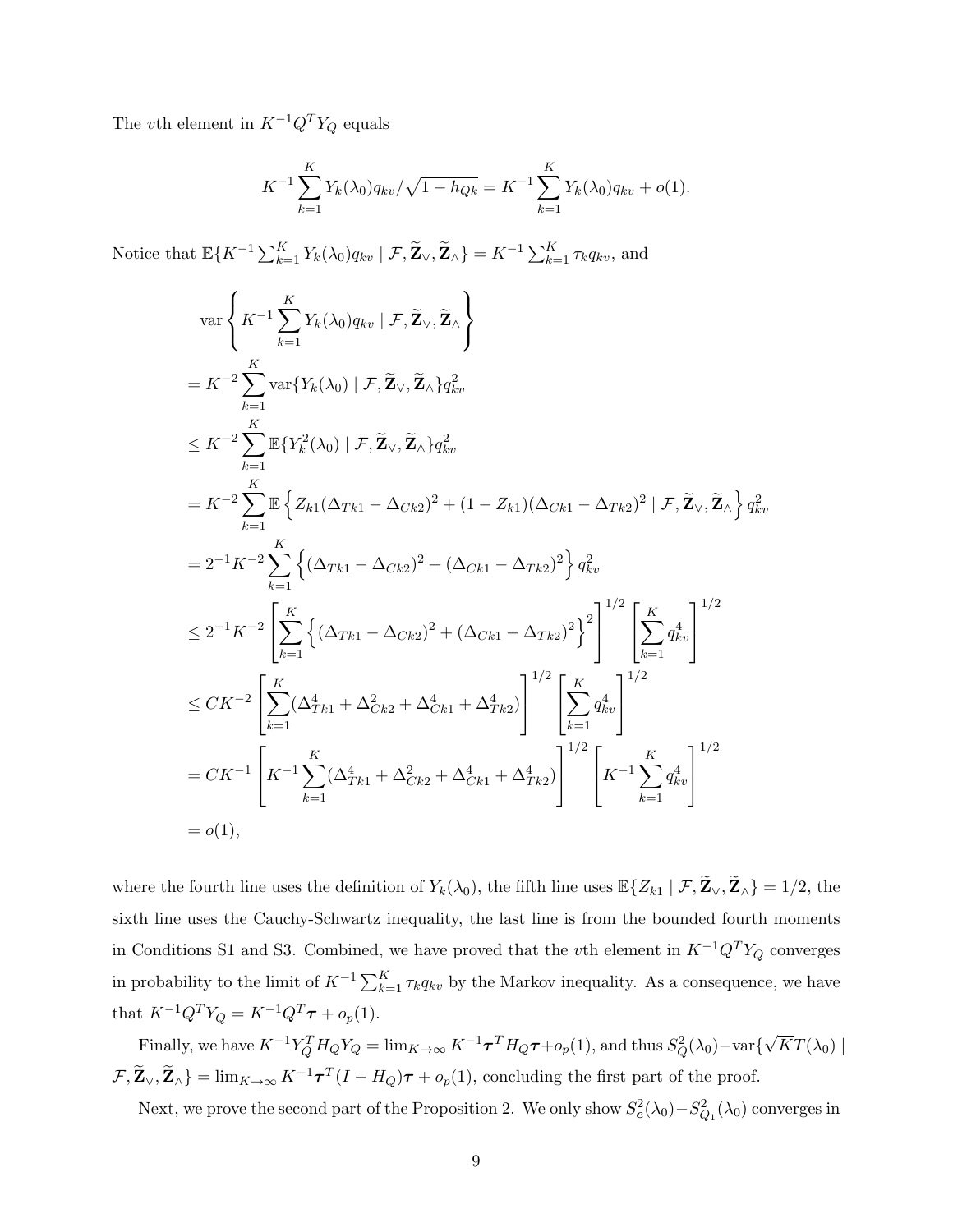The $v$th element in $K^{-1}Q^T Y_Q$ equals

$$K^{-1}\sum_{k=1}^{K} Y_k(\lambda_0) q_{kv}/\sqrt{1-h_{Qk}} = K^{-1}\sum_{k=1}^{K} Y_k(\lambda_0) q_{kv} + o(1).$$

Notice that $\mathbb{E}\{K^{-1}\sum_{k=1}^{K} Y_k(\lambda_0) q_{kv} \mid \mathcal{F}, \widetilde{\mathbf{Z}}_\vee, \widetilde{\mathbf{Z}}_\wedge\} = K^{-1}\sum_{k=1}^{K}\tau_k q_{kv}$, and

$$
\begin{aligned}
&\text{var}\left\{K^{-1}\sum_{k=1}^{K} Y_k(\lambda_0) q_{kv} \mid \mathcal{F}, \widetilde{\mathbf{Z}}_\vee, \widetilde{\mathbf{Z}}_\wedge\right\} \\
&= K^{-2}\sum_{k=1}^{K} \text{var}\{Y_k(\lambda_0) \mid \mathcal{F}, \widetilde{\mathbf{Z}}_\vee, \widetilde{\mathbf{Z}}_\wedge\} q_{kv}^2 \\
&\leq K^{-2}\sum_{k=1}^{K} \mathbb{E}\{Y_k^2(\lambda_0) \mid \mathcal{F}, \widetilde{\mathbf{Z}}_\vee, \widetilde{\mathbf{Z}}_\wedge\} q_{kv}^2 \\
&= K^{-2}\sum_{k=1}^{K} \mathbb{E}\left\{Z_{k1}(\Delta_{Tk1}-\Delta_{Ck2})^2 + (1-Z_{k1})(\Delta_{Ck1}-\Delta_{Tk2})^2 \mid \mathcal{F}, \widetilde{\mathbf{Z}}_\vee, \widetilde{\mathbf{Z}}_\wedge\right\} q_{kv}^2 \\
&= 2^{-1}K^{-2}\sum_{k=1}^{K}\left\{(\Delta_{Tk1}-\Delta_{Ck2})^2 + (\Delta_{Ck1}-\Delta_{Tk2})^2\right\} q_{kv}^2 \\
&\leq 2^{-1}K^{-2}\left[\sum_{k=1}^{K}\left\{(\Delta_{Tk1}-\Delta_{Ck2})^2 + (\Delta_{Ck1}-\Delta_{Tk2})^2\right\}^2\right]^{1/2}\left[\sum_{k=1}^{K} q_{kv}^4\right]^{1/2} \\
&\leq CK^{-2}\left[\sum_{k=1}^{K}(\Delta_{Tk1}^4 + \Delta_{Ck2}^2 + \Delta_{Ck1}^4 + \Delta_{Tk2}^4)\right]^{1/2}\left[\sum_{k=1}^{K} q_{kv}^4\right]^{1/2} \\
&= CK^{-1}\left[K^{-1}\sum_{k=1}^{K}(\Delta_{Tk1}^4 + \Delta_{Ck2}^2 + \Delta_{Ck1}^4 + \Delta_{Tk2}^4)\right]^{1/2}\left[K^{-1}\sum_{k=1}^{K} q_{kv}^4\right]^{1/2} \\
&= o(1),
\end{aligned}
$$

where the fourth line uses the definition of $Y_k(\lambda_0)$, the fifth line uses $\mathbb{E}\{Z_{k1} \mid \mathcal{F}, \widetilde{\mathbf{Z}}_\vee, \widetilde{\mathbf{Z}}_\wedge\} = 1/2$, the sixth line uses the Cauchy-Schwartz inequality, the last line is from the bounded fourth moments in Conditions S1 and S3. Combined, we have proved that the $v$th element in $K^{-1}Q^T Y_Q$ converges in probability to the limit of $K^{-1}\sum_{k=1}^{K}\tau_k q_{kv}$ by the Markov inequality. As a consequence, we have that $K^{-1}Q^T Y_Q = K^{-1}Q^T\boldsymbol{\tau} + o_p(1)$.

Finally, we have $K^{-1}Y_Q^T H_Q Y_Q = \lim_{K\to\infty} K^{-1}\boldsymbol{\tau}^T H_Q\boldsymbol{\tau} + o_p(1)$, and thus $S_Q^2(\lambda_0) - \text{var}\{\sqrt{K}T(\lambda_0) \mid \mathcal{F}, \widetilde{\mathbf{Z}}_\vee, \widetilde{\mathbf{Z}}_\wedge\} = \lim_{K\to\infty} K^{-1}\boldsymbol{\tau}^T(I-H_Q)\boldsymbol{\tau} + o_p(1)$, concluding the first part of the proof.

Next, we prove the second part of the Proposition 2. We only show $S_{\boldsymbol{e}}^2(\lambda_0) - S_{Q_1}^2(\lambda_0)$ converges in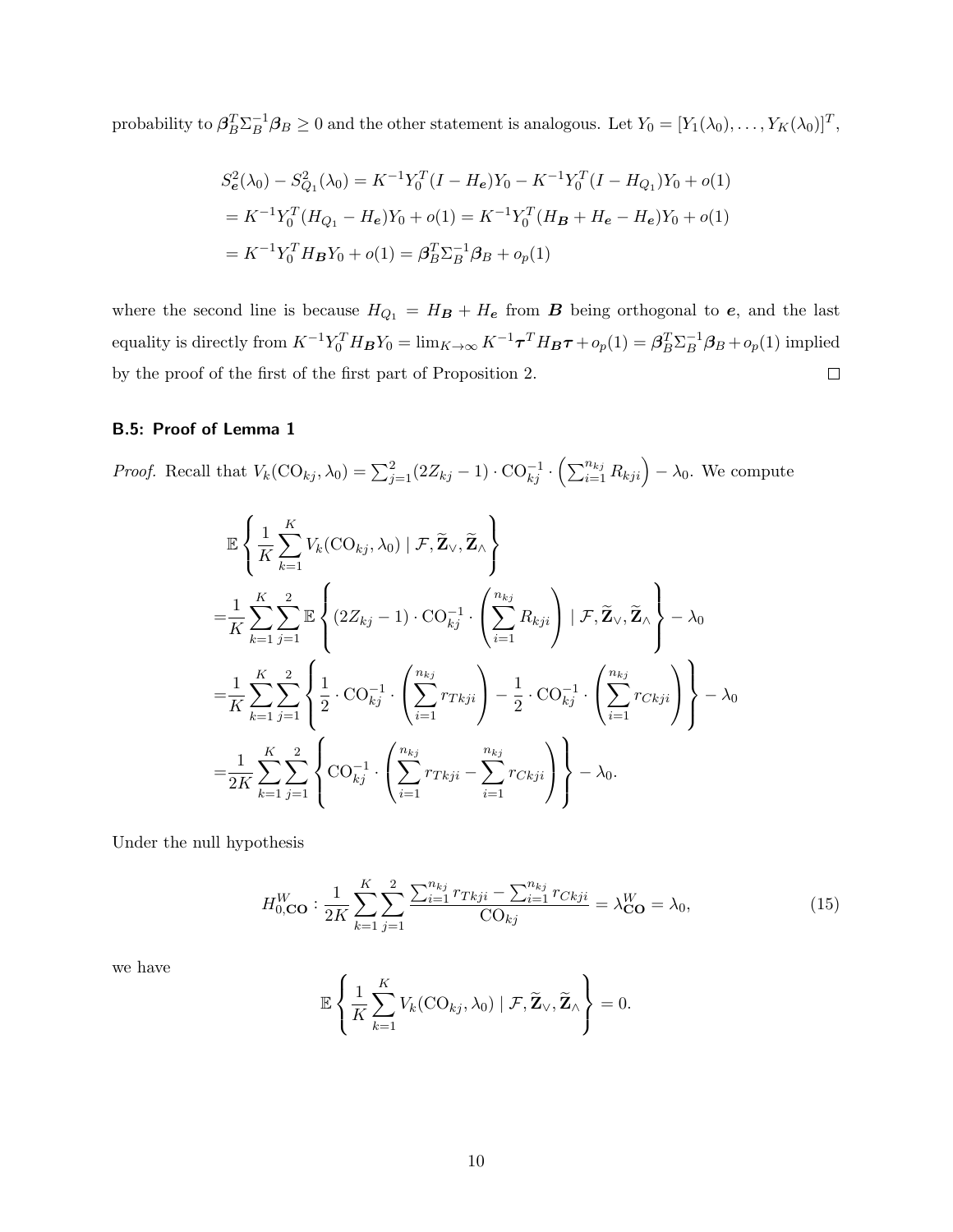probability to $\boldsymbol{\beta}_B^T \Sigma_B^{-1} \boldsymbol{\beta}_B \geq 0$ and the other statement is analogous. Let $Y_0 = [Y_1(\lambda_0), \ldots, Y_K(\lambda_0)]^T$,

$$
\begin{aligned}
S^2_{\boldsymbol{e}}(\lambda_0) - S^2_{Q_1}(\lambda_0) &= K^{-1} Y_0^T (I - H_{\boldsymbol{e}}) Y_0 - K^{-1} Y_0^T (I - H_{Q_1}) Y_0 + o(1) \\
&= K^{-1} Y_0^T (H_{Q_1} - H_{\boldsymbol{e}}) Y_0 + o(1) = K^{-1} Y_0^T (H_{\boldsymbol{B}} + H_{\boldsymbol{e}} - H_{\boldsymbol{e}}) Y_0 + o(1) \\
&= K^{-1} Y_0^T H_{\boldsymbol{B}} Y_0 + o(1) = \boldsymbol{\beta}_B^T \Sigma_B^{-1} \boldsymbol{\beta}_B + o_p(1)
\end{aligned}
$$

where the second line is because $H_{Q_1} = H_{\boldsymbol{B}} + H_{\boldsymbol{e}}$ from $\boldsymbol{B}$ being orthogonal to $\boldsymbol{e}$, and the last equality is directly from $K^{-1} Y_0^T H_{\boldsymbol{B}} Y_0 = \lim_{K \to \infty} K^{-1} \boldsymbol{\tau}^T H_{\boldsymbol{B}} \boldsymbol{\tau} + o_p(1) = \boldsymbol{\beta}_B^T \Sigma_B^{-1} \boldsymbol{\beta}_B + o_p(1)$ implied by the proof of the first of the first part of Proposition 2. $\square$

### B.5: Proof of Lemma 1

*Proof.* Recall that $V_k(\mathrm{CO}_{kj}, \lambda_0) = \sum_{j=1}^{2} (2Z_{kj} - 1) \cdot \mathrm{CO}_{kj}^{-1} \cdot \left( \sum_{i=1}^{n_{kj}} R_{kji} \right) - \lambda_0$. We compute

$$
\begin{aligned}
&\mathbb{E}\left\{ \frac{1}{K} \sum_{k=1}^{K} V_k(\mathrm{CO}_{kj}, \lambda_0) \mid \mathcal{F}, \widetilde{\mathbf{Z}}_{\vee}, \widetilde{\mathbf{Z}}_{\wedge} \right\} \\
=& \frac{1}{K} \sum_{k=1}^{K} \sum_{j=1}^{2} \mathbb{E}\left\{ (2Z_{kj} - 1) \cdot \mathrm{CO}_{kj}^{-1} \cdot \left( \sum_{i=1}^{n_{kj}} R_{kji} \right) \mid \mathcal{F}, \widetilde{\mathbf{Z}}_{\vee}, \widetilde{\mathbf{Z}}_{\wedge} \right\} - \lambda_0 \\
=& \frac{1}{K} \sum_{k=1}^{K} \sum_{j=1}^{2} \left\{ \frac{1}{2} \cdot \mathrm{CO}_{kj}^{-1} \cdot \left( \sum_{i=1}^{n_{kj}} r_{Tkji} \right) - \frac{1}{2} \cdot \mathrm{CO}_{kj}^{-1} \cdot \left( \sum_{i=1}^{n_{kj}} r_{Ckji} \right) \right\} - \lambda_0 \\
=& \frac{1}{2K} \sum_{k=1}^{K} \sum_{j=1}^{2} \left\{ \mathrm{CO}_{kj}^{-1} \cdot \left( \sum_{i=1}^{n_{kj}} r_{Tkji} - \sum_{i=1}^{n_{kj}} r_{Ckji} \right) \right\} - \lambda_0.
\end{aligned}
$$

Under the null hypothesis

$$
H_{0,\mathbf{CO}}^{W} : \frac{1}{2K} \sum_{k=1}^{K} \sum_{j=1}^{2} \frac{\sum_{i=1}^{n_{kj}} r_{Tkji} - \sum_{i=1}^{n_{kj}} r_{Ckji}}{\mathrm{CO}_{kj}} = \lambda_{\mathbf{CO}}^{W} = \lambda_0, \tag{15}
$$

we have

$$
\mathbb{E}\left\{ \frac{1}{K} \sum_{k=1}^{K} V_k(\mathrm{CO}_{kj}, \lambda_0) \mid \mathcal{F}, \widetilde{\mathbf{Z}}_{\vee}, \widetilde{\mathbf{Z}}_{\wedge} \right\} = 0.
$$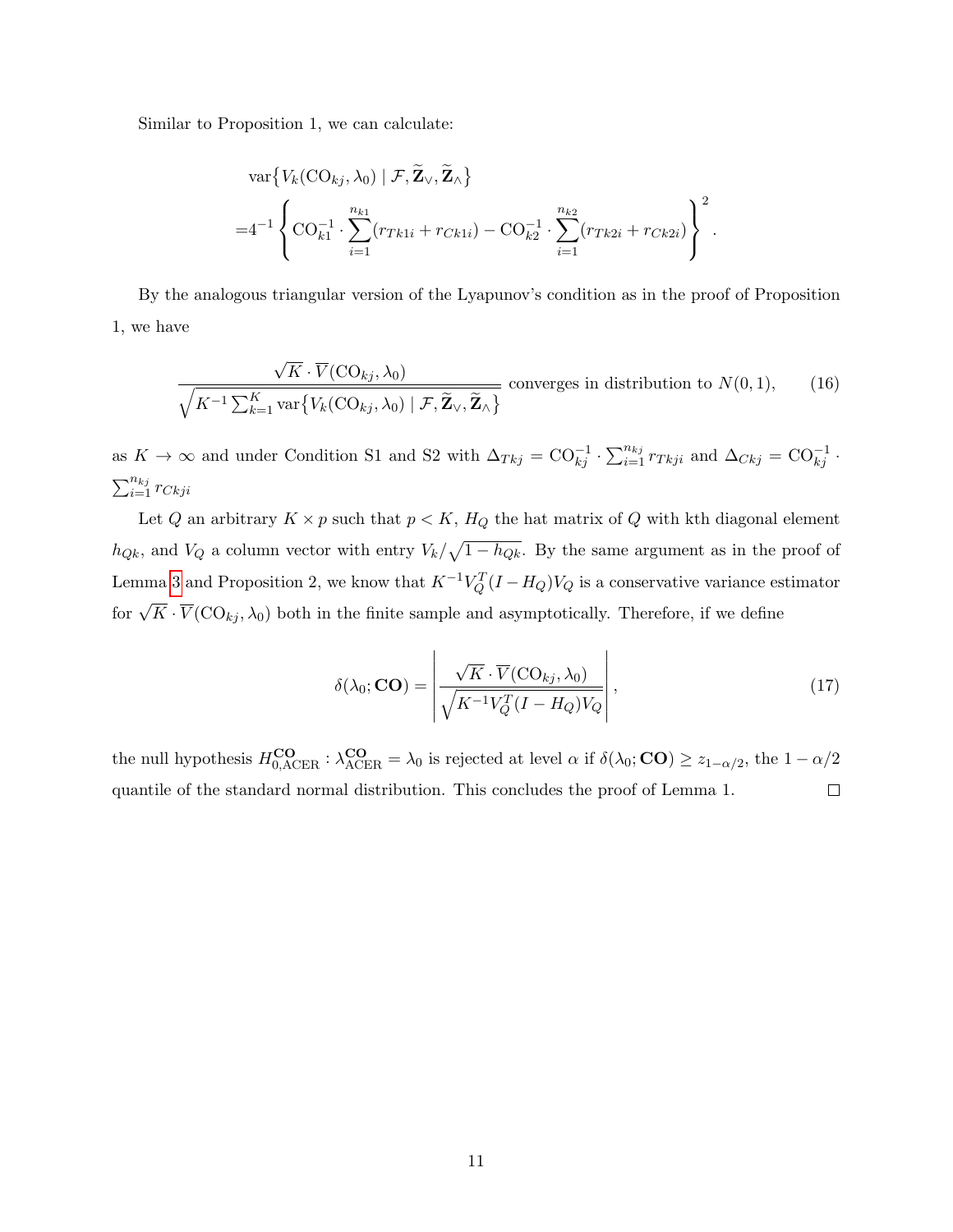Similar to Proposition 1, we can calculate:

$$
\begin{aligned}
&\operatorname{var}\{V_k(\mathrm{CO}_{kj},\lambda_0) \mid \mathcal{F}, \widetilde{\mathbf{Z}}_{\vee}, \widetilde{\mathbf{Z}}_{\wedge}\} \\
=&4^{-1}\left\{\mathrm{CO}_{k1}^{-1}\cdot\sum_{i=1}^{n_{k1}}(r_{Tk1i}+r_{Ck1i}) - \mathrm{CO}_{k2}^{-1}\cdot\sum_{i=1}^{n_{k2}}(r_{Tk2i}+r_{Ck2i})\right\}^2.
\end{aligned}
$$

By the analogous triangular version of the Lyapunov's condition as in the proof of Proposition 1, we have

$$
\frac{\sqrt{K}\cdot\overline{V}(\mathrm{CO}_{kj},\lambda_0)}{\sqrt{K^{-1}\sum_{k=1}^{K}\operatorname{var}\{V_k(\mathrm{CO}_{kj},\lambda_0)\mid \mathcal{F},\widetilde{\mathbf{Z}}_{\vee},\widetilde{\mathbf{Z}}_{\wedge}\}}} \text{ converges in distribution to } N(0,1), \tag{16}
$$

as $K\to\infty$ and under Condition S1 and S2 with $\Delta_{Tkj} = \mathrm{CO}_{kj}^{-1}\cdot\sum_{i=1}^{n_{kj}} r_{Tkji}$ and $\Delta_{Ckj} = \mathrm{CO}_{kj}^{-1}\cdot\sum_{i=1}^{n_{kj}} r_{Ckji}$

Let $Q$ an arbitrary $K\times p$ such that $p<K$, $H_Q$ the hat matrix of $Q$ with kth diagonal element $h_{Qk}$, and $V_Q$ a column vector with entry $V_k/\sqrt{1-h_{Qk}}$. By the same argument as in the proof of Lemma 3 and Proposition 2, we know that $K^{-1}V_Q^T(I-H_Q)V_Q$ is a conservative variance estimator for $\sqrt{K}\cdot\overline{V}(\mathrm{CO}_{kj},\lambda_0)$ both in the finite sample and asymptotically. Therefore, if we define

$$
\delta(\lambda_0;\mathbf{CO}) = \left|\frac{\sqrt{K}\cdot\overline{V}(\mathrm{CO}_{kj},\lambda_0)}{\sqrt{K^{-1}V_Q^T(I-H_Q)V_Q}}\right|, \tag{17}
$$

the null hypothesis $H_{0,\mathrm{ACER}}^{\mathbf{CO}}:\lambda_{\mathrm{ACER}}^{\mathbf{CO}}=\lambda_0$ is rejected at level $\alpha$ if $\delta(\lambda_0;\mathbf{CO})\geq z_{1-\alpha/2}$, the $1-\alpha/2$ quantile of the standard normal distribution. This concludes the proof of Lemma 1. $\square$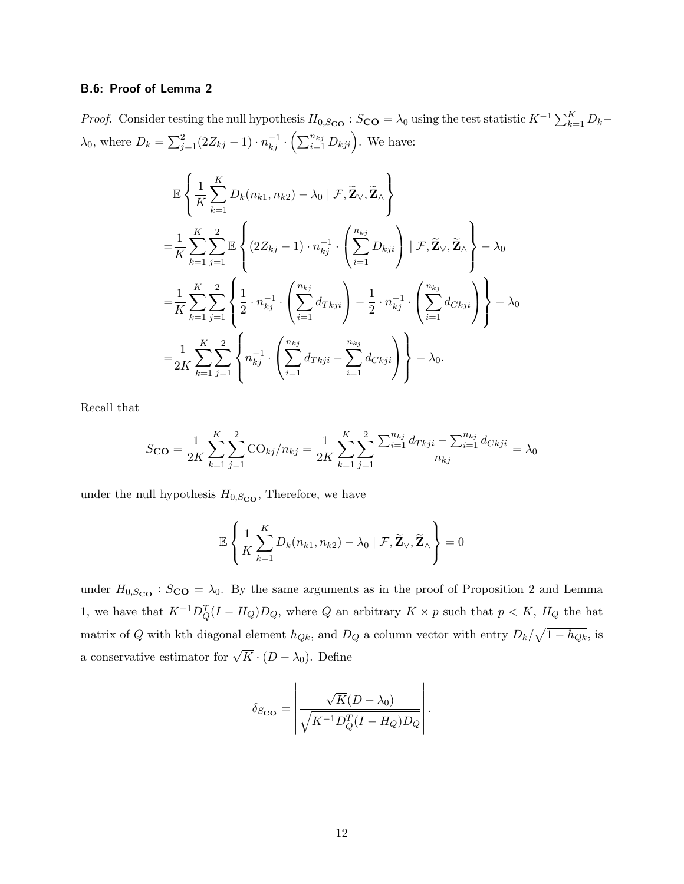### B.6: Proof of Lemma 2

*Proof.* Consider testing the null hypothesis $H_{0,S_{\mathbf{CO}}}: S_{\mathbf{CO}} = \lambda_0$ using the test statistic $K^{-1}\sum_{k=1}^{K} D_k - \lambda_0$, where $D_k = \sum_{j=1}^{2}(2Z_{kj}-1)\cdot n_{kj}^{-1}\cdot\left(\sum_{i=1}^{n_{kj}} D_{kji}\right)$. We have:

$$
\begin{aligned}
&\mathbb{E}\left\{\frac{1}{K}\sum_{k=1}^{K} D_k(n_{k1},n_{k2}) - \lambda_0 \mid \mathcal{F}, \widetilde{\mathbf{Z}}_\vee, \widetilde{\mathbf{Z}}_\wedge\right\} \\
=&\frac{1}{K}\sum_{k=1}^{K}\sum_{j=1}^{2}\mathbb{E}\left\{(2Z_{kj}-1)\cdot n_{kj}^{-1}\cdot\left(\sum_{i=1}^{n_{kj}} D_{kji}\right) \mid \mathcal{F}, \widetilde{\mathbf{Z}}_\vee, \widetilde{\mathbf{Z}}_\wedge\right\} - \lambda_0 \\
=&\frac{1}{K}\sum_{k=1}^{K}\sum_{j=1}^{2}\left\{\frac{1}{2}\cdot n_{kj}^{-1}\cdot\left(\sum_{i=1}^{n_{kj}} d_{Tkji}\right) - \frac{1}{2}\cdot n_{kj}^{-1}\cdot\left(\sum_{i=1}^{n_{kj}} d_{Ckji}\right)\right\} - \lambda_0 \\
=&\frac{1}{2K}\sum_{k=1}^{K}\sum_{j=1}^{2}\left\{n_{kj}^{-1}\cdot\left(\sum_{i=1}^{n_{kj}} d_{Tkji} - \sum_{i=1}^{n_{kj}} d_{Ckji}\right)\right\} - \lambda_0.
\end{aligned}
$$

Recall that

$$
S_{\mathbf{CO}} = \frac{1}{2K}\sum_{k=1}^{K}\sum_{j=1}^{2}\mathrm{CO}_{kj}/n_{kj} = \frac{1}{2K}\sum_{k=1}^{K}\sum_{j=1}^{2}\frac{\sum_{i=1}^{n_{kj}} d_{Tkji} - \sum_{i=1}^{n_{kj}} d_{Ckji}}{n_{kj}} = \lambda_0
$$

under the null hypothesis $H_{0,S_{\mathbf{CO}}}$, Therefore, we have

$$
\mathbb{E}\left\{\frac{1}{K}\sum_{k=1}^{K} D_k(n_{k1},n_{k2}) - \lambda_0 \mid \mathcal{F}, \widetilde{\mathbf{Z}}_\vee, \widetilde{\mathbf{Z}}_\wedge\right\} = 0
$$

under $H_{0,S_{\mathbf{CO}}}: S_{\mathbf{CO}} = \lambda_0$. By the same arguments as in the proof of Proposition 2 and Lemma 1, we have that $K^{-1}D_Q^T(I-H_Q)D_Q$, where $Q$ an arbitrary $K \times p$ such that $p < K$, $H_Q$ the hat matrix of $Q$ with kth diagonal element $h_{Qk}$, and $D_Q$ a column vector with entry $D_k/\sqrt{1-h_{Qk}}$, is a conservative estimator for $\sqrt{K}\cdot(\overline{D}-\lambda_0)$. Define

$$
\delta_{S_{\mathbf{CO}}} = \left|\frac{\sqrt{K}(\overline{D}-\lambda_0)}{\sqrt{K^{-1}D_Q^T(I-H_Q)D_Q}}\right|.
$$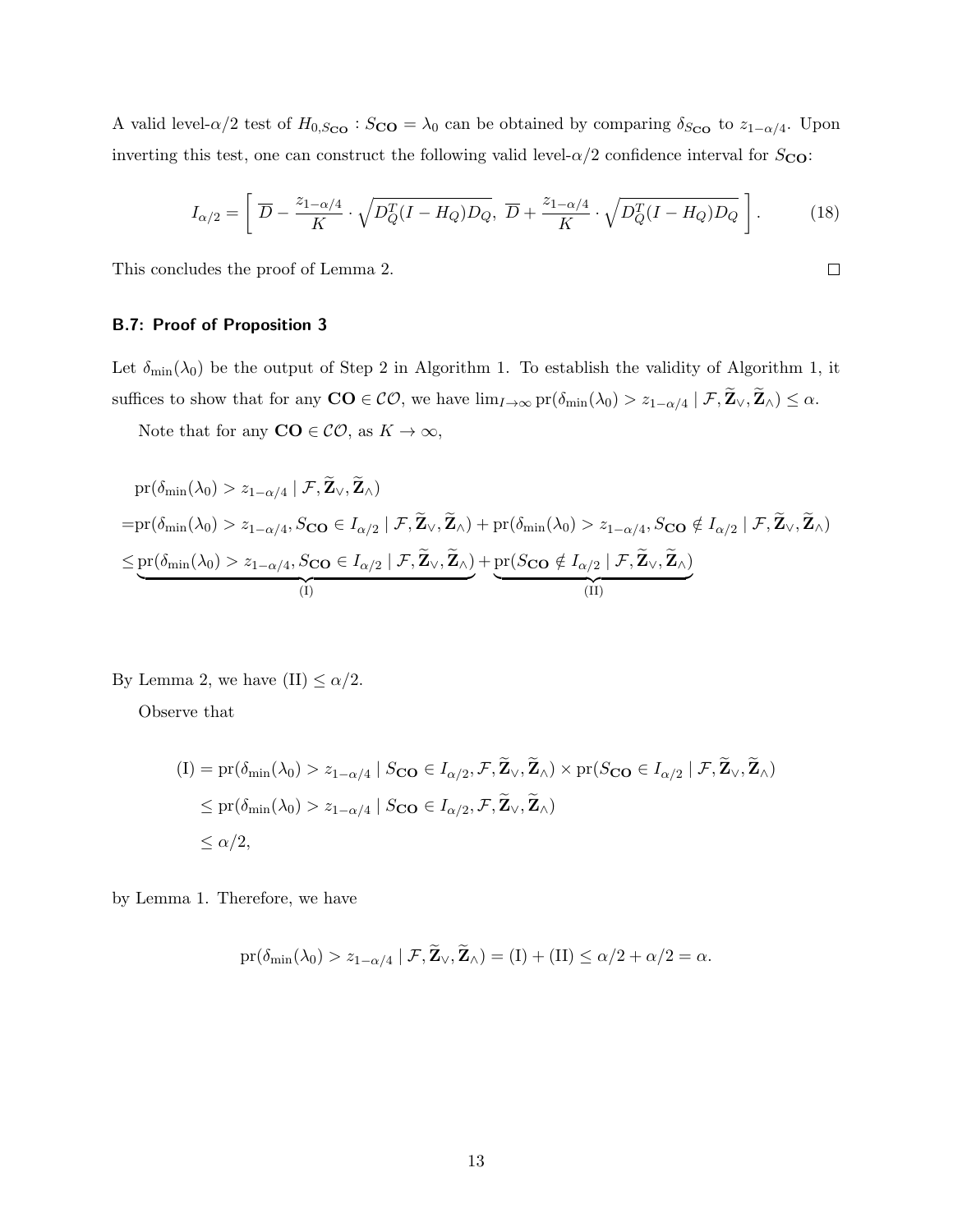A valid level-$\alpha/2$ test of $H_{0,S_{\mathbf{CO}}} : S_{\mathbf{CO}} = \lambda_0$ can be obtained by comparing $\delta_{S_{\mathbf{CO}}}$ to $z_{1-\alpha/4}$. Upon inverting this test, one can construct the following valid level-$\alpha/2$ confidence interval for $S_{\mathbf{CO}}$:

$$I_{\alpha/2} = \left[ \,\overline{D} - \frac{z_{1-\alpha/4}}{K} \cdot \sqrt{D_Q^T(I-H_Q)D_Q},\ \overline{D} + \frac{z_{1-\alpha/4}}{K} \cdot \sqrt{D_Q^T(I-H_Q)D_Q}\, \right]. \tag{18}$$

This concludes the proof of Lemma 2. $\square$

### B.7: Proof of Proposition 3

Let $\delta_{\min}(\lambda_0)$ be the output of Step 2 in Algorithm 1. To establish the validity of Algorithm 1, it suffices to show that for any $\mathbf{CO} \in \mathcal{CO}$, we have $\lim_{I\to\infty} \mathrm{pr}(\delta_{\min}(\lambda_0) > z_{1-\alpha/4} \mid \mathcal{F}, \widetilde{\mathbf{Z}}_\vee, \widetilde{\mathbf{Z}}_\wedge) \leq \alpha$.

Note that for any $\mathbf{CO} \in \mathcal{CO}$, as $K \to \infty$,

$$\begin{aligned}
&\mathrm{pr}(\delta_{\min}(\lambda_0) > z_{1-\alpha/4} \mid \mathcal{F}, \widetilde{\mathbf{Z}}_\vee, \widetilde{\mathbf{Z}}_\wedge) \\
=&\mathrm{pr}(\delta_{\min}(\lambda_0) > z_{1-\alpha/4}, S_{\mathbf{CO}} \in I_{\alpha/2} \mid \mathcal{F}, \widetilde{\mathbf{Z}}_\vee, \widetilde{\mathbf{Z}}_\wedge) + \mathrm{pr}(\delta_{\min}(\lambda_0) > z_{1-\alpha/4}, S_{\mathbf{CO}} \notin I_{\alpha/2} \mid \mathcal{F}, \widetilde{\mathbf{Z}}_\vee, \widetilde{\mathbf{Z}}_\wedge) \\
\leq& \underbrace{\mathrm{pr}(\delta_{\min}(\lambda_0) > z_{1-\alpha/4}, S_{\mathbf{CO}} \in I_{\alpha/2} \mid \mathcal{F}, \widetilde{\mathbf{Z}}_\vee, \widetilde{\mathbf{Z}}_\wedge)}_{\text{(I)}} + \underbrace{\mathrm{pr}(S_{\mathbf{CO}} \notin I_{\alpha/2} \mid \mathcal{F}, \widetilde{\mathbf{Z}}_\vee, \widetilde{\mathbf{Z}}_\wedge)}_{\text{(II)}}
\end{aligned}$$

By Lemma 2, we have (II) $\leq \alpha/2$.

Observe that

$$\begin{aligned}
\text{(I)} &= \mathrm{pr}(\delta_{\min}(\lambda_0) > z_{1-\alpha/4} \mid S_{\mathbf{CO}} \in I_{\alpha/2}, \mathcal{F}, \widetilde{\mathbf{Z}}_\vee, \widetilde{\mathbf{Z}}_\wedge) \times \mathrm{pr}(S_{\mathbf{CO}} \in I_{\alpha/2} \mid \mathcal{F}, \widetilde{\mathbf{Z}}_\vee, \widetilde{\mathbf{Z}}_\wedge) \\
&\leq \mathrm{pr}(\delta_{\min}(\lambda_0) > z_{1-\alpha/4} \mid S_{\mathbf{CO}} \in I_{\alpha/2}, \mathcal{F}, \widetilde{\mathbf{Z}}_\vee, \widetilde{\mathbf{Z}}_\wedge) \\
&\leq \alpha/2,
\end{aligned}$$

by Lemma 1. Therefore, we have

$$\mathrm{pr}(\delta_{\min}(\lambda_0) > z_{1-\alpha/4} \mid \mathcal{F}, \widetilde{\mathbf{Z}}_\vee, \widetilde{\mathbf{Z}}_\wedge) = \text{(I)} + \text{(II)} \leq \alpha/2 + \alpha/2 = \alpha.$$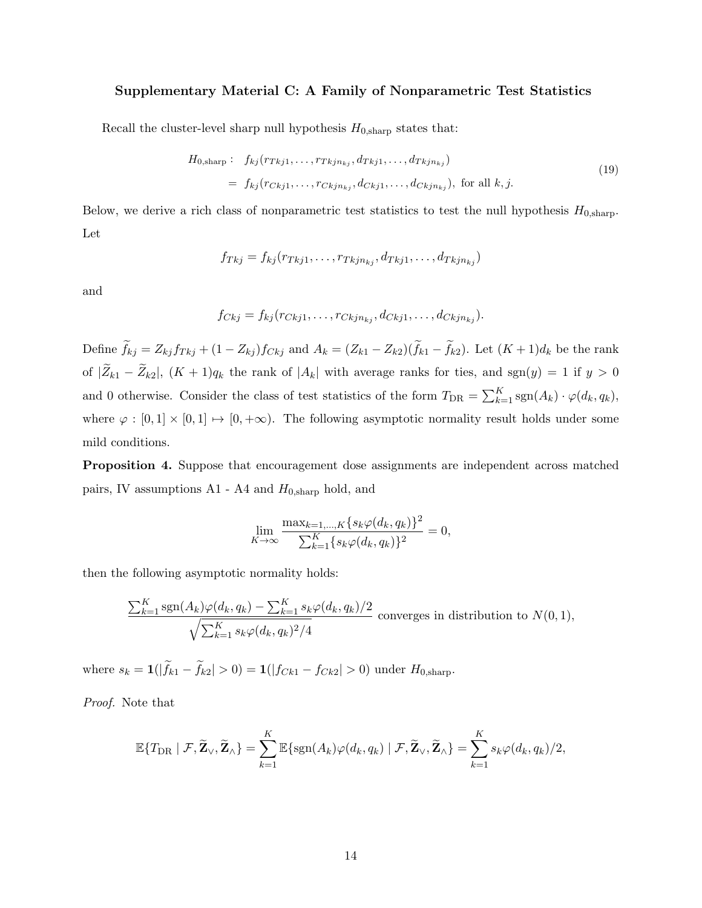### Supplementary Material C: A Family of Nonparametric Test Statistics

Recall the cluster-level sharp null hypothesis $H_{0,\text{sharp}}$ states that:

$$
\begin{aligned}
H_{0,\text{sharp}}: \quad & f_{kj}(r_{Tkj1}, \ldots, r_{Tkjn_{kj}}, d_{Tkj1}, \ldots, d_{Tkjn_{kj}}) \\
&= f_{kj}(r_{Ckj1}, \ldots, r_{Ckjn_{kj}}, d_{Ckj1}, \ldots, d_{Ckjn_{kj}}), \text{ for all } k, j.
\end{aligned} \tag{19}
$$

Below, we derive a rich class of nonparametric test statistics to test the null hypothesis $H_{0,\text{sharp}}$. Let

$$
f_{Tkj} = f_{kj}(r_{Tkj1}, \ldots, r_{Tkjn_{kj}}, d_{Tkj1}, \ldots, d_{Tkjn_{kj}})
$$

and

$$
f_{Ckj} = f_{kj}(r_{Ckj1}, \ldots, r_{Ckjn_{kj}}, d_{Ckj1}, \ldots, d_{Ckjn_{kj}}).
$$

Define $\widetilde{f}_{kj} = Z_{kj} f_{Tkj} + (1 - Z_{kj}) f_{Ckj}$ and $A_k = (Z_{k1} - Z_{k2})(\widetilde{f}_{k1} - \widetilde{f}_{k2})$. Let $(K+1)d_k$ be the rank of $|\widetilde{Z}_{k1} - \widetilde{Z}_{k2}|$, $(K+1)q_k$ the rank of $|A_k|$ with average ranks for ties, and $\text{sgn}(y) = 1$ if $y > 0$ and 0 otherwise. Consider the class of test statistics of the form $T_{\text{DR}} = \sum_{k=1}^{K} \text{sgn}(A_k) \cdot \varphi(d_k, q_k)$, where $\varphi : [0,1] \times [0,1] \mapsto [0, +\infty)$. The following asymptotic normality result holds under some mild conditions.

**Proposition 4.** Suppose that encouragement dose assignments are independent across matched pairs, IV assumptions A1 - A4 and $H_{0,\text{sharp}}$ hold, and

$$
\lim_{K \to \infty} \frac{\max_{k=1,\ldots,K} \{s_k \varphi(d_k, q_k)\}^2}{\sum_{k=1}^{K} \{s_k \varphi(d_k, q_k)\}^2} = 0,
$$

then the following asymptotic normality holds:

$$
\frac{\sum_{k=1}^{K} \text{sgn}(A_k) \varphi(d_k, q_k) - \sum_{k=1}^{K} s_k \varphi(d_k, q_k)/2}{\sqrt{\sum_{k=1}^{K} s_k \varphi(d_k, q_k)^2 / 4}} \text{ converges in distribution to } N(0,1),
$$

where $s_k = \mathbf{1}(|\widetilde{f}_{k1} - \widetilde{f}_{k2}| > 0) = \mathbf{1}(|f_{Ck1} - f_{Ck2}| > 0)$ under $H_{0,\text{sharp}}$.

*Proof.* Note that

$$
\mathbb{E}\{T_{\text{DR}} \mid \mathcal{F}, \widetilde{\mathbf{Z}}_{\vee}, \widetilde{\mathbf{Z}}_{\wedge}\} = \sum_{k=1}^{K} \mathbb{E}\{\text{sgn}(A_k) \varphi(d_k, q_k) \mid \mathcal{F}, \widetilde{\mathbf{Z}}_{\vee}, \widetilde{\mathbf{Z}}_{\wedge}\} = \sum_{k=1}^{K} s_k \varphi(d_k, q_k)/2,
$$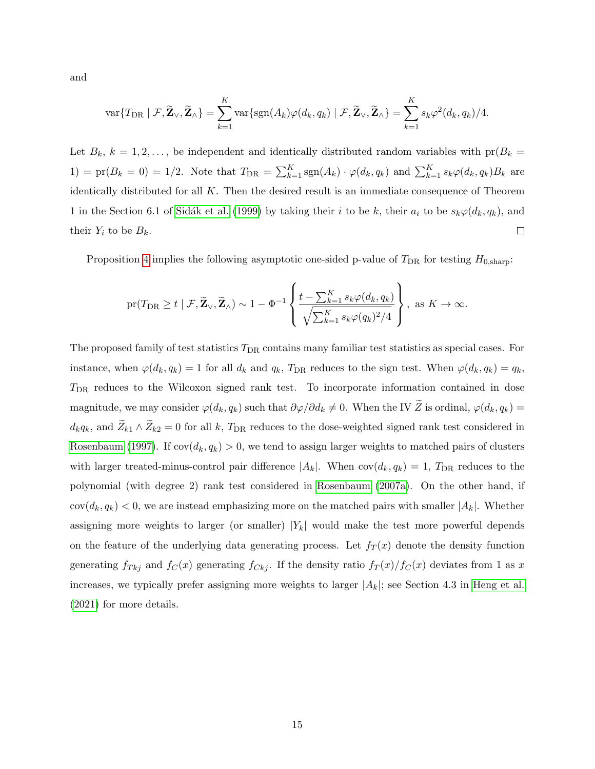and

$$\text{var}\{T_{\text{DR}} \mid \mathcal{F}, \widetilde{\mathbf{Z}}_{\vee}, \widetilde{\mathbf{Z}}_{\wedge}\} = \sum_{k=1}^{K} \text{var}\{\text{sgn}(A_k)\varphi(d_k, q_k) \mid \mathcal{F}, \widetilde{\mathbf{Z}}_{\vee}, \widetilde{\mathbf{Z}}_{\wedge}\} = \sum_{k=1}^{K} s_k \varphi^2(d_k, q_k)/4.$$

Let $B_k$, $k = 1, 2, \ldots$, be independent and identically distributed random variables with $\text{pr}(B_k = 1) = \text{pr}(B_k = 0) = 1/2$. Note that $T_{\text{DR}} = \sum_{k=1}^{K} \text{sgn}(A_k) \cdot \varphi(d_k, q_k)$ and $\sum_{k=1}^{K} s_k \varphi(d_k, q_k) B_k$ are identically distributed for all $K$. Then the desired result is an immediate consequence of Theorem 1 in the Section 6.1 of Sidák et al. (1999) by taking their $i$ to be $k$, their $a_i$ to be $s_k\varphi(d_k, q_k)$, and their $Y_i$ to be $B_k$. □

Proposition 4 implies the following asymptotic one-sided p-value of $T_{\text{DR}}$ for testing $H_{0,\text{sharp}}$:

$$\text{pr}(T_{\text{DR}} \geq t \mid \mathcal{F}, \widetilde{\mathbf{Z}}_{\vee}, \widetilde{\mathbf{Z}}_{\wedge}) \sim 1 - \Phi^{-1}\left\{ \frac{t - \sum_{k=1}^{K} s_k \varphi(d_k, q_k)}{\sqrt{\sum_{k=1}^{K} s_k \varphi(q_k)^2/4}} \right\}, \text{ as } K \to \infty.$$

The proposed family of test statistics $T_{\text{DR}}$ contains many familiar test statistics as special cases. For instance, when $\varphi(d_k, q_k) = 1$ for all $d_k$ and $q_k$, $T_{\text{DR}}$ reduces to the sign test. When $\varphi(d_k, q_k) = q_k$, $T_{\text{DR}}$ reduces to the Wilcoxon signed rank test. To incorporate information contained in dose magnitude, we may consider $\varphi(d_k, q_k)$ such that $\partial\varphi/\partial d_k \neq 0$. When the IV $\widetilde{Z}$ is ordinal, $\varphi(d_k, q_k) = d_k q_k$, and $\widetilde{Z}_{k1} \wedge \widetilde{Z}_{k2} = 0$ for all $k$, $T_{\text{DR}}$ reduces to the dose-weighted signed rank test considered in Rosenbaum (1997). If $\text{cov}(d_k, q_k) > 0$, we tend to assign larger weights to matched pairs of clusters with larger treated-minus-control pair difference $|A_k|$. When $\text{cov}(d_k, q_k) = 1$, $T_{\text{DR}}$ reduces to the polynomial (with degree 2) rank test considered in Rosenbaum (2007a). On the other hand, if $\text{cov}(d_k, q_k) < 0$, we are instead emphasizing more on the matched pairs with smaller $|A_k|$. Whether assigning more weights to larger (or smaller) $|Y_k|$ would make the test more powerful depends on the feature of the underlying data generating process. Let $f_T(x)$ denote the density function generating $f_{Tkj}$ and $f_C(x)$ generating $f_{Ckj}$. If the density ratio $f_T(x)/f_C(x)$ deviates from 1 as $x$ increases, we typically prefer assigning more weights to larger $|A_k|$; see Section 4.3 in Heng et al. (2021) for more details.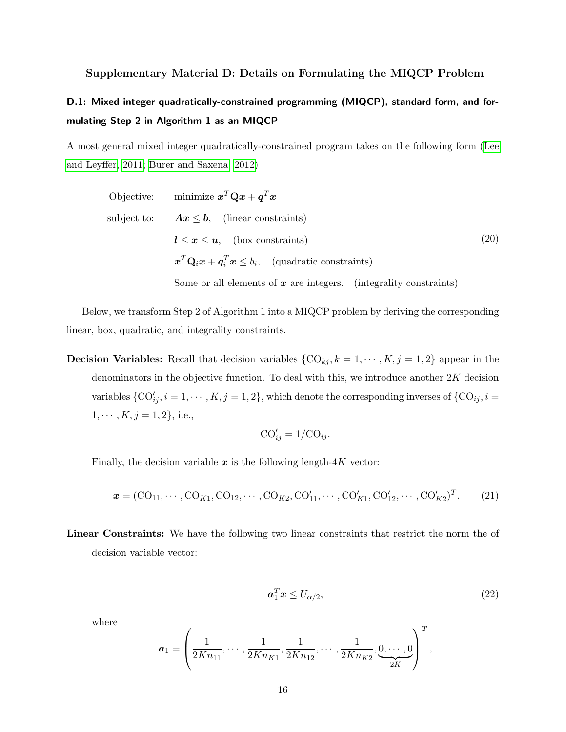## Supplementary Material D: Details on Formulating the MIQCP Problem

### D.1: Mixed integer quadratically-constrained programming (MIQCP), standard form, and formulating Step 2 in Algorithm 1 as an MIQCP

A most general mixed integer quadratically-constrained program takes on the following form (Lee and Leyffer, 2011; Burer and Saxena, 2012)

$$
\begin{aligned}
\text{Objective:} \quad & \text{minimize } \boldsymbol{x}^T \mathbf{Q} \boldsymbol{x} + \boldsymbol{q}^T \boldsymbol{x} \\
\text{subject to:} \quad & \boldsymbol{A}\boldsymbol{x} \leq \boldsymbol{b}, \quad \text{(linear constraints)} \\
& \boldsymbol{l} \leq \boldsymbol{x} \leq \boldsymbol{u}, \quad \text{(box constraints)} \\
& \boldsymbol{x}^T \mathbf{Q}_i \boldsymbol{x} + \boldsymbol{q}_i^T \boldsymbol{x} \leq b_i, \quad \text{(quadratic constraints)} \\
& \text{Some or all elements of } \boldsymbol{x} \text{ are integers.} \quad \text{(integrality constraints)}
\end{aligned}
\tag{20}
$$

Below, we transform Step 2 of Algorithm 1 into a MIQCP problem by deriving the corresponding linear, box, quadratic, and integrality constraints.

**Decision Variables:** Recall that decision variables $\{\text{CO}_{kj}, k = 1, \cdots, K, j = 1, 2\}$ appear in the denominators in the objective function. To deal with this, we introduce another $2K$ decision variables $\{\text{CO}'_{ij}, i = 1, \cdots, K, j = 1, 2\}$, which denote the corresponding inverses of $\{\text{CO}_{ij}, i = 1, \cdots, K, j = 1, 2\}$, i.e.,

$$\text{CO}'_{ij} = 1/\text{CO}_{ij}.$$

Finally, the decision variable $\boldsymbol{x}$ is the following length-$4K$ vector:

$$\boldsymbol{x} = (\text{CO}_{11}, \cdots, \text{CO}_{K1}, \text{CO}_{12}, \cdots, \text{CO}_{K2}, \text{CO}'_{11}, \cdots, \text{CO}'_{K1}, \text{CO}'_{12}, \cdots, \text{CO}'_{K2})^T. \tag{21}$$

**Linear Constraints:** We have the following two linear constraints that restrict the norm the of decision variable vector:

$$\boldsymbol{a}_1^T \boldsymbol{x} \leq U_{\alpha/2}, \tag{22}$$

where

$$\boldsymbol{a}_1 = \left( \frac{1}{2Kn_{11}}, \cdots, \frac{1}{2Kn_{K1}}, \frac{1}{2Kn_{12}}, \cdots, \frac{1}{2Kn_{K2}}, \underbrace{0, \cdots, 0}_{2K} \right)^T,$$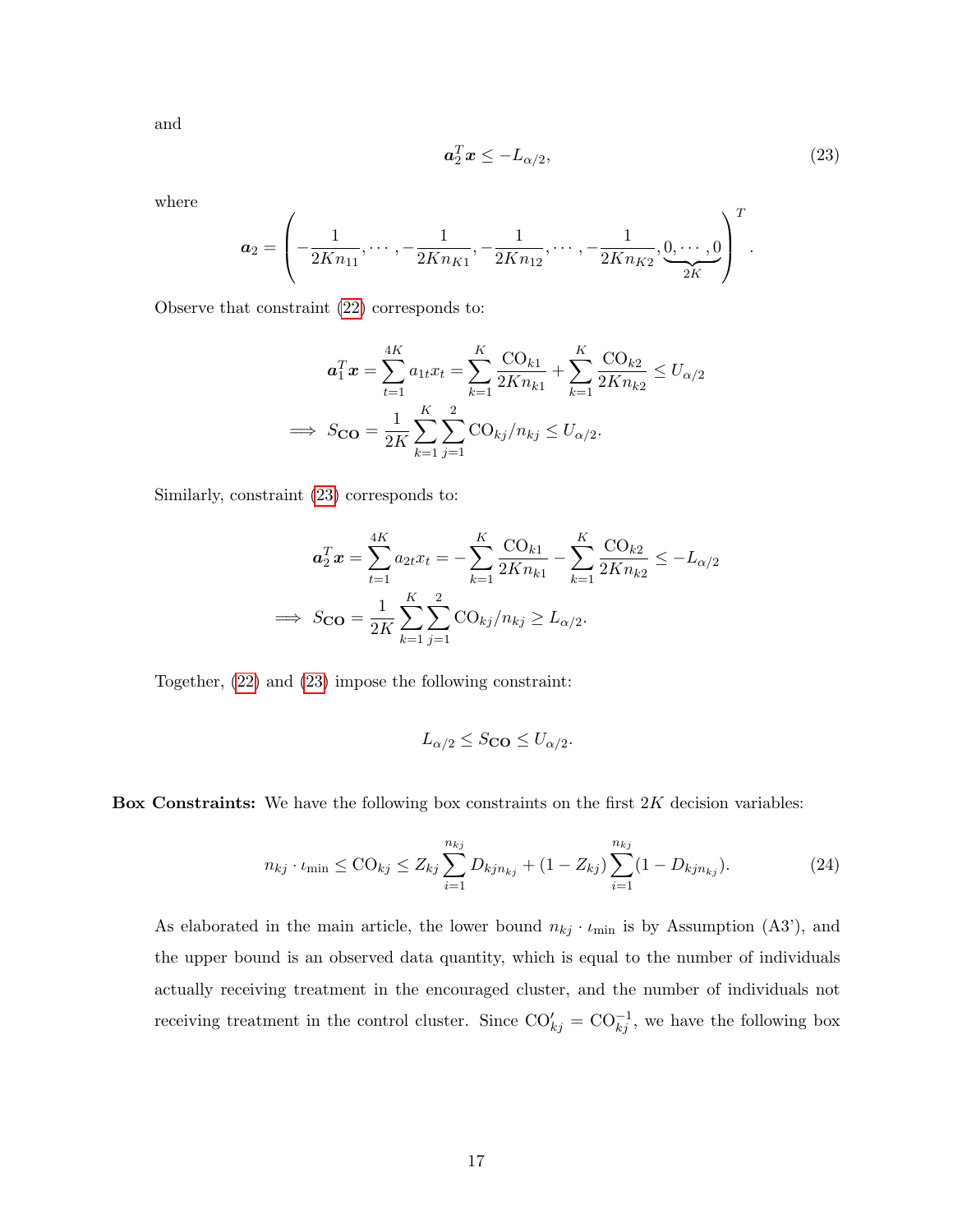and

$$\boldsymbol{a}_2^T \boldsymbol{x} \leq -L_{\alpha/2}, \tag{23}$$

where

$$\boldsymbol{a}_2 = \left( -\frac{1}{2Kn_{11}}, \cdots, -\frac{1}{2Kn_{K1}}, -\frac{1}{2Kn_{12}}, \cdots, -\frac{1}{2Kn_{K2}}, \underbrace{0, \cdots, 0}_{2K} \right)^T.$$

Observe that constraint (22) corresponds to:

$$\begin{aligned}
\boldsymbol{a}_1^T \boldsymbol{x} = \sum_{t=1}^{4K} a_{1t} x_t = \sum_{k=1}^{K} \frac{\mathrm{CO}_{k1}}{2Kn_{k1}} + \sum_{k=1}^{K} \frac{\mathrm{CO}_{k2}}{2Kn_{k2}} \leq U_{\alpha/2} \\
\implies S_{\mathbf{CO}} = \frac{1}{2K} \sum_{k=1}^{K} \sum_{j=1}^{2} \mathrm{CO}_{kj}/n_{kj} \leq U_{\alpha/2}.
\end{aligned}$$

Similarly, constraint (23) corresponds to:

$$\begin{aligned}
\boldsymbol{a}_2^T \boldsymbol{x} = \sum_{t=1}^{4K} a_{2t} x_t = -\sum_{k=1}^{K} \frac{\mathrm{CO}_{k1}}{2Kn_{k1}} - \sum_{k=1}^{K} \frac{\mathrm{CO}_{k2}}{2Kn_{k2}} \leq -L_{\alpha/2} \\
\implies S_{\mathbf{CO}} = \frac{1}{2K} \sum_{k=1}^{K} \sum_{j=1}^{2} \mathrm{CO}_{kj}/n_{kj} \geq L_{\alpha/2}.
\end{aligned}$$

Together, (22) and (23) impose the following constraint:

$$L_{\alpha/2} \leq S_{\mathbf{CO}} \leq U_{\alpha/2}.$$

**Box Constraints:** We have the following box constraints on the first $2K$ decision variables:

$$n_{kj} \cdot \iota_{\min} \leq \mathrm{CO}_{kj} \leq Z_{kj} \sum_{i=1}^{n_{kj}} D_{kjn_{kj}} + (1 - Z_{kj}) \sum_{i=1}^{n_{kj}} (1 - D_{kjn_{kj}}). \tag{24}$$

As elaborated in the main article, the lower bound $n_{kj} \cdot \iota_{\min}$ is by Assumption (A3'), and the upper bound is an observed data quantity, which is equal to the number of individuals actually receiving treatment in the encouraged cluster, and the number of individuals not receiving treatment in the control cluster. Since $\mathrm{CO}'_{kj} = \mathrm{CO}_{kj}^{-1}$, we have the following box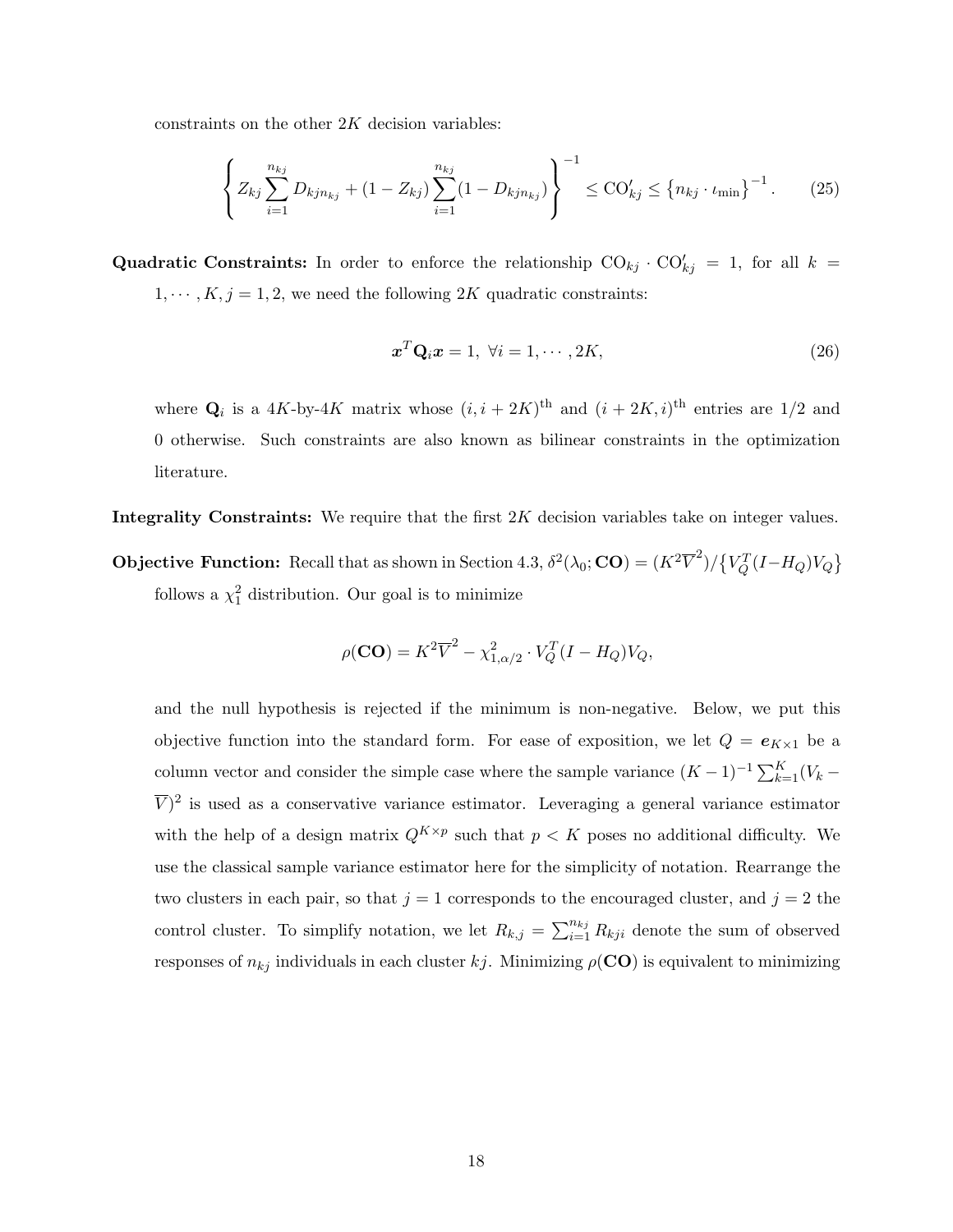constraints on the other $2K$ decision variables:

$$
\left\{ Z_{kj} \sum_{i=1}^{n_{kj}} D_{kjn_{kj}} + (1 - Z_{kj}) \sum_{i=1}^{n_{kj}} (1 - D_{kjn_{kj}}) \right\}^{-1} \leq \text{CO}'_{kj} \leq \left\{ n_{kj} \cdot \iota_{\min} \right\}^{-1}. \qquad (25)
$$

**Quadratic Constraints:** In order to enforce the relationship $\text{CO}_{kj} \cdot \text{CO}'_{kj} = 1$, for all $k = 1, \cdots, K, j = 1, 2$, we need the following $2K$ quadratic constraints:

$$
\boldsymbol{x}^T \mathbf{Q}_i \boldsymbol{x} = 1, \ \forall i = 1, \cdots, 2K, \qquad (26)
$$

where $\mathbf{Q}_i$ is a $4K$-by-$4K$ matrix whose $(i, i+2K)^{\text{th}}$ and $(i+2K, i)^{\text{th}}$ entries are $1/2$ and 0 otherwise. Such constraints are also known as bilinear constraints in the optimization literature.

**Integrality Constraints:** We require that the first $2K$ decision variables take on integer values.

**Objective Function:** Recall that as shown in Section 4.3, $\delta^2(\lambda_0; \mathbf{CO}) = (K^2\overline{V}^2)/\{V_Q^T(I - H_Q)V_Q\}$ follows a $\chi_1^2$ distribution. Our goal is to minimize

$$
\rho(\mathbf{CO}) = K^2\overline{V}^2 - \chi^2_{1,\alpha/2} \cdot V_Q^T(I - H_Q)V_Q,
$$

and the null hypothesis is rejected if the minimum is non-negative. Below, we put this objective function into the standard form. For ease of exposition, we let $Q = \boldsymbol{e}_{K\times 1}$ be a column vector and consider the simple case where the sample variance $(K-1)^{-1}\sum_{k=1}^K (V_k - \overline{V})^2$ is used as a conservative variance estimator. Leveraging a general variance estimator with the help of a design matrix $Q^{K\times p}$ such that $p < K$ poses no additional difficulty. We use the classical sample variance estimator here for the simplicity of notation. Rearrange the two clusters in each pair, so that $j = 1$ corresponds to the encouraged cluster, and $j = 2$ the control cluster. To simplify notation, we let $R_{k,j} = \sum_{i=1}^{n_{kj}} R_{kji}$ denote the sum of observed responses of $n_{kj}$ individuals in each cluster $kj$. Minimizing $\rho(\mathbf{CO})$ is equivalent to minimizing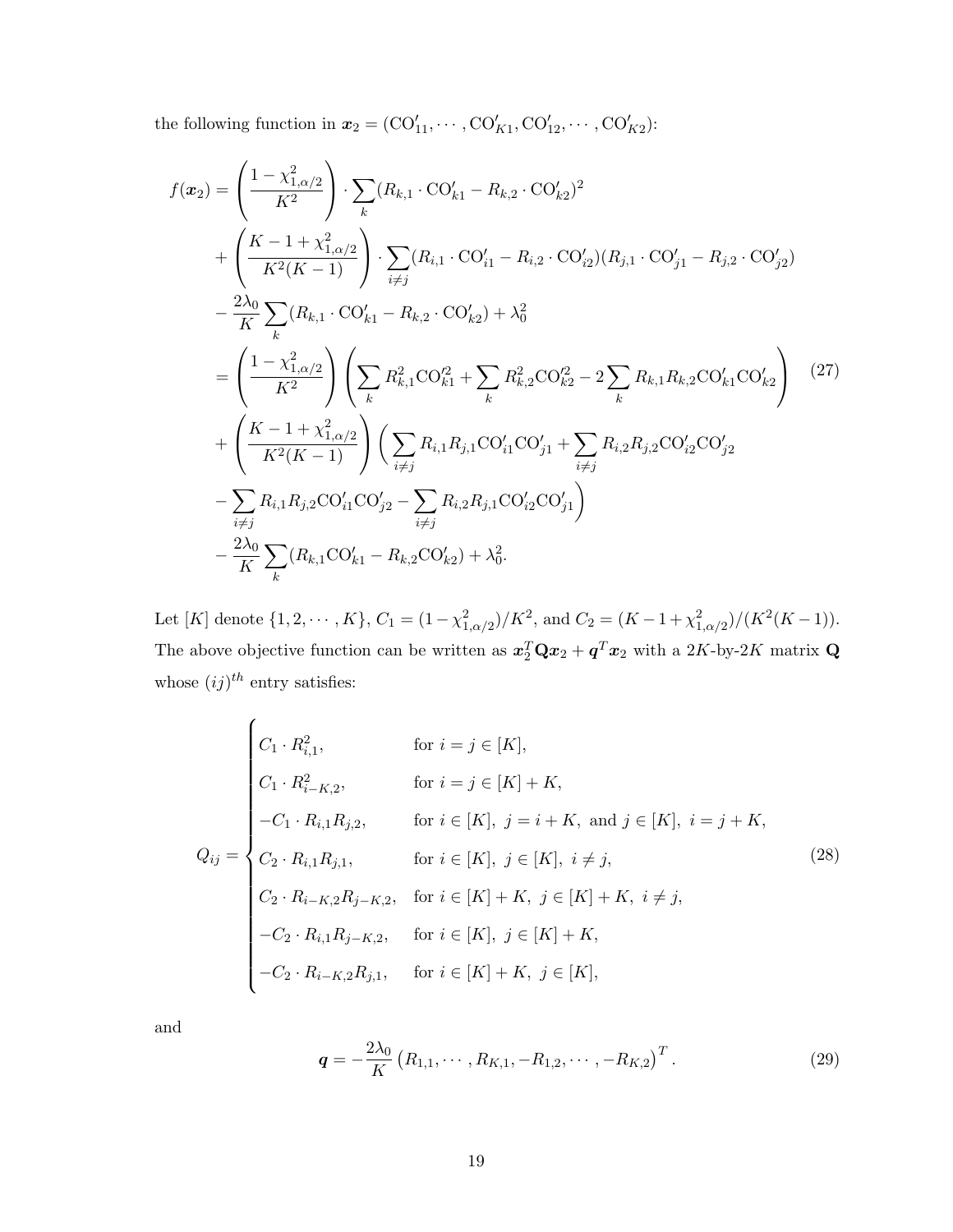the following function in $\boldsymbol{x}_2 = (\mathrm{CO}'_{11}, \cdots, \mathrm{CO}'_{K1}, \mathrm{CO}'_{12}, \cdots, \mathrm{CO}'_{K2})$:

$$
\begin{aligned}
f(\boldsymbol{x}_2) &= \left(\frac{1-\chi^2_{1,\alpha/2}}{K^2}\right) \cdot \sum_k (R_{k,1} \cdot \mathrm{CO}'_{k1} - R_{k,2} \cdot \mathrm{CO}'_{k2})^2 \\
&+ \left(\frac{K-1+\chi^2_{1,\alpha/2}}{K^2(K-1)}\right) \cdot \sum_{i \neq j} (R_{i,1} \cdot \mathrm{CO}'_{i1} - R_{i,2} \cdot \mathrm{CO}'_{i2})(R_{j,1} \cdot \mathrm{CO}'_{j1} - R_{j,2} \cdot \mathrm{CO}'_{j2}) \\
&- \frac{2\lambda_0}{K} \sum_k (R_{k,1} \cdot \mathrm{CO}'_{k1} - R_{k,2} \cdot \mathrm{CO}'_{k2}) + \lambda_0^2 \\
&= \left(\frac{1-\chi^2_{1,\alpha/2}}{K^2}\right) \left(\sum_k R^2_{k,1} \mathrm{CO}'^2_{k1} + \sum_k R^2_{k,2} \mathrm{CO}'^2_{k2} - 2\sum_k R_{k,1} R_{k,2} \mathrm{CO}'_{k1} \mathrm{CO}'_{k2}\right) \\
&+ \left(\frac{K-1+\chi^2_{1,\alpha/2}}{K^2(K-1)}\right) \Bigg( \sum_{i \neq j} R_{i,1} R_{j,1} \mathrm{CO}'_{i1} \mathrm{CO}'_{j1} + \sum_{i \neq j} R_{i,2} R_{j,2} \mathrm{CO}'_{i2} \mathrm{CO}'_{j2} \\
&- \sum_{i \neq j} R_{i,1} R_{j,2} \mathrm{CO}'_{i1} \mathrm{CO}'_{j2} - \sum_{i \neq j} R_{i,2} R_{j,1} \mathrm{CO}'_{i2} \mathrm{CO}'_{j1} \Bigg) \\
&- \frac{2\lambda_0}{K} \sum_k (R_{k,1} \mathrm{CO}'_{k1} - R_{k,2} \mathrm{CO}'_{k2}) + \lambda_0^2.
\end{aligned}
\tag{27}
$$

Let $[K]$ denote $\{1, 2, \cdots, K\}$, $C_1 = (1-\chi^2_{1,\alpha/2})/K^2$, and $C_2 = (K-1+\chi^2_{1,\alpha/2})/(K^2(K-1))$. The above objective function can be written as $\boldsymbol{x}_2^T \mathbf{Q} \boldsymbol{x}_2 + \boldsymbol{q}^T \boldsymbol{x}_2$ with a $2K$-by-$2K$ matrix $\mathbf{Q}$ whose $(ij)^{th}$ entry satisfies:

$$
Q_{ij} = \begin{cases}
C_1 \cdot R^2_{i,1}, & \text{for } i = j \in [K], \\
C_1 \cdot R^2_{i-K,2}, & \text{for } i = j \in [K] + K, \\
-C_1 \cdot R_{i,1} R_{j,2}, & \text{for } i \in [K],\ j = i + K, \text{ and } j \in [K],\ i = j + K, \\
C_2 \cdot R_{i,1} R_{j,1}, & \text{for } i \in [K],\ j \in [K],\ i \neq j, \\
C_2 \cdot R_{i-K,2} R_{j-K,2}, & \text{for } i \in [K] + K,\ j \in [K] + K,\ i \neq j, \\
-C_2 \cdot R_{i,1} R_{j-K,2}, & \text{for } i \in [K],\ j \in [K] + K, \\
-C_2 \cdot R_{i-K,2} R_{j,1}, & \text{for } i \in [K] + K,\ j \in [K],
\end{cases}
\tag{28}
$$

and

$$
\boldsymbol{q} = -\frac{2\lambda_0}{K} \left(R_{1,1}, \cdots, R_{K,1}, -R_{1,2}, \cdots, -R_{K,2}\right)^T. \tag{29}
$$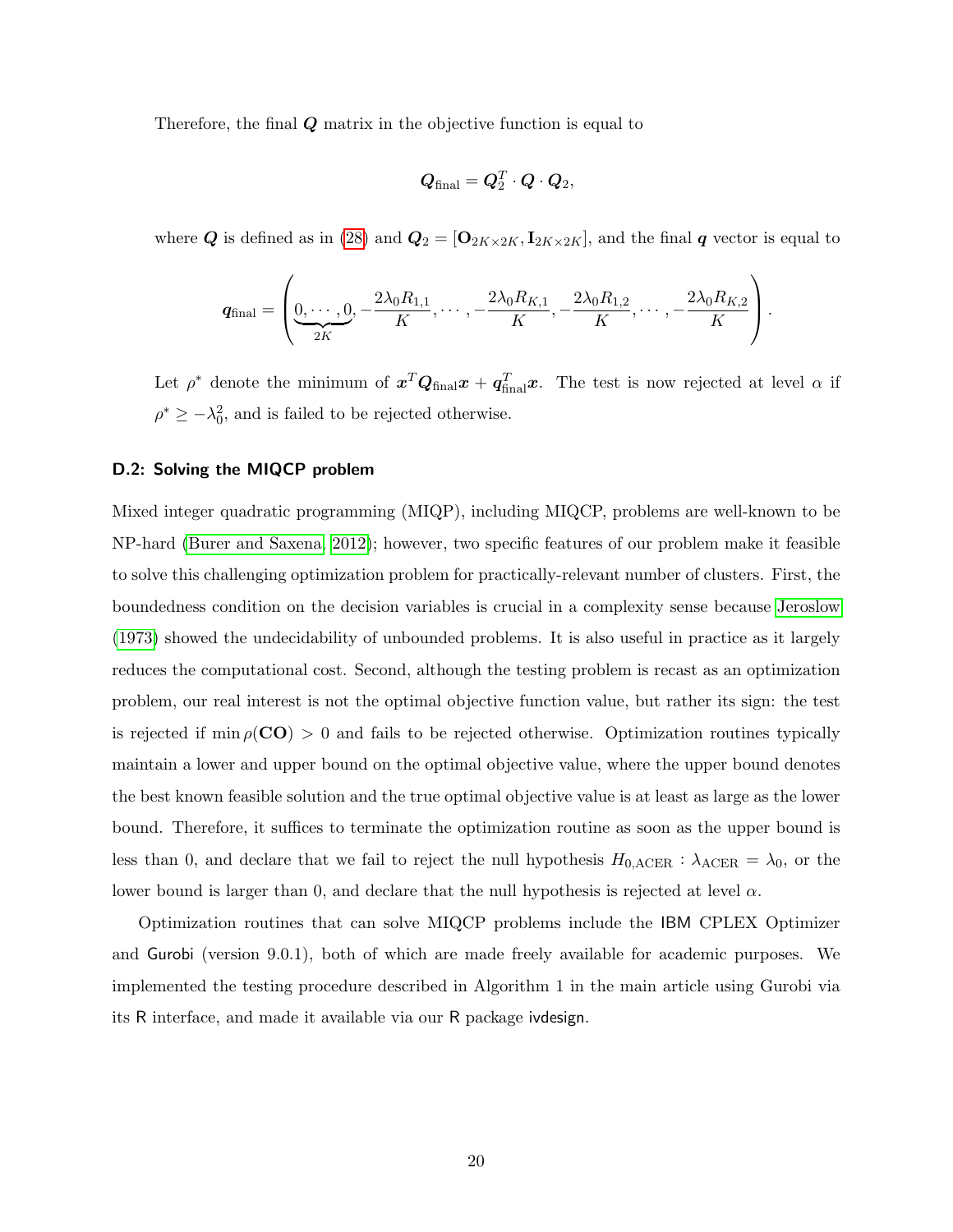Therefore, the final $\boldsymbol{Q}$ matrix in the objective function is equal to

$$\boldsymbol{Q}_{\text{final}} = \boldsymbol{Q}_2^T \cdot \boldsymbol{Q} \cdot \boldsymbol{Q}_2,$$

where $\boldsymbol{Q}$ is defined as in (28) and $\boldsymbol{Q}_2 = [\mathbf{O}_{2K\times 2K}, \mathbf{I}_{2K\times 2K}]$, and the final $\boldsymbol{q}$ vector is equal to

$$\boldsymbol{q}_{\text{final}} = \left(\underbrace{0, \cdots, 0}_{2K}, -\frac{2\lambda_0 R_{1,1}}{K}, \cdots, -\frac{2\lambda_0 R_{K,1}}{K}, -\frac{2\lambda_0 R_{1,2}}{K}, \cdots, -\frac{2\lambda_0 R_{K,2}}{K}\right).$$

Let $\rho^*$ denote the minimum of $\boldsymbol{x}^T \boldsymbol{Q}_{\text{final}} \boldsymbol{x} + \boldsymbol{q}_{\text{final}}^T \boldsymbol{x}$. The test is now rejected at level $\alpha$ if $\rho^* \geq -\lambda_0^2$, and is failed to be rejected otherwise.

### D.2: Solving the MIQCP problem

Mixed integer quadratic programming (MIQP), including MIQCP, problems are well-known to be NP-hard (Burer and Saxena, 2012); however, two specific features of our problem make it feasible to solve this challenging optimization problem for practically-relevant number of clusters. First, the boundedness condition on the decision variables is crucial in a complexity sense because Jeroslow (1973) showed the undecidability of unbounded problems. It is also useful in practice as it largely reduces the computational cost. Second, although the testing problem is recast as an optimization problem, our real interest is not the optimal objective function value, but rather its sign: the test is rejected if $\min \rho(\mathbf{CO}) > 0$ and fails to be rejected otherwise. Optimization routines typically maintain a lower and upper bound on the optimal objective value, where the upper bound denotes the best known feasible solution and the true optimal objective value is at least as large as the lower bound. Therefore, it suffices to terminate the optimization routine as soon as the upper bound is less than 0, and declare that we fail to reject the null hypothesis $H_{0,\text{ACER}} : \lambda_{\text{ACER}} = \lambda_0$, or the lower bound is larger than 0, and declare that the null hypothesis is rejected at level $\alpha$.

Optimization routines that can solve MIQCP problems include the IBM CPLEX Optimizer and Gurobi (version 9.0.1), both of which are made freely available for academic purposes. We implemented the testing procedure described in Algorithm 1 in the main article using Gurobi via its R interface, and made it available via our R package ivdesign.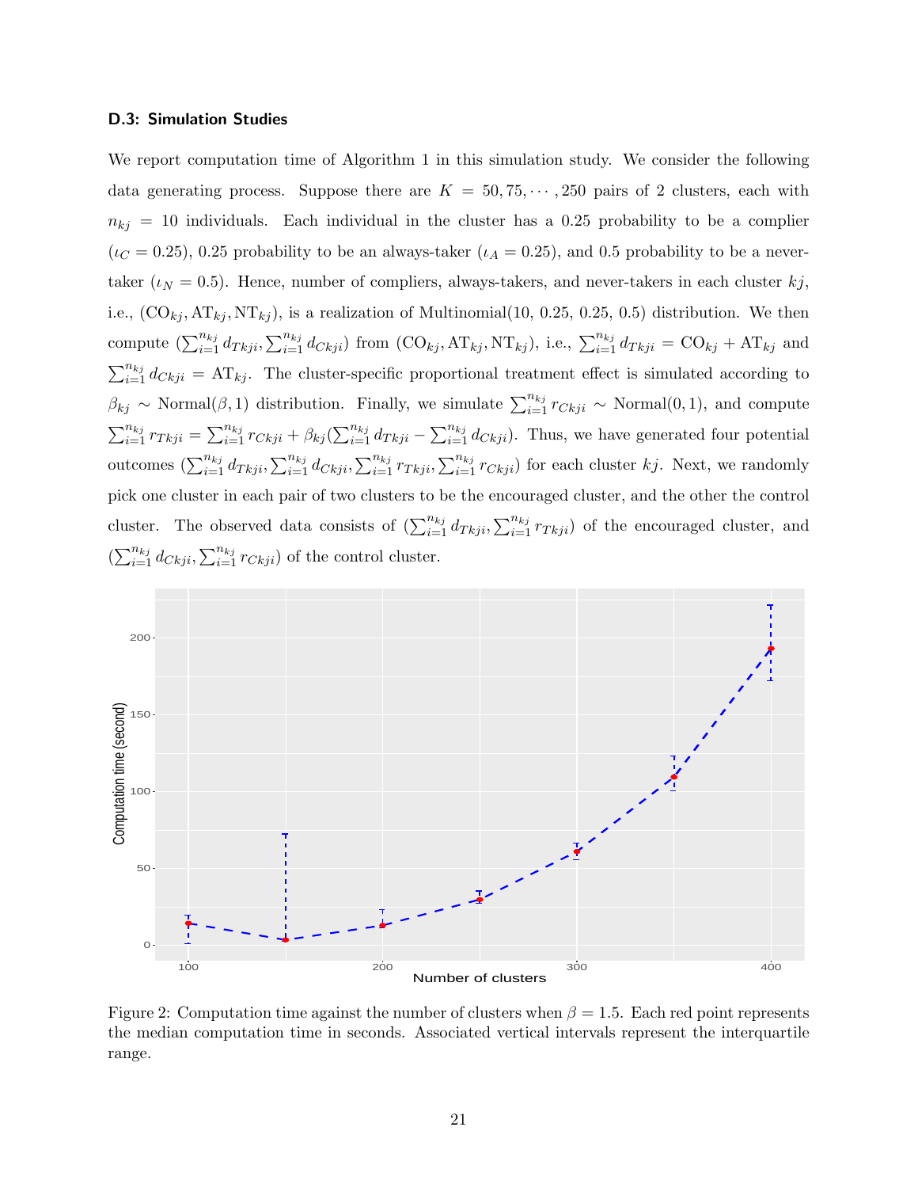### D.3: Simulation Studies

We report computation time of Algorithm 1 in this simulation study. We consider the following data generating process. Suppose there are $K = 50, 75, \cdots, 250$ pairs of 2 clusters, each with $n_{kj} = 10$ individuals. Each individual in the cluster has a 0.25 probability to be a complier ($\iota_C = 0.25$), 0.25 probability to be an always-taker ($\iota_A = 0.25$), and 0.5 probability to be a never-taker ($\iota_N = 0.5$). Hence, number of compliers, always-takers, and never-takers in each cluster $kj$, i.e., $(\text{CO}_{kj}, \text{AT}_{kj}, \text{NT}_{kj})$, is a realization of Multinomial(10, 0.25, 0.25, 0.5) distribution. We then compute $(\sum_{i=1}^{n_{kj}} d_{Tkji}, \sum_{i=1}^{n_{kj}} d_{Ckji})$ from $(\text{CO}_{kj}, \text{AT}_{kj}, \text{NT}_{kj})$, i.e., $\sum_{i=1}^{n_{kj}} d_{Tkji} = \text{CO}_{kj} + \text{AT}_{kj}$ and $\sum_{i=1}^{n_{kj}} d_{Ckji} = \text{AT}_{kj}$. The cluster-specific proportional treatment effect is simulated according to $\beta_{kj} \sim \text{Normal}(\beta, 1)$ distribution. Finally, we simulate $\sum_{i=1}^{n_{kj}} r_{Ckji} \sim \text{Normal}(0, 1)$, and compute $\sum_{i=1}^{n_{kj}} r_{Tkji} = \sum_{i=1}^{n_{kj}} r_{Ckji} + \beta_{kj}(\sum_{i=1}^{n_{kj}} d_{Tkji} - \sum_{i=1}^{n_{kj}} d_{Ckji})$. Thus, we have generated four potential outcomes $(\sum_{i=1}^{n_{kj}} d_{Tkji}, \sum_{i=1}^{n_{kj}} d_{Ckji}, \sum_{i=1}^{n_{kj}} r_{Tkji}, \sum_{i=1}^{n_{kj}} r_{Ckji})$ for each cluster $kj$. Next, we randomly pick one cluster in each pair of two clusters to be the encouraged cluster, and the other the control cluster. The observed data consists of $(\sum_{i=1}^{n_{kj}} d_{Tkji}, \sum_{i=1}^{n_{kj}} r_{Tkji})$ of the encouraged cluster, and $(\sum_{i=1}^{n_{kj}} d_{Ckji}, \sum_{i=1}^{n_{kj}} r_{Ckji})$ of the control cluster.

Figure 2: Computation time against the number of clusters when $\beta = 1.5$. Each red point represents the median computation time in seconds. Associated vertical intervals represent the interquartile range.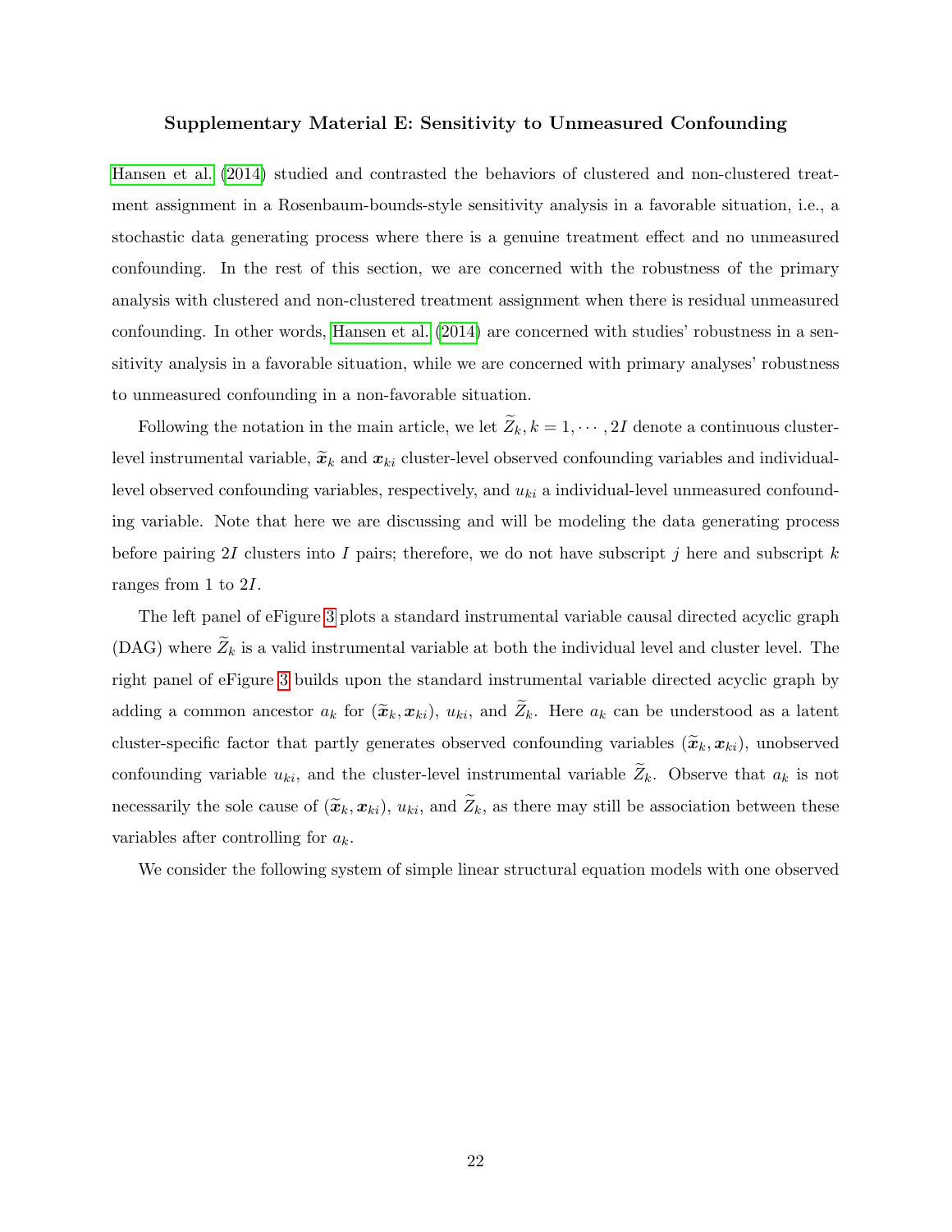### Supplementary Material E: Sensitivity to Unmeasured Confounding

Hansen et al. (2014) studied and contrasted the behaviors of clustered and non-clustered treatment assignment in a Rosenbaum-bounds-style sensitivity analysis in a favorable situation, i.e., a stochastic data generating process where there is a genuine treatment effect and no unmeasured confounding. In the rest of this section, we are concerned with the robustness of the primary analysis with clustered and non-clustered treatment assignment when there is residual unmeasured confounding. In other words, Hansen et al. (2014) are concerned with studies' robustness in a sensitivity analysis in a favorable situation, while we are concerned with primary analyses' robustness to unmeasured confounding in a non-favorable situation.

Following the notation in the main article, we let $\widetilde{Z}_k, k = 1, \cdots, 2I$ denote a continuous cluster-level instrumental variable, $\widetilde{\boldsymbol{x}}_k$ and $\boldsymbol{x}_{ki}$ cluster-level observed confounding variables and individual-level observed confounding variables, respectively, and $u_{ki}$ a individual-level unmeasured confounding variable. Note that here we are discussing and will be modeling the data generating process before pairing $2I$ clusters into $I$ pairs; therefore, we do not have subscript $j$ here and subscript $k$ ranges from 1 to $2I$.

The left panel of eFigure 3 plots a standard instrumental variable causal directed acyclic graph (DAG) where $\widetilde{Z}_k$ is a valid instrumental variable at both the individual level and cluster level. The right panel of eFigure 3 builds upon the standard instrumental variable directed acyclic graph by adding a common ancestor $a_k$ for $(\widetilde{\boldsymbol{x}}_k, \boldsymbol{x}_{ki})$, $u_{ki}$, and $\widetilde{Z}_k$. Here $a_k$ can be understood as a latent cluster-specific factor that partly generates observed confounding variables $(\widetilde{\boldsymbol{x}}_k, \boldsymbol{x}_{ki})$, unobserved confounding variable $u_{ki}$, and the cluster-level instrumental variable $\widetilde{Z}_k$. Observe that $a_k$ is not necessarily the sole cause of $(\widetilde{\boldsymbol{x}}_k, \boldsymbol{x}_{ki})$, $u_{ki}$, and $\widetilde{Z}_k$, as there may still be association between these variables after controlling for $a_k$.

We consider the following system of simple linear structural equation models with one observed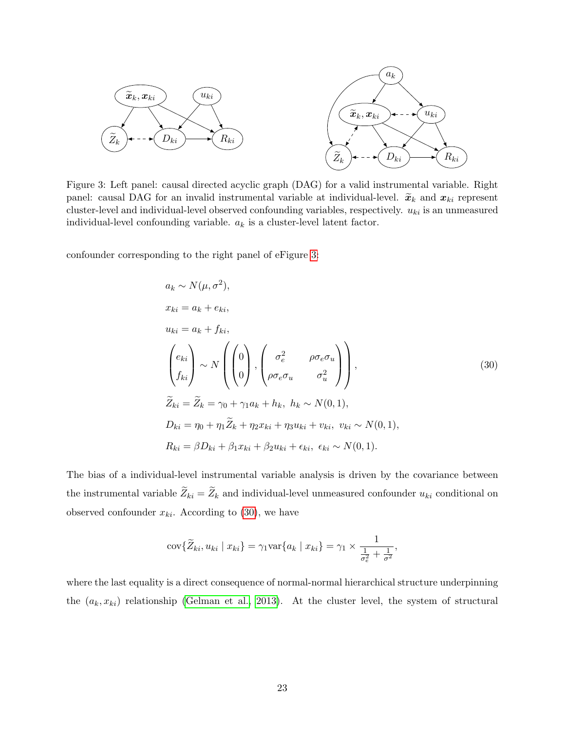Figure 3: Left panel: causal directed acyclic graph (DAG) for a valid instrumental variable. Right panel: causal DAG for an invalid instrumental variable at individual-level. $\widetilde{\boldsymbol{x}}_k$ and $\boldsymbol{x}_{ki}$ represent cluster-level and individual-level observed confounding variables, respectively. $u_{ki}$ is an unmeasured individual-level confounding variable. $a_k$ is a cluster-level latent factor.

confounder corresponding to the right panel of eFigure 3:

$$
\begin{aligned}
& a_k \sim N(\mu, \sigma^2), \\
& x_{ki} = a_k + e_{ki}, \\
& u_{ki} = a_k + f_{ki}, \\
& \begin{pmatrix} e_{ki} \\ f_{ki} \end{pmatrix} \sim N\left( \begin{pmatrix} 0 \\ 0 \end{pmatrix}, \begin{pmatrix} \sigma_e^2 & \rho\sigma_e\sigma_u \\ \rho\sigma_e\sigma_u & \sigma_u^2 \end{pmatrix} \right), \\
& \widetilde{Z}_{ki} = \widetilde{Z}_k = \gamma_0 + \gamma_1 a_k + h_k,\ h_k \sim N(0,1), \\
& D_{ki} = \eta_0 + \eta_1 \widetilde{Z}_k + \eta_2 x_{ki} + \eta_3 u_{ki} + v_{ki},\ v_{ki} \sim N(0,1), \\
& R_{ki} = \beta D_{ki} + \beta_1 x_{ki} + \beta_2 u_{ki} + \epsilon_{ki},\ \epsilon_{ki} \sim N(0,1).
\end{aligned} \tag{30}
$$

The bias of a individual-level instrumental variable analysis is driven by the covariance between the instrumental variable $\widetilde{Z}_{ki} = \widetilde{Z}_k$ and individual-level unmeasured confounder $u_{ki}$ conditional on observed confounder $x_{ki}$. According to (30), we have

$$
\text{cov}\{\widetilde{Z}_{ki}, u_{ki} \mid x_{ki}\} = \gamma_1 \text{var}\{a_k \mid x_{ki}\} = \gamma_1 \times \frac{1}{\frac{1}{\sigma_e^2} + \frac{1}{\sigma^2}},
$$

where the last equality is a direct consequence of normal-normal hierarchical structure underpinning the $(a_k, x_{ki})$ relationship (Gelman et al., 2013). At the cluster level, the system of structural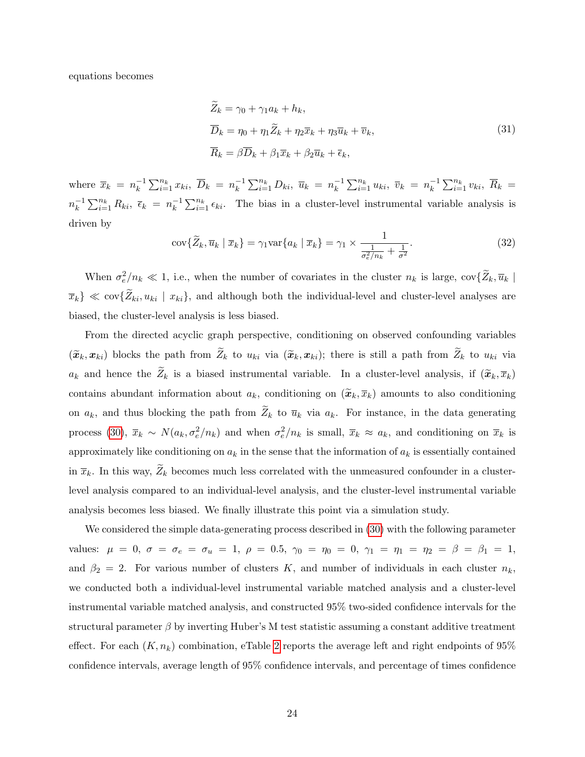equations becomes

$$
\begin{aligned}
\widetilde{Z}_k &= \gamma_0 + \gamma_1 a_k + h_k, \\
\overline{D}_k &= \eta_0 + \eta_1 \widetilde{Z}_k + \eta_2 \overline{x}_k + \eta_3 \overline{u}_k + \overline{v}_k, \\
\overline{R}_k &= \beta \overline{D}_k + \beta_1 \overline{x}_k + \beta_2 \overline{u}_k + \overline{\epsilon}_k,
\end{aligned}
\tag{31}
$$

where $\overline{x}_k = n_k^{-1}\sum_{i=1}^{n_k} x_{ki}$, $\overline{D}_k = n_k^{-1}\sum_{i=1}^{n_k} D_{ki}$, $\overline{u}_k = n_k^{-1}\sum_{i=1}^{n_k} u_{ki}$, $\overline{v}_k = n_k^{-1}\sum_{i=1}^{n_k} v_{ki}$, $\overline{R}_k = n_k^{-1}\sum_{i=1}^{n_k} R_{ki}$, $\overline{\epsilon}_k = n_k^{-1}\sum_{i=1}^{n_k} \epsilon_{ki}$. The bias in a cluster-level instrumental variable analysis is driven by

$$
\text{cov}\{\widetilde{Z}_k, \overline{u}_k \mid \overline{x}_k\} = \gamma_1 \text{var}\{a_k \mid \overline{x}_k\} = \gamma_1 \times \frac{1}{\frac{1}{\sigma_e^2/n_k} + \frac{1}{\sigma^2}}. \tag{32}
$$

When $\sigma_e^2/n_k \ll 1$, i.e., when the number of covariates in the cluster $n_k$ is large, $\text{cov}\{\widetilde{Z}_k, \overline{u}_k \mid \overline{x}_k\} \ll \text{cov}\{\widetilde{Z}_{ki}, u_{ki} \mid x_{ki}\}$, and although both the individual-level and cluster-level analyses are biased, the cluster-level analysis is less biased.

From the directed acyclic graph perspective, conditioning on observed confounding variables $(\widetilde{\boldsymbol{x}}_k, \boldsymbol{x}_{ki})$ blocks the path from $\widetilde{Z}_k$ to $u_{ki}$ via $(\widetilde{\boldsymbol{x}}_k, \boldsymbol{x}_{ki})$; there is still a path from $\widetilde{Z}_k$ to $u_{ki}$ via $a_k$ and hence the $\widetilde{Z}_k$ is a biased instrumental variable. In a cluster-level analysis, if $(\widetilde{\boldsymbol{x}}_k, \overline{x}_k)$ contains abundant information about $a_k$, conditioning on $(\widetilde{\boldsymbol{x}}_k, \overline{x}_k)$ amounts to also conditioning on $a_k$, and thus blocking the path from $\widetilde{Z}_k$ to $\overline{u}_k$ via $a_k$. For instance, in the data generating process (30), $\overline{x}_k \sim N(a_k, \sigma_e^2/n_k)$ and when $\sigma_e^2/n_k$ is small, $\overline{x}_k \approx a_k$, and conditioning on $\overline{x}_k$ is approximately like conditioning on $a_k$ in the sense that the information of $a_k$ is essentially contained in $\overline{x}_k$. In this way, $\widetilde{Z}_k$ becomes much less correlated with the unmeasured confounder in a cluster-level analysis compared to an individual-level analysis, and the cluster-level instrumental variable analysis becomes less biased. We finally illustrate this point via a simulation study.

We considered the simple data-generating process described in (30) with the following parameter values: $\mu = 0$, $\sigma = \sigma_e = \sigma_u = 1$, $\rho = 0.5$, $\gamma_0 = \eta_0 = 0$, $\gamma_1 = \eta_1 = \eta_2 = \beta = \beta_1 = 1$, and $\beta_2 = 2$. For various number of clusters $K$, and number of individuals in each cluster $n_k$, we conducted both a individual-level instrumental variable matched analysis and a cluster-level instrumental variable matched analysis, and constructed 95% two-sided confidence intervals for the structural parameter $\beta$ by inverting Huber's M test statistic assuming a constant additive treatment effect. For each $(K, n_k)$ combination, eTable 2 reports the average left and right endpoints of 95% confidence intervals, average length of 95% confidence intervals, and percentage of times confidence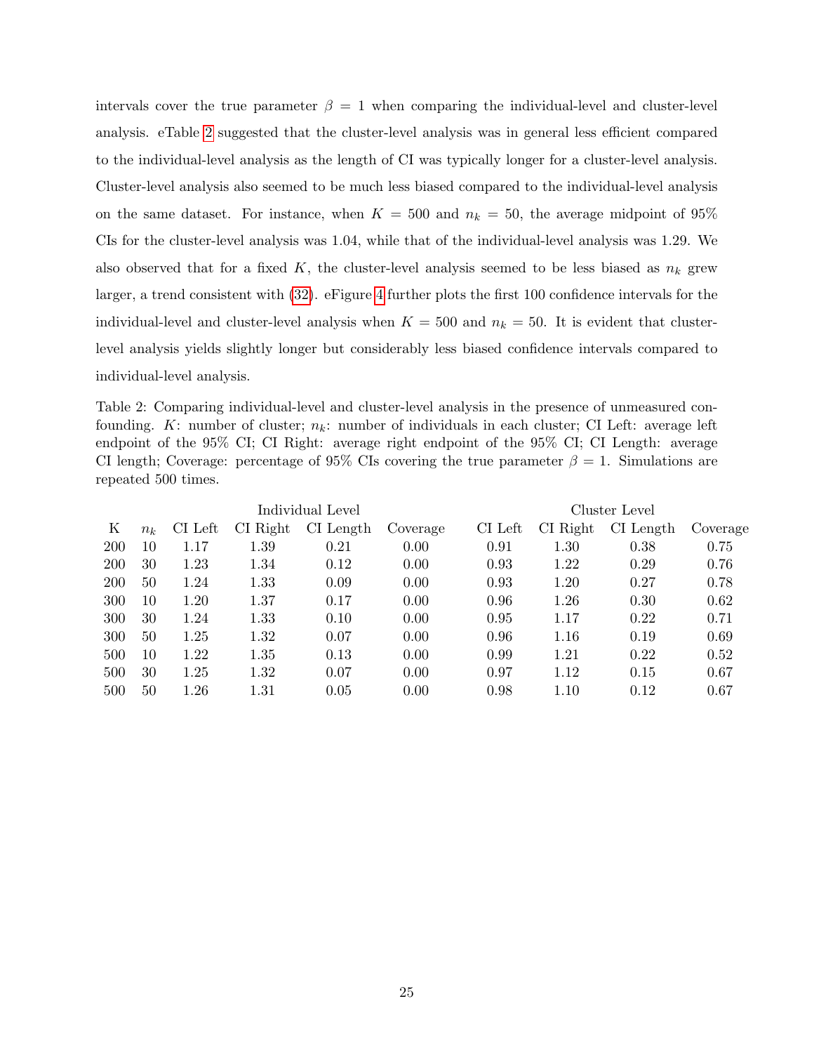intervals cover the true parameter $\beta = 1$ when comparing the individual-level and cluster-level analysis. eTable 2 suggested that the cluster-level analysis was in general less efficient compared to the individual-level analysis as the length of CI was typically longer for a cluster-level analysis. Cluster-level analysis also seemed to be much less biased compared to the individual-level analysis on the same dataset. For instance, when $K = 500$ and $n_k = 50$, the average midpoint of 95% CIs for the cluster-level analysis was 1.04, while that of the individual-level analysis was 1.29. We also observed that for a fixed $K$, the cluster-level analysis seemed to be less biased as $n_k$ grew larger, a trend consistent with (32). eFigure 4 further plots the first 100 confidence intervals for the individual-level and cluster-level analysis when $K = 500$ and $n_k = 50$. It is evident that cluster-level analysis yields slightly longer but considerably less biased confidence intervals compared to individual-level analysis.

Table 2: Comparing individual-level and cluster-level analysis in the presence of unmeasured confounding. $K$: number of cluster; $n_k$: number of individuals in each cluster; CI Left: average left endpoint of the 95% CI; CI Right: average right endpoint of the 95% CI; CI Length: average CI length; Coverage: percentage of 95% CIs covering the true parameter $\beta = 1$. Simulations are repeated 500 times.

| | | Individual Level | | | | Cluster Level | | | |
|---|---|---|---|---|---|---|---|---|---|
| K | $n_k$ | CI Left | CI Right | CI Length | Coverage | CI Left | CI Right | CI Length | Coverage |
| 200 | 10 | 1.17 | 1.39 | 0.21 | 0.00 | 0.91 | 1.30 | 0.38 | 0.75 |
| 200 | 30 | 1.23 | 1.34 | 0.12 | 0.00 | 0.93 | 1.22 | 0.29 | 0.76 |
| 200 | 50 | 1.24 | 1.33 | 0.09 | 0.00 | 0.93 | 1.20 | 0.27 | 0.78 |
| 300 | 10 | 1.20 | 1.37 | 0.17 | 0.00 | 0.96 | 1.26 | 0.30 | 0.62 |
| 300 | 30 | 1.24 | 1.33 | 0.10 | 0.00 | 0.95 | 1.17 | 0.22 | 0.71 |
| 300 | 50 | 1.25 | 1.32 | 0.07 | 0.00 | 0.96 | 1.16 | 0.19 | 0.69 |
| 500 | 10 | 1.22 | 1.35 | 0.13 | 0.00 | 0.99 | 1.21 | 0.22 | 0.52 |
| 500 | 30 | 1.25 | 1.32 | 0.07 | 0.00 | 0.97 | 1.12 | 0.15 | 0.67 |
| 500 | 50 | 1.26 | 1.31 | 0.05 | 0.00 | 0.98 | 1.10 | 0.12 | 0.67 |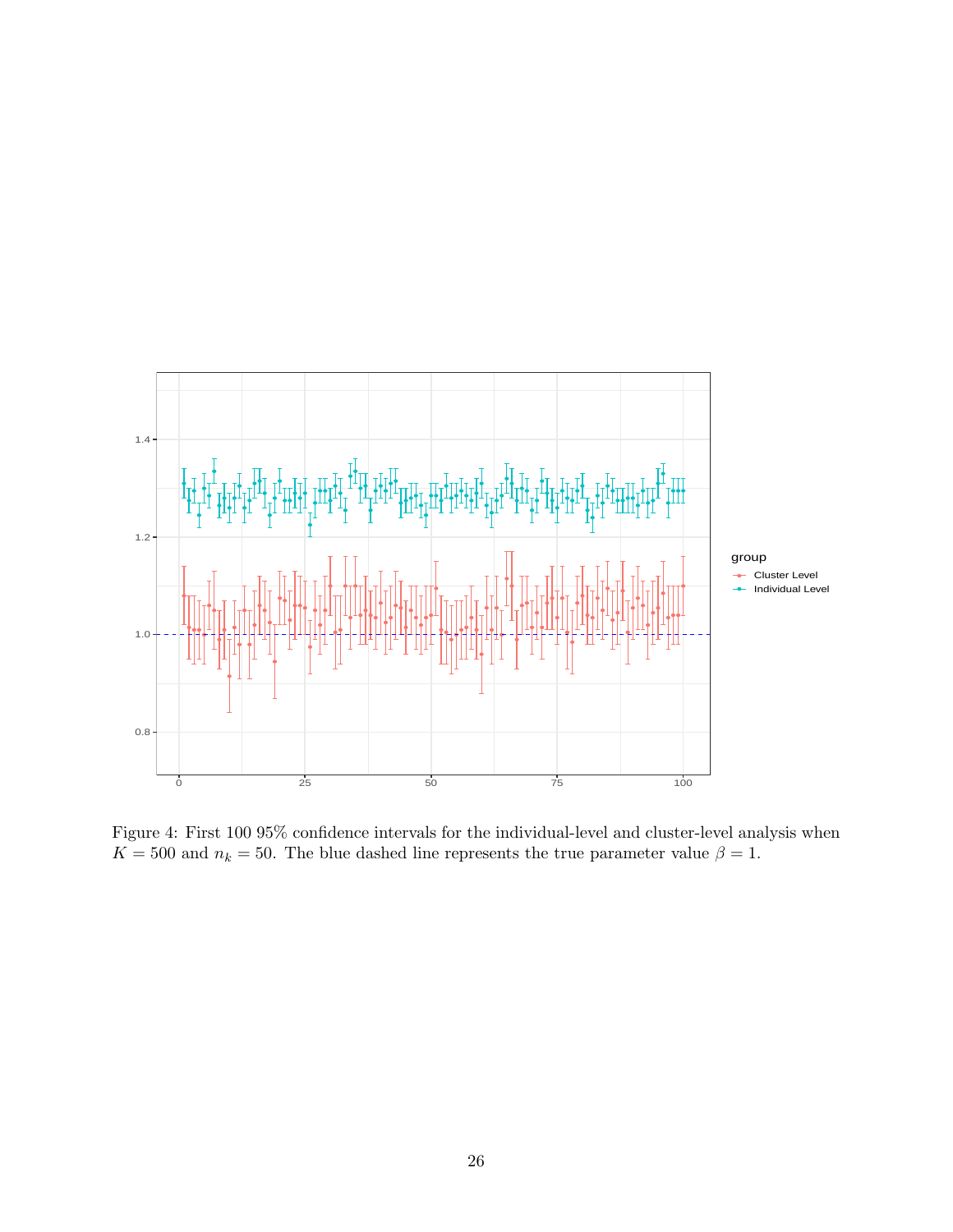Figure 4: First 100 95% confidence intervals for the individual-level and cluster-level analysis when $K = 500$ and $n_k = 50$. The blue dashed line represents the true parameter value $\beta = 1$.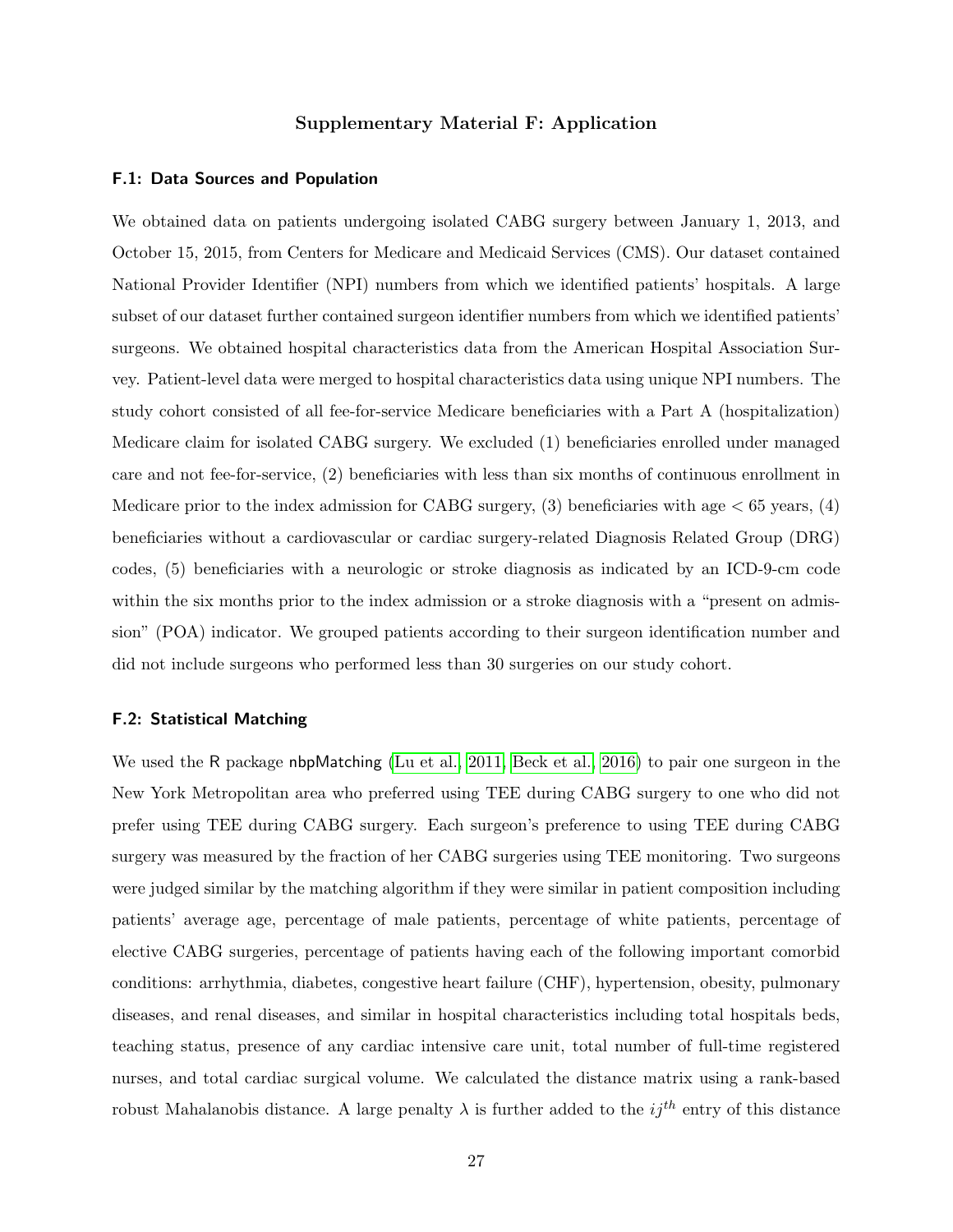## Supplementary Material F: Application

### F.1: Data Sources and Population

We obtained data on patients undergoing isolated CABG surgery between January 1, 2013, and October 15, 2015, from Centers for Medicare and Medicaid Services (CMS). Our dataset contained National Provider Identifier (NPI) numbers from which we identified patients' hospitals. A large subset of our dataset further contained surgeon identifier numbers from which we identified patients' surgeons. We obtained hospital characteristics data from the American Hospital Association Survey. Patient-level data were merged to hospital characteristics data using unique NPI numbers. The study cohort consisted of all fee-for-service Medicare beneficiaries with a Part A (hospitalization) Medicare claim for isolated CABG surgery. We excluded (1) beneficiaries enrolled under managed care and not fee-for-service, (2) beneficiaries with less than six months of continuous enrollment in Medicare prior to the index admission for CABG surgery, (3) beneficiaries with age $< 65$ years, (4) beneficiaries without a cardiovascular or cardiac surgery-related Diagnosis Related Group (DRG) codes, (5) beneficiaries with a neurologic or stroke diagnosis as indicated by an ICD-9-cm code within the six months prior to the index admission or a stroke diagnosis with a "present on admission" (POA) indicator. We grouped patients according to their surgeon identification number and did not include surgeons who performed less than 30 surgeries on our study cohort.

### F.2: Statistical Matching

We used the R package nbpMatching (Lu et al., 2011, Beck et al., 2016) to pair one surgeon in the New York Metropolitan area who preferred using TEE during CABG surgery to one who did not prefer using TEE during CABG surgery. Each surgeon's preference to using TEE during CABG surgery was measured by the fraction of her CABG surgeries using TEE monitoring. Two surgeons were judged similar by the matching algorithm if they were similar in patient composition including patients' average age, percentage of male patients, percentage of white patients, percentage of elective CABG surgeries, percentage of patients having each of the following important comorbid conditions: arrhythmia, diabetes, congestive heart failure (CHF), hypertension, obesity, pulmonary diseases, and renal diseases, and similar in hospital characteristics including total hospitals beds, teaching status, presence of any cardiac intensive care unit, total number of full-time registered nurses, and total cardiac surgical volume. We calculated the distance matrix using a rank-based robust Mahalanobis distance. A large penalty $\lambda$ is further added to the $ij^{th}$ entry of this distance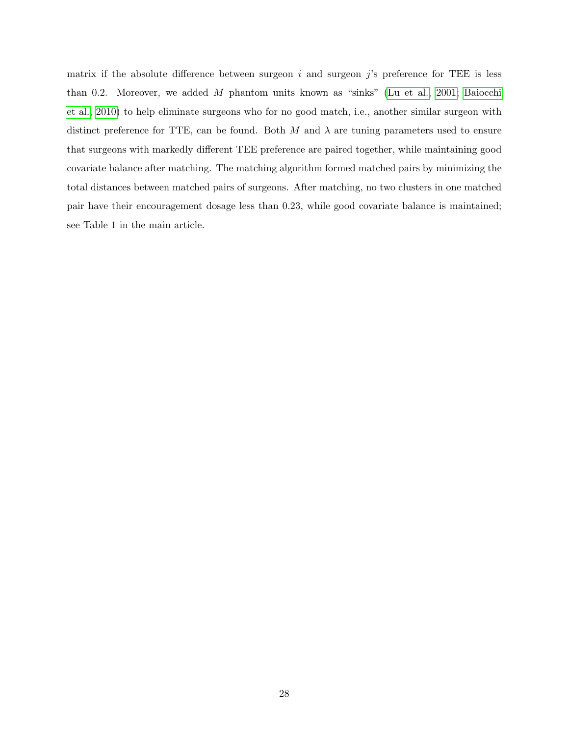matrix if the absolute difference between surgeon $i$ and surgeon $j$'s preference for TEE is less than 0.2. Moreover, we added $M$ phantom units known as "sinks" (Lu et al., 2001; Baiocchi et al., 2010) to help eliminate surgeons who for no good match, i.e., another similar surgeon with distinct preference for TTE, can be found. Both $M$ and $\lambda$ are tuning parameters used to ensure that surgeons with markedly different TEE preference are paired together, while maintaining good covariate balance after matching. The matching algorithm formed matched pairs by minimizing the total distances between matched pairs of surgeons. After matching, no two clusters in one matched pair have their encouragement dosage less than 0.23, while good covariate balance is maintained; see Table 1 in the main article.